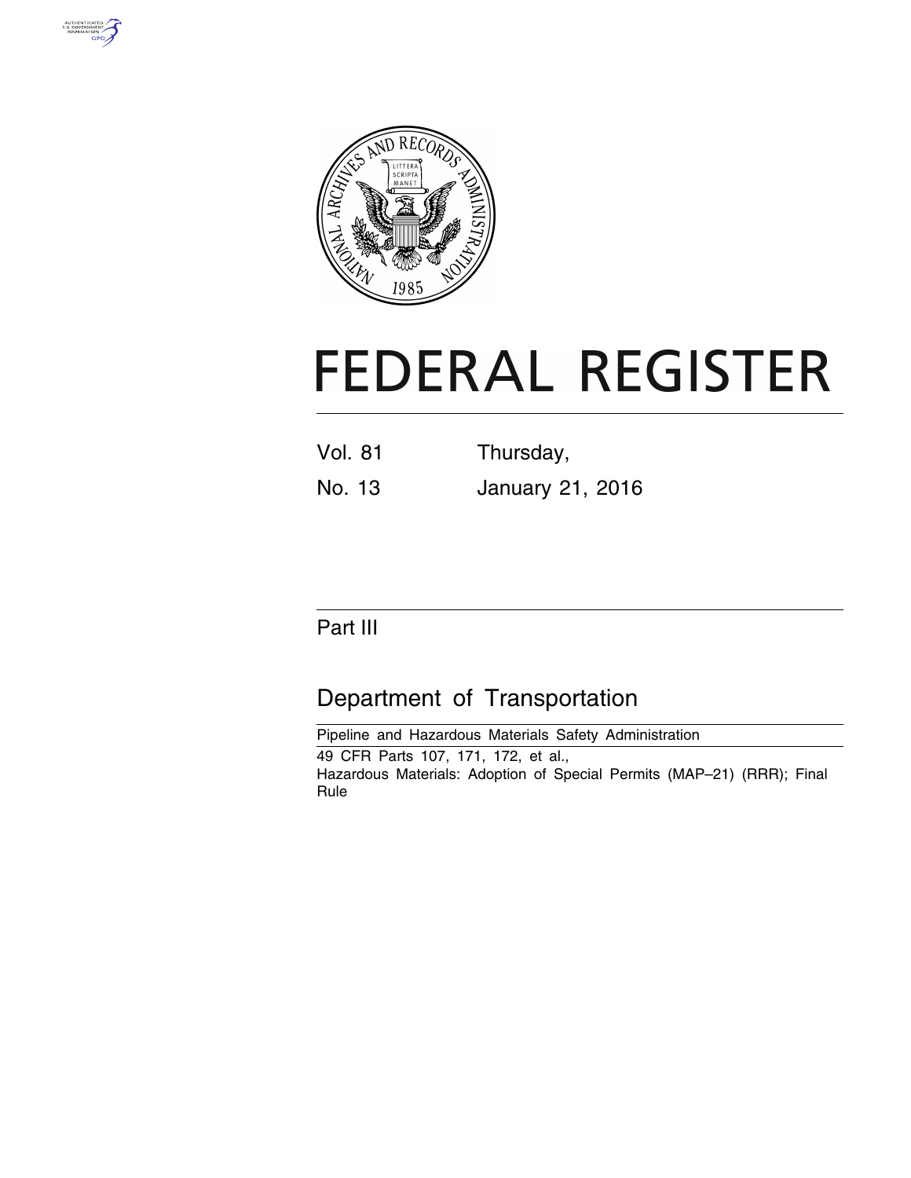# FEDERAL REGISTER

| Vol. 81 | Thursday, |
| --- | --- |
| No. 13 | January 21, 2016 |

## Part III

## Department of Transportation

Pipeline and Hazardous Materials Safety Administration

49 CFR Parts 107, 171, 172, et al.,

Hazardous Materials: Adoption of Special Permits (MAP–21) (RRR); Final Rule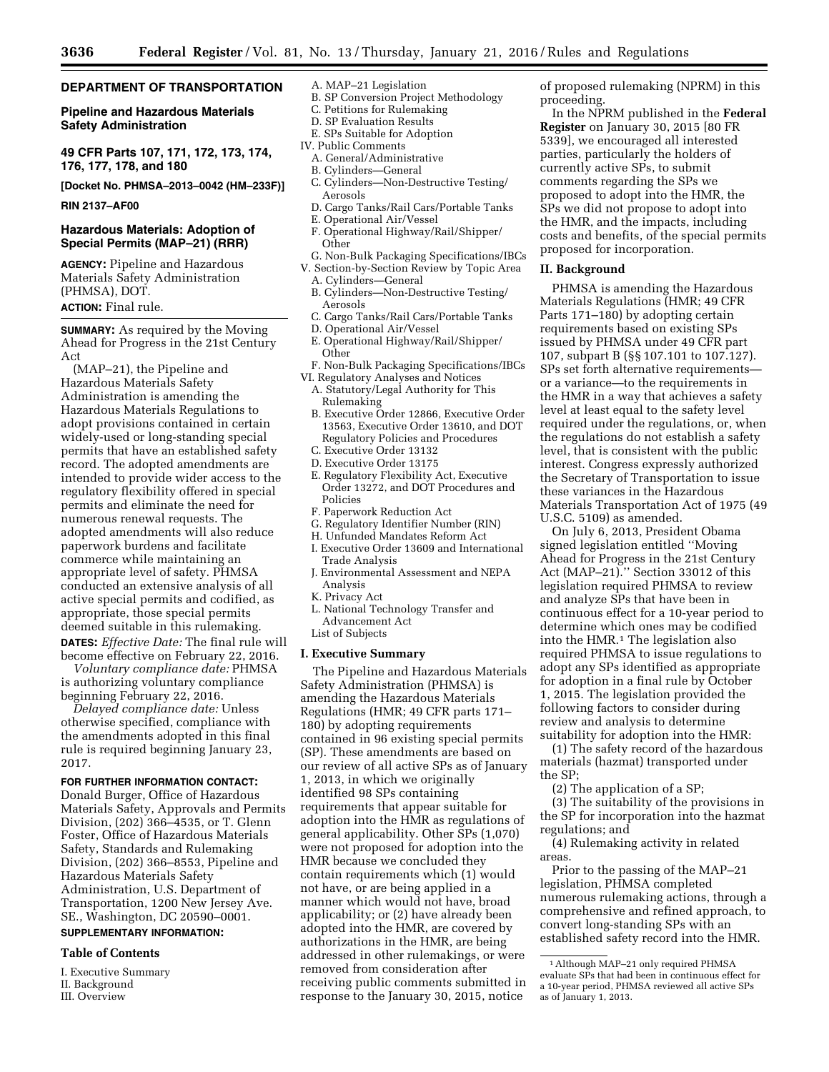# DEPARTMENT OF TRANSPORTATION

## Pipeline and Hazardous Materials Safety Administration

## 49 CFR Parts 107, 171, 172, 173, 174, 176, 177, 178, and 180

**[Docket No. PHMSA–2013–0042 (HM–233F)]**

**RIN 2137–AF00**

## Hazardous Materials: Adoption of Special Permits (MAP–21) (RRR)

**AGENCY:** Pipeline and Hazardous Materials Safety Administration (PHMSA), DOT.

**ACTION:** Final rule.

**SUMMARY:** As required by the Moving Ahead for Progress in the 21st Century Act (MAP–21), the Pipeline and Hazardous Materials Safety Administration is amending the Hazardous Materials Regulations to adopt provisions contained in certain widely-used or long-standing special permits that have an established safety record. The adopted amendments are intended to provide wider access to the regulatory flexibility offered in special permits and eliminate the need for numerous renewal requests. The adopted amendments will also reduce paperwork burdens and facilitate commerce while maintaining an appropriate level of safety. PHMSA conducted an extensive analysis of all active special permits and codified, as appropriate, those special permits deemed suitable in this rulemaking.

**DATES:** *Effective Date:* The final rule will become effective on February 22, 2016.

*Voluntary compliance date:* PHMSA is authorizing voluntary compliance beginning February 22, 2016.

*Delayed compliance date:* Unless otherwise specified, compliance with the amendments adopted in this final rule is required beginning January 23, 2017.

**FOR FURTHER INFORMATION CONTACT:** Donald Burger, Office of Hazardous Materials Safety, Approvals and Permits Division, (202) 366–4535, or T. Glenn Foster, Office of Hazardous Materials Safety, Standards and Rulemaking Division, (202) 366–8553, Pipeline and Hazardous Materials Safety Administration, U.S. Department of Transportation, 1200 New Jersey Ave. SE., Washington, DC 20590–0001.

**SUPPLEMENTARY INFORMATION:**

### Table of Contents

I. Executive Summary
II. Background
III. Overview
- A. MAP–21 Legislation
- B. SP Conversion Project Methodology
- C. Petitions for Rulemaking
- D. SP Evaluation Results
- E. SPs Suitable for Adoption

IV. Public Comments
- A. General/Administrative
- B. Cylinders—General
- C. Cylinders—Non-Destructive Testing/Aerosols
- D. Cargo Tanks/Rail Cars/Portable Tanks
- E. Operational Air/Vessel
- F. Operational Highway/Rail/Shipper/Other
- G. Non-Bulk Packaging Specifications/IBCs

V. Section-by-Section Review by Topic Area
- A. Cylinders—General
- B. Cylinders—Non-Destructive Testing/Aerosols
- C. Cargo Tanks/Rail Cars/Portable Tanks
- D. Operational Air/Vessel
- E. Operational Highway/Rail/Shipper/Other
- F. Non-Bulk Packaging Specifications/IBCs

VI. Regulatory Analyses and Notices
- A. Statutory/Legal Authority for This Rulemaking
- B. Executive Order 12866, Executive Order 13563, Executive Order 13610, and DOT Regulatory Policies and Procedures
- C. Executive Order 13132
- D. Executive Order 13175
- E. Regulatory Flexibility Act, Executive Order 13272, and DOT Procedures and Policies
- F. Paperwork Reduction Act
- G. Regulatory Identifier Number (RIN)
- H. Unfunded Mandates Reform Act
- I. Executive Order 13609 and International Trade Analysis
- J. Environmental Assessment and NEPA Analysis
- K. Privacy Act
- L. National Technology Transfer and Advancement Act

List of Subjects

### I. Executive Summary

The Pipeline and Hazardous Materials Safety Administration (PHMSA) is amending the Hazardous Materials Regulations (HMR; 49 CFR parts 171–180) by adopting requirements contained in 96 existing special permits (SP). These amendments are based on our review of all active SPs as of January 1, 2013, in which we originally identified 98 SPs containing requirements that appear suitable for adoption into the HMR as regulations of general applicability. Other SPs (1,070) were not proposed for adoption into the HMR because we concluded they contain requirements which (1) would not have, or are being applied in a manner which would not have, broad applicability; or (2) have already been adopted into the HMR, are covered by authorizations in the HMR, are being addressed in other rulemakings, or were removed from consideration after receiving public comments submitted in response to the January 30, 2015, notice of proposed rulemaking (NPRM) in this proceeding.

In the NPRM published in the **Federal Register** on January 30, 2015 [80 FR 5339], we encouraged all interested parties, particularly the holders of currently active SPs, to submit comments regarding the SPs we proposed to adopt into the HMR, the SPs we did not propose to adopt into the HMR, and the impacts, including costs and benefits, of the special permits proposed for incorporation.

### II. Background

PHMSA is amending the Hazardous Materials Regulations (HMR; 49 CFR Parts 171–180) by adopting certain requirements based on existing SPs issued by PHMSA under 49 CFR part 107, subpart B (§§ 107.101 to 107.127). SPs set forth alternative requirements—or a variance—to the requirements in the HMR in a way that achieves a safety level at least equal to the safety level required under the regulations, or, when the regulations do not establish a safety level, that is consistent with the public interest. Congress expressly authorized the Secretary of Transportation to issue these variances in the Hazardous Materials Transportation Act of 1975 (49 U.S.C. 5109) as amended.

On July 6, 2013, President Obama signed legislation entitled ''Moving Ahead for Progress in the 21st Century Act (MAP–21).'' Section 33012 of this legislation required PHMSA to review and analyze SPs that have been in continuous effect for a 10-year period to determine which ones may be codified into the HMR.[1] The legislation also required PHMSA to issue regulations to adopt any SPs identified as appropriate for adoption in a final rule by October 1, 2015. The legislation provided the following factors to consider during review and analysis to determine suitability for adoption into the HMR:

(1) The safety record of the hazardous materials (hazmat) transported under the SP;

(2) The application of a SP;

(3) The suitability of the provisions in the SP for incorporation into the hazmat regulations; and

(4) Rulemaking activity in related areas.

Prior to the passing of the MAP–21 legislation, PHMSA completed numerous rulemaking actions, through a comprehensive and refined approach, to convert long-standing SPs with an established safety record into the HMR.

[1] Although MAP–21 only required PHMSA evaluate SPs that had been in continuous effect for a 10-year period, PHMSA reviewed all active SPs as of January 1, 2013.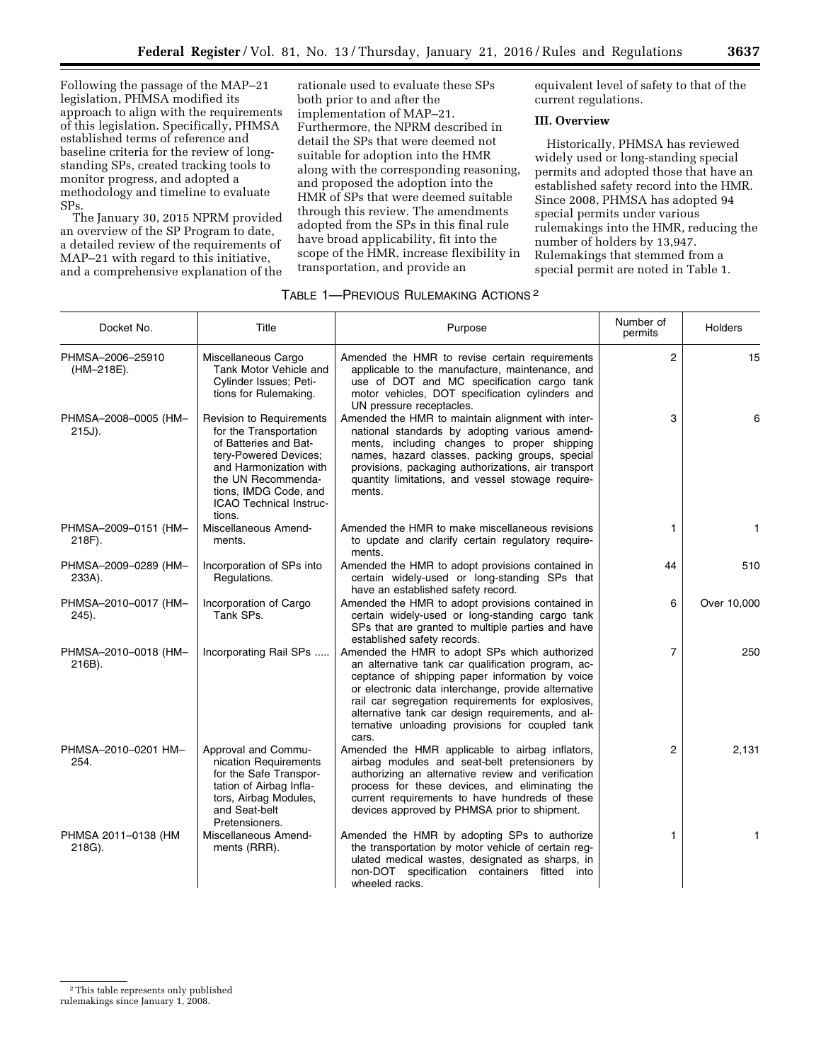Following the passage of the MAP–21 legislation, PHMSA modified its approach to align with the requirements of this legislation. Specifically, PHMSA established terms of reference and baseline criteria for the review of long-standing SPs, created tracking tools to monitor progress, and adopted a methodology and timeline to evaluate SPs.

The January 30, 2015 NPRM provided an overview of the SP Program to date, a detailed review of the requirements of MAP–21 with regard to this initiative, and a comprehensive explanation of the rationale used to evaluate these SPs both prior to and after the implementation of MAP–21. Furthermore, the NPRM described in detail the SPs that were deemed not suitable for adoption into the HMR along with the corresponding reasoning, and proposed the adoption into the HMR of SPs that were deemed suitable through this review. The amendments adopted from the SPs in this final rule have broad applicability, fit into the scope of the HMR, increase flexibility in transportation, and provide an equivalent level of safety to that of the current regulations.

## III. Overview

Historically, PHMSA has reviewed widely used or long-standing special permits and adopted those that have an established safety record into the HMR. Since 2008, PHMSA has adopted 94 special permits under various rulemakings into the HMR, reducing the number of holders by 13,947. Rulemakings that stemmed from a special permit are noted in Table 1.

TABLE 1—PREVIOUS RULEMAKING ACTIONS [2]

| Docket No. | Title | Purpose | Number of permits | Holders |
|---|---|---|---|---|
| PHMSA–2006–25910 (HM–218E). | Miscellaneous Cargo Tank Motor Vehicle and Cylinder Issues; Petitions for Rulemaking. | Amended the HMR to revise certain requirements applicable to the manufacture, maintenance, and use of DOT and MC specification cargo tank motor vehicles, DOT specification cylinders and UN pressure receptacles. | 2 | 15 |
| PHMSA–2008–0005 (HM–215J). | Revision to Requirements for the Transportation of Batteries and Battery-Powered Devices; and Harmonization with the UN Recommendations, IMDG Code, and ICAO Technical Instructions. | Amended the HMR to maintain alignment with international standards by adopting various amendments, including changes to proper shipping names, hazard classes, packing groups, special provisions, packaging authorizations, air transport quantity limitations, and vessel stowage requirements. | 3 | 6 |
| PHMSA–2009–0151 (HM–218F). | Miscellaneous Amendments. | Amended the HMR to make miscellaneous revisions to update and clarify certain regulatory requirements. | 1 | 1 |
| PHMSA–2009–0289 (HM–233A). | Incorporation of SPs into Regulations. | Amended the HMR to adopt provisions contained in certain widely-used or long-standing SPs that have an established safety record. | 44 | 510 |
| PHMSA–2010–0017 (HM–245). | Incorporation of Cargo Tank SPs. | Amended the HMR to adopt provisions contained in certain widely-used or long-standing cargo tank SPs that are granted to multiple parties and have established safety records. | 6 | Over 10,000 |
| PHMSA–2010–0018 (HM–216B). | Incorporating Rail SPs ..... | Amended the HMR to adopt SPs which authorized an alternative tank car qualification program, acceptance of shipping paper information by voice or electronic data interchange, provide alternative rail car segregation requirements for explosives, alternative tank car design requirements, and alternative unloading provisions for coupled tank cars. | 7 | 250 |
| PHMSA–2010–0201 HM–254. | Approval and Communication Requirements for the Safe Transportation of Airbag Inflators, Airbag Modules, and Seat-belt Pretensioners. | Amended the HMR applicable to airbag inflators, airbag modules and seat-belt pretensioners by authorizing an alternative review and verification process for these devices, and eliminating the current requirements to have hundreds of these devices approved by PHMSA prior to shipment. | 2 | 2,131 |
| PHMSA 2011–0138 (HM 218G). | Miscellaneous Amendments (RRR). | Amended the HMR by adopting SPs to authorize the transportation by motor vehicle of certain regulated medical wastes, designated as sharps, in non-DOT specification containers fitted into wheeled racks. | 1 | 1 |

[2] This table represents only published rulemakings since January 1, 2008.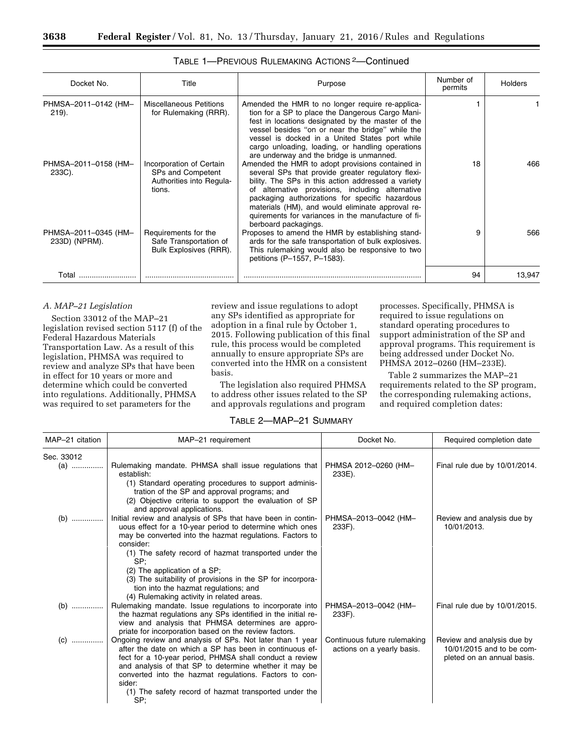TABLE 1—PREVIOUS RULEMAKING ACTIONS [2]—Continued

| Docket No. | Title | Purpose | Number of permits | Holders |
|---|---|---|---|---|
| PHMSA–2011–0142 (HM–219). | Miscellaneous Petitions for Rulemaking (RRR). | Amended the HMR to no longer require re-application for a SP to place the Dangerous Cargo Manifest in locations designated by the master of the vessel besides "on or near the bridge" while the vessel is docked in a United States port while cargo unloading, loading, or handling operations are underway and the bridge is unmanned. | 1 | 1 |
| PHMSA–2011–0158 (HM–233C). | Incorporation of Certain SPs and Competent Authorities into Regulations. | Amended the HMR to adopt provisions contained in several SPs that provide greater regulatory flexibility. The SPs in this action addressed a variety of alternative provisions, including alternative packaging authorizations for specific hazardous materials (HM), and would eliminate approval requirements for variances in the manufacture of fiberboard packagings. | 18 | 466 |
| PHMSA–2011–0345 (HM–233D) (NPRM). | Requirements for the Safe Transportation of Bulk Explosives (RRR). | Proposes to amend the HMR by establishing standards for the safe transportation of bulk explosives. This rulemaking would also be responsive to two petitions (P–1557, P–1583). | 9 | 566 |
| Total | | | 94 | 13,947 |

### A. MAP–21 Legislation

Section 33012 of the MAP–21 legislation revised section 5117 (f) of the Federal Hazardous Materials Transportation Law. As a result of this legislation, PHMSA was required to review and analyze SPs that have been in effect for 10 years or more and determine which could be converted into regulations. Additionally, PHMSA was required to set parameters for the review and issue regulations to adopt any SPs identified as appropriate for adoption in a final rule by October 1, 2015. Following publication of this final rule, this process would be completed annually to ensure appropriate SPs are converted into the HMR on a consistent basis.

The legislation also required PHMSA to address other issues related to the SP and approvals regulations and program processes. Specifically, PHMSA is required to issue regulations on standard operating procedures to support administration of the SP and approval programs. This requirement is being addressed under Docket No. PHMSA 2012–0260 (HM–233E).

Table 2 summarizes the MAP–21 requirements related to the SP program, the corresponding rulemaking actions, and required completion dates:

TABLE 2—MAP–21 SUMMARY

| MAP–21 citation | MAP–21 requirement | Docket No. | Required completion date |
|---|---|---|---|
| Sec. 33012 | | | |
| (a) | Rulemaking mandate. PHMSA shall issue regulations that establish:<br>(1) Standard operating procedures to support administration of the SP and approval programs; and<br>(2) Objective criteria to support the evaluation of SP and approval applications. | PHMSA 2012–0260 (HM–233E). | Final rule due by 10/01/2014. |
| (b) | Initial review and analysis of SPs that have been in continuous effect for a 10-year period to determine which ones may be converted into the hazmat regulations. Factors to consider:<br>(1) The safety record of hazmat transported under the SP;<br>(2) The application of a SP;<br>(3) The suitability of provisions in the SP for incorporation into the hazmat regulations; and<br>(4) Rulemaking activity in related areas. | PHMSA–2013–0042 (HM–233F). | Review and analysis due by 10/01/2013. |
| (b) | Rulemaking mandate. Issue regulations to incorporate into the hazmat regulations any SPs identified in the initial review and analysis that PHMSA determines are appropriate for incorporation based on the review factors. | PHMSA–2013–0042 (HM–233F). | Final rule due by 10/01/2015. |
| (c) | Ongoing review and analysis of SPs. Not later than 1 year after the date on which a SP has been in continuous effect for a 10-year period, PHMSA shall conduct a review and analysis of that SP to determine whether it may be converted into the hazmat regulations. Factors to consider:<br>(1) The safety record of hazmat transported under the SP; | Continuous future rulemaking actions on a yearly basis. | Review and analysis due by 10/01/2015 and to be completed on an annual basis. |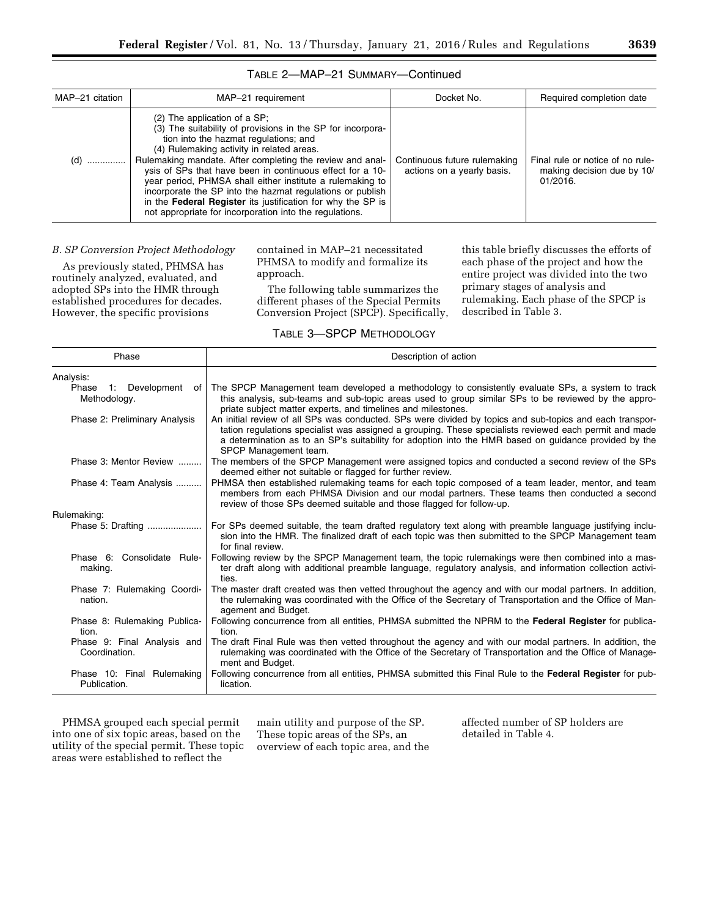TABLE 2—MAP–21 SUMMARY—Continued

| MAP–21 citation | MAP–21 requirement | Docket No. | Required completion date |
|---|---|---|---|
| | (2) The application of a SP;<br>(3) The suitability of provisions in the SP for incorporation into the hazmat regulations; and<br>(4) Rulemaking activity in related areas. | | |
| (d) .............. | Rulemaking mandate. After completing the review and analysis of SPs that have been in continuous effect for a 10-year period, PHMSA shall either institute a rulemaking to incorporate the SP into the hazmat regulations or publish in the **Federal Register** its justification for why the SP is not appropriate for incorporation into the regulations. | Continuous future rulemaking actions on a yearly basis. | Final rule or notice of no rulemaking decision due by 10/01/2016. |

### *B. SP Conversion Project Methodology*

As previously stated, PHMSA has routinely analyzed, evaluated, and adopted SPs into the HMR through established procedures for decades. However, the specific provisions contained in MAP–21 necessitated PHMSA to modify and formalize its approach.

The following table summarizes the different phases of the Special Permits Conversion Project (SPCP). Specifically, this table briefly discusses the efforts of each phase of the project and how the entire project was divided into the two primary stages of analysis and rulemaking. Each phase of the SPCP is described in Table 3.

TABLE 3—SPCP METHODOLOGY

| Phase | Description of action |
|---|---|
| Analysis: | |
| Phase 1: Development of Methodology. | The SPCP Management team developed a methodology to consistently evaluate SPs, a system to track this analysis, sub-teams and sub-topic areas used to group similar SPs to be reviewed by the appropriate subject matter experts, and timelines and milestones. |
| Phase 2: Preliminary Analysis | An initial review of all SPs was conducted. SPs were divided by topics and sub-topics and each transportation regulations specialist was assigned a grouping. These specialists reviewed each permit and made a determination as to an SP's suitability for adoption into the HMR based on guidance provided by the SPCP Management team. |
| Phase 3: Mentor Review ......... | The members of the SPCP Management were assigned topics and conducted a second review of the SPs deemed either not suitable or flagged for further review. |
| Phase 4: Team Analysis .......... | PHMSA then established rulemaking teams for each topic composed of a team leader, mentor, and team members from each PHMSA Division and our modal partners. These teams then conducted a second review of those SPs deemed suitable and those flagged for follow-up. |
| Rulemaking: | |
| Phase 5: Drafting ..................... | For SPs deemed suitable, the team drafted regulatory text along with preamble language justifying inclusion into the HMR. The finalized draft of each topic was then submitted to the SPCP Management team for final review. |
| Phase 6: Consolidate Rulemaking. | Following review by the SPCP Management team, the topic rulemakings were then combined into a master draft along with additional preamble language, regulatory analysis, and information collection activities. |
| Phase 7: Rulemaking Coordination. | The master draft created was then vetted throughout the agency and with our modal partners. In addition, the rulemaking was coordinated with the Office of the Secretary of Transportation and the Office of Management and Budget. |
| Phase 8: Rulemaking Publication. | Following concurrence from all entities, PHMSA submitted the NPRM to the **Federal Register** for publication. |
| Phase 9: Final Analysis and Coordination. | The draft Final Rule was then vetted throughout the agency and with our modal partners. In addition, the rulemaking was coordinated with the Office of the Secretary of Transportation and the Office of Management and Budget. |
| Phase 10: Final Rulemaking Publication. | Following concurrence from all entities, PHMSA submitted this Final Rule to the **Federal Register** for publication. |

PHMSA grouped each special permit into one of six topic areas, based on the utility of the special permit. These topic areas were established to reflect the main utility and purpose of the SP. These topic areas of the SPs, an overview of each topic area, and the affected number of SP holders are detailed in Table 4.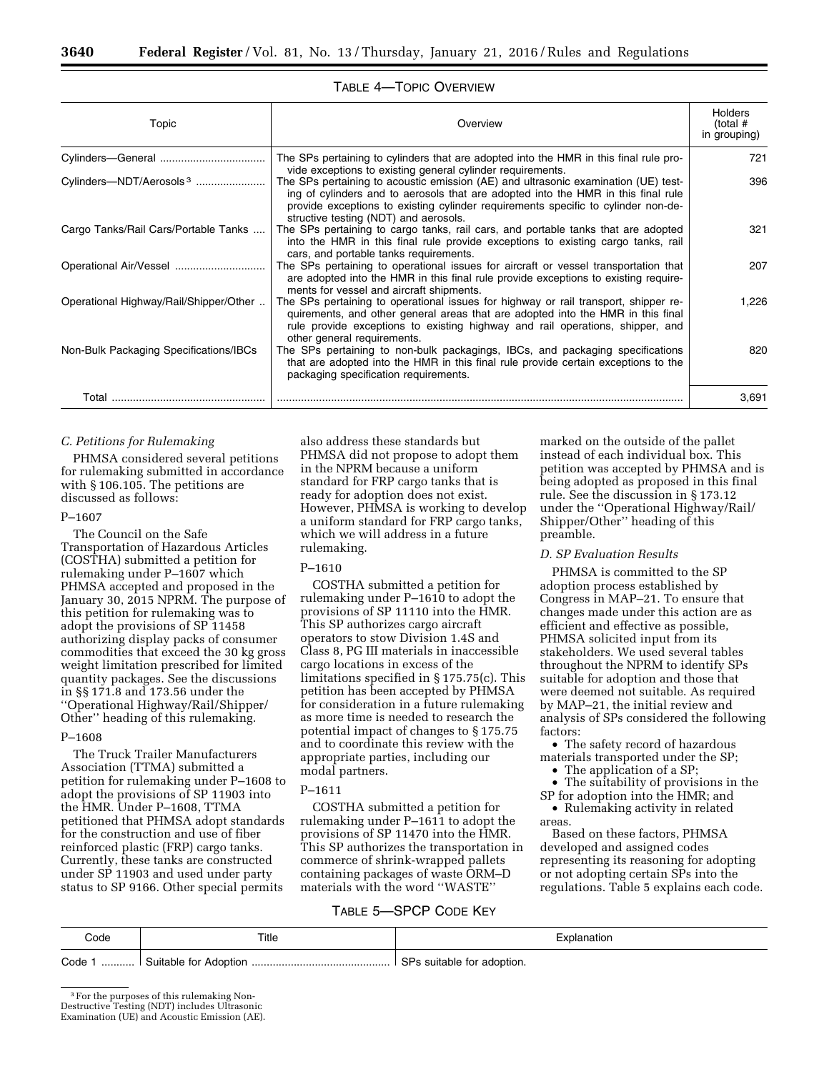TABLE 4—TOPIC OVERVIEW

| Topic | Overview | Holders (total # in grouping) |
|---|---|---|
| Cylinders—General | The SPs pertaining to cylinders that are adopted into the HMR in this final rule provide exceptions to existing general cylinder requirements. | 721 |
| Cylinders—NDT/Aerosols [3] | The SPs pertaining to acoustic emission (AE) and ultrasonic examination (UE) testing of cylinders and to aerosols that are adopted into the HMR in this final rule provide exceptions to existing cylinder requirements specific to cylinder non-destructive testing (NDT) and aerosols. | 396 |
| Cargo Tanks/Rail Cars/Portable Tanks | The SPs pertaining to cargo tanks, rail cars, and portable tanks that are adopted into the HMR in this final rule provide exceptions to existing cargo tanks, rail cars, and portable tanks requirements. | 321 |
| Operational Air/Vessel | The SPs pertaining to operational issues for aircraft or vessel transportation that are adopted into the HMR in this final rule provide exceptions to existing requirements for vessel and aircraft shipments. | 207 |
| Operational Highway/Rail/Shipper/Other | The SPs pertaining to operational issues for highway or rail transport, shipper requirements, and other general areas that are adopted into the HMR in this final rule provide exceptions to existing highway and rail operations, shipper, and other general requirements. | 1,226 |
| Non-Bulk Packaging Specifications/IBCs | The SPs pertaining to non-bulk packagings, IBCs, and packaging specifications that are adopted into the HMR in this final rule provide certain exceptions to the packaging specification requirements. | 820 |
| Total | | 3,691 |

### C. Petitions for Rulemaking

PHMSA considered several petitions for rulemaking submitted in accordance with § 106.105. The petitions are discussed as follows:

#### P–1607

The Council on the Safe Transportation of Hazardous Articles (COSTHA) submitted a petition for rulemaking under P–1607 which PHMSA accepted and proposed in the January 30, 2015 NPRM. The purpose of this petition for rulemaking was to adopt the provisions of SP 11458 authorizing display packs of consumer commodities that exceed the 30 kg gross weight limitation prescribed for limited quantity packages. See the discussions in §§ 171.8 and 173.56 under the ''Operational Highway/Rail/Shipper/Other'' heading of this rulemaking.

#### P–1608

The Truck Trailer Manufacturers Association (TTMA) submitted a petition for rulemaking under P–1608 to adopt the provisions of SP 11903 into the HMR. Under P–1608, TTMA petitioned that PHMSA adopt standards for the construction and use of fiber reinforced plastic (FRP) cargo tanks. Currently, these tanks are constructed under SP 11903 and used under party status to SP 9166. Other special permits also address these standards but PHMSA did not propose to adopt them in the NPRM because a uniform standard for FRP cargo tanks that is ready for adoption does not exist. However, PHMSA is working to develop a uniform standard for FRP cargo tanks, which we will address in a future rulemaking.

#### P–1610

COSTHA submitted a petition for rulemaking under P–1610 to adopt the provisions of SP 11110 into the HMR. This SP authorizes cargo aircraft operators to stow Division 1.4S and Class 8, PG III materials in inaccessible cargo locations in excess of the limitations specified in § 175.75(c). This petition has been accepted by PHMSA for consideration in a future rulemaking as more time is needed to research the potential impact of changes to § 175.75 and to coordinate this review with the appropriate parties, including our modal partners.

#### P–1611

COSTHA submitted a petition for rulemaking under P–1611 to adopt the provisions of SP 11470 into the HMR. This SP authorizes the transportation in commerce of shrink-wrapped pallets containing packages of waste ORM–D materials with the word ''WASTE'' marked on the outside of the pallet instead of each individual box. This petition was accepted by PHMSA and is being adopted as proposed in this final rule. See the discussion in § 173.12 under the ''Operational Highway/Rail/Shipper/Other'' heading of this preamble.

### D. SP Evaluation Results

PHMSA is committed to the SP adoption process established by Congress in MAP–21. To ensure that changes made under this action are as efficient and effective as possible, PHMSA solicited input from its stakeholders. We used several tables throughout the NPRM to identify SPs suitable for adoption and those that were deemed not suitable. As required by MAP–21, the initial review and analysis of SPs considered the following factors:

- The safety record of hazardous materials transported under the SP;
- The application of a SP;
- The suitability of provisions in the SP for adoption into the HMR; and
- Rulemaking activity in related areas.

Based on these factors, PHMSA developed and assigned codes representing its reasoning for adopting or not adopting certain SPs into the regulations. Table 5 explains each code.

TABLE 5—SPCP CODE KEY

| Code | Title | Explanation |
|---|---|---|
| Code 1 | Suitable for Adoption | SPs suitable for adoption. |

[3] For the purposes of this rulemaking Non-Destructive Testing (NDT) includes Ultrasonic Examination (UE) and Acoustic Emission (AE).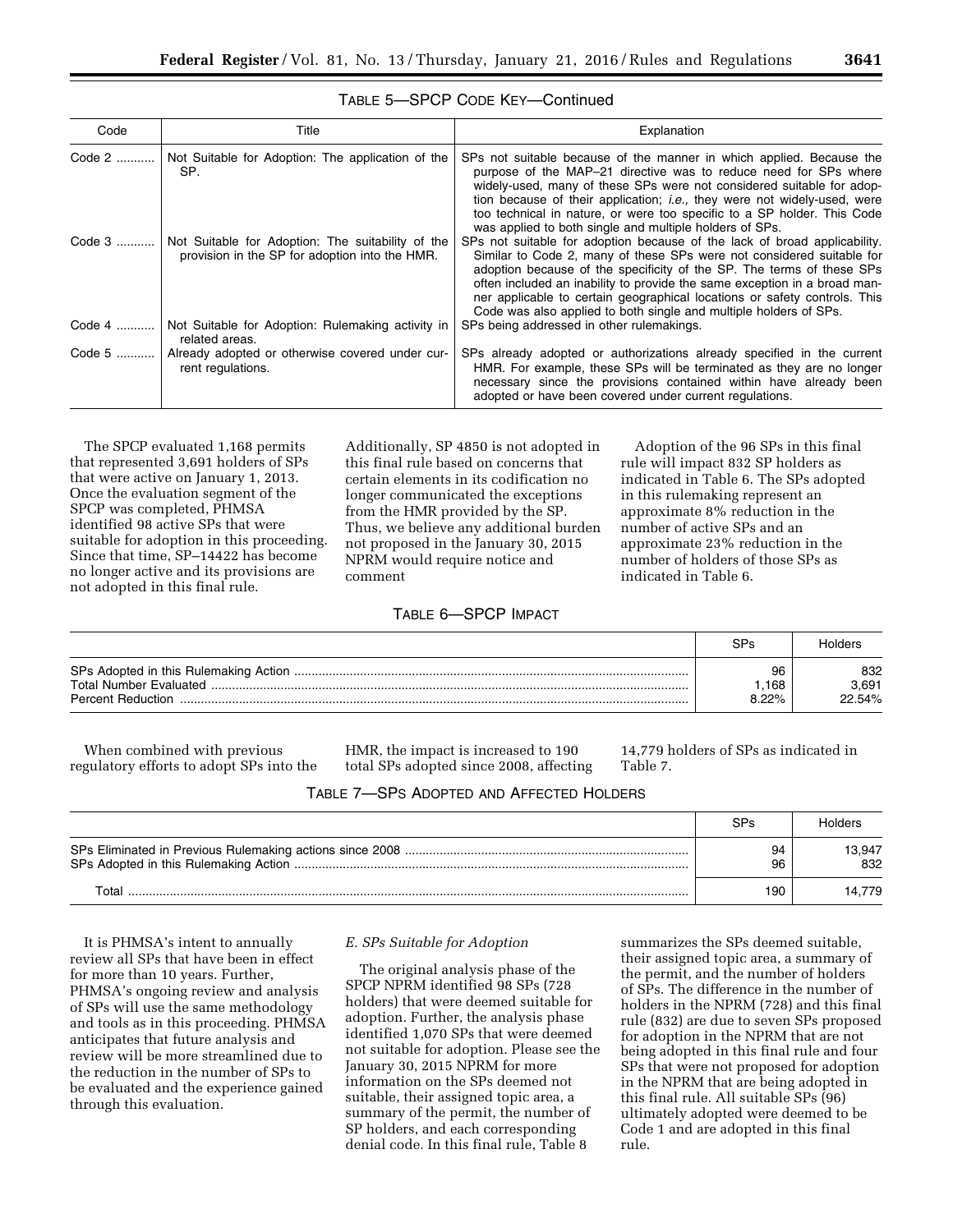TABLE 5—SPCP CODE KEY—Continued

| Code | Title | Explanation |
| --- | --- | --- |
| Code 2 | Not Suitable for Adoption: The application of the SP. | SPs not suitable because of the manner in which applied. Because the purpose of the MAP–21 directive was to reduce need for SPs where widely-used, many of these SPs were not considered suitable for adoption because of their application; *i.e.,* they were not widely-used, were too technical in nature, or were too specific to a SP holder. This Code was applied to both single and multiple holders of SPs. |
| Code 3 | Not Suitable for Adoption: The suitability of the provision in the SP for adoption into the HMR. | SPs not suitable for adoption because of the lack of broad applicability. Similar to Code 2, many of these SPs were not considered suitable for adoption because of the specificity of the SP. The terms of these SPs often included an inability to provide the same exception in a broad manner applicable to certain geographical locations or safety controls. This Code was also applied to both single and multiple holders of SPs. |
| Code 4 | Not Suitable for Adoption: Rulemaking activity in related areas. | SPs being addressed in other rulemakings. |
| Code 5 | Already adopted or otherwise covered under current regulations. | SPs already adopted or authorizations already specified in the current HMR. For example, these SPs will be terminated as they are no longer necessary since the provisions contained within have already been adopted or have been covered under current regulations. |

The SPCP evaluated 1,168 permits that represented 3,691 holders of SPs that were active on January 1, 2013. Once the evaluation segment of the SPCP was completed, PHMSA identified 98 active SPs that were suitable for adoption in this proceeding. Since that time, SP–14422 has become no longer active and its provisions are not adopted in this final rule. Additionally, SP 4850 is not adopted in this final rule based on concerns that certain elements in its codification no longer communicated the exceptions from the HMR provided by the SP. Thus, we believe any additional burden not proposed in the January 30, 2015 NPRM would require notice and comment

Adoption of the 96 SPs in this final rule will impact 832 SP holders as indicated in Table 6. The SPs adopted in this rulemaking represent an approximate 8% reduction in the number of active SPs and an approximate 23% reduction in the number of holders of those SPs as indicated in Table 6.

TABLE 6—SPCP IMPACT

| | SPs | Holders |
| --- | --- | --- |
| SPs Adopted in this Rulemaking Action | 96 | 832 |
| Total Number Evaluated | 1,168 | 3,691 |
| Percent Reduction | 8.22% | 22.54% |

When combined with previous regulatory efforts to adopt SPs into the HMR, the impact is increased to 190 total SPs adopted since 2008, affecting 14,779 holders of SPs as indicated in Table 7.

TABLE 7—SPs ADOPTED AND AFFECTED HOLDERS

| | SPs | Holders |
| --- | --- | --- |
| SPs Eliminated in Previous Rulemaking actions since 2008 | 94 | 13,947 |
| SPs Adopted in this Rulemaking Action | 96 | 832 |
| Total | 190 | 14,779 |

It is PHMSA's intent to annually review all SPs that have been in effect for more than 10 years. Further, PHMSA's ongoing review and analysis of SPs will use the same methodology and tools as in this proceeding. PHMSA anticipates that future analysis and review will be more streamlined due to the reduction in the number of SPs to be evaluated and the experience gained through this evaluation.

### *E. SPs Suitable for Adoption*

The original analysis phase of the SPCP NPRM identified 98 SPs (728 holders) that were deemed suitable for adoption. Further, the analysis phase identified 1,070 SPs that were deemed not suitable for adoption. Please see the January 30, 2015 NPRM for more information on the SPs deemed not suitable, their assigned topic area, a summary of the permit, the number of SP holders, and each corresponding denial code. In this final rule, Table 8 summarizes the SPs deemed suitable, their assigned topic area, a summary of the permit, and the number of holders of SPs. The difference in the number of holders in the NPRM (728) and this final rule (832) are due to seven SPs proposed for adoption in the NPRM that are not being adopted in this final rule and four SPs that were not proposed for adoption in the NPRM that are being adopted in this final rule. All suitable SPs (96) ultimately adopted were deemed to be Code 1 and are adopted in this final rule.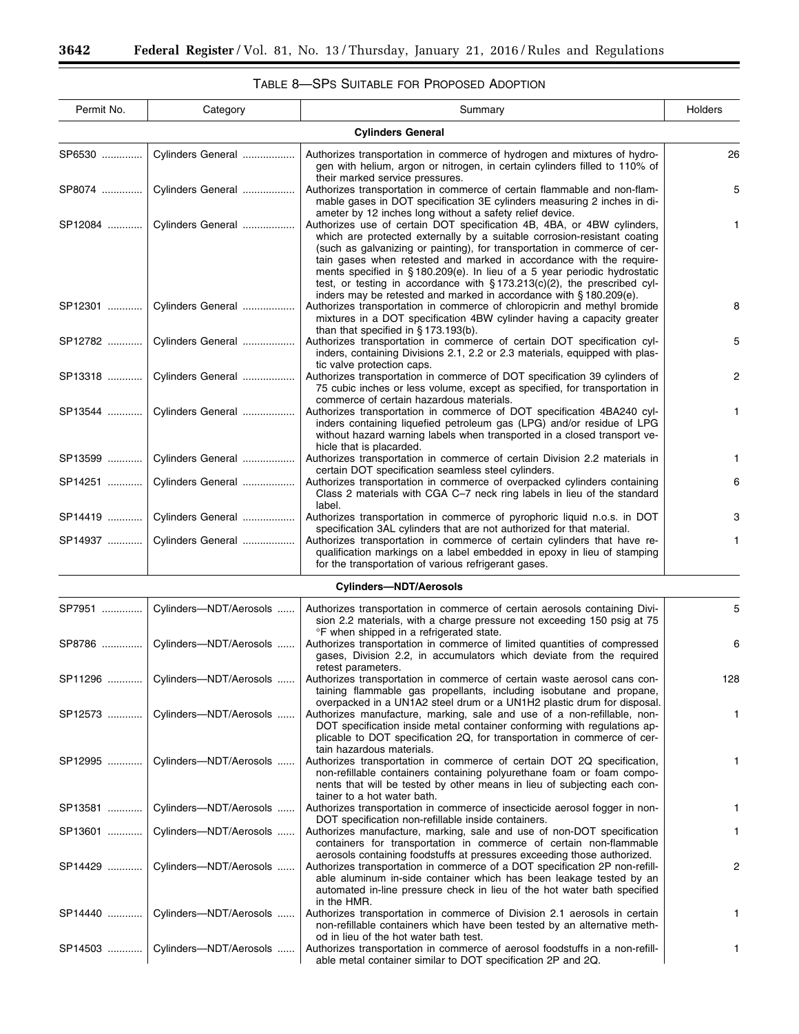### Table 8—SPs Suitable for Proposed Adoption

| Permit No. | Category | Summary | Holders |
|---|---|---|---|
| **Cylinders General** | | | |
| SP6530 | Cylinders General | Authorizes transportation in commerce of hydrogen and mixtures of hydrogen with helium, argon or nitrogen, in certain cylinders filled to 110% of their marked service pressures. | 26 |
| SP8074 | Cylinders General | Authorizes transportation in commerce of certain flammable and non-flammable gases in DOT specification 3E cylinders measuring 2 inches in diameter by 12 inches long without a safety relief device. | 5 |
| SP12084 | Cylinders General | Authorizes use of certain DOT specification 4B, 4BA, or 4BW cylinders, which are protected externally by a suitable corrosion-resistant coating (such as galvanizing or painting), for transportation in commerce of certain gases when retested and marked in accordance with the requirements specified in § 180.209(e). In lieu of a 5 year periodic hydrostatic test, or testing in accordance with § 173.213(c)(2), the prescribed cylinders may be retested and marked in accordance with § 180.209(e). | 1 |
| SP12301 | Cylinders General | Authorizes transportation in commerce of chloropicrin and methyl bromide mixtures in a DOT specification 4BW cylinder having a capacity greater than that specified in § 173.193(b). | 8 |
| SP12782 | Cylinders General | Authorizes transportation in commerce of certain DOT specification cylinders, containing Divisions 2.1, 2.2 or 2.3 materials, equipped with plastic valve protection caps. | 5 |
| SP13318 | Cylinders General | Authorizes transportation in commerce of DOT specification 39 cylinders of 75 cubic inches or less volume, except as specified, for transportation in commerce of certain hazardous materials. | 2 |
| SP13544 | Cylinders General | Authorizes transportation in commerce of DOT specification 4BA240 cylinders containing liquefied petroleum gas (LPG) and/or residue of LPG without hazard warning labels when transported in a closed transport vehicle that is placarded. | 1 |
| SP13599 | Cylinders General | Authorizes transportation in commerce of certain Division 2.2 materials in certain DOT specification seamless steel cylinders. | 1 |
| SP14251 | Cylinders General | Authorizes transportation in commerce of overpacked cylinders containing Class 2 materials with CGA C–7 neck ring labels in lieu of the standard label. | 6 |
| SP14419 | Cylinders General | Authorizes transportation in commerce of pyrophoric liquid n.o.s. in DOT specification 3AL cylinders that are not authorized for that material. | 3 |
| SP14937 | Cylinders General | Authorizes transportation in commerce of certain cylinders that have requalification markings on a label embedded in epoxy in lieu of stamping for the transportation of various refrigerant gases. | 1 |
| **Cylinders—NDT/Aerosols** | | | |
| SP7951 | Cylinders—NDT/Aerosols | Authorizes transportation in commerce of certain aerosols containing Division 2.2 materials, with a charge pressure not exceeding 150 psig at 75 °F when shipped in a refrigerated state. | 5 |
| SP8786 | Cylinders—NDT/Aerosols | Authorizes transportation in commerce of limited quantities of compressed gases, Division 2.2, in accumulators which deviate from the required retest parameters. | 6 |
| SP11296 | Cylinders—NDT/Aerosols | Authorizes transportation in commerce of certain waste aerosol cans containing flammable gas propellants, including isobutane and propane, overpacked in a UN1A2 steel drum or a UN1H2 plastic drum for disposal. | 128 |
| SP12573 | Cylinders—NDT/Aerosols | Authorizes manufacture, marking, sale and use of a non-refillable, non-DOT specification inside metal container conforming with regulations applicable to DOT specification 2Q, for transportation in commerce of certain hazardous materials. | 1 |
| SP12995 | Cylinders—NDT/Aerosols | Authorizes transportation in commerce of certain DOT 2Q specification, non-refillable containers containing polyurethane foam or foam components that will be tested by other means in lieu of subjecting each container to a hot water bath. | 1 |
| SP13581 | Cylinders—NDT/Aerosols | Authorizes transportation in commerce of insecticide aerosol fogger in non-DOT specification non-refillable inside containers. | 1 |
| SP13601 | Cylinders—NDT/Aerosols | Authorizes manufacture, marking, sale and use of non-DOT specification containers for transportation in commerce of certain non-flammable aerosols containing foodstuffs at pressures exceeding those authorized. | 1 |
| SP14429 | Cylinders—NDT/Aerosols | Authorizes transportation in commerce of a DOT specification 2P non-refillable aluminum in-side container which has been leakage tested by an automated in-line pressure check in lieu of the hot water bath specified in the HMR. | 2 |
| SP14440 | Cylinders—NDT/Aerosols | Authorizes transportation in commerce of Division 2.1 aerosols in certain non-refillable containers which have been tested by an alternative method in lieu of the hot water bath test. | 1 |
| SP14503 | Cylinders—NDT/Aerosols | Authorizes transportation in commerce of aerosol foodstuffs in a non-refillable metal container similar to DOT specification 2P and 2Q. | 1 |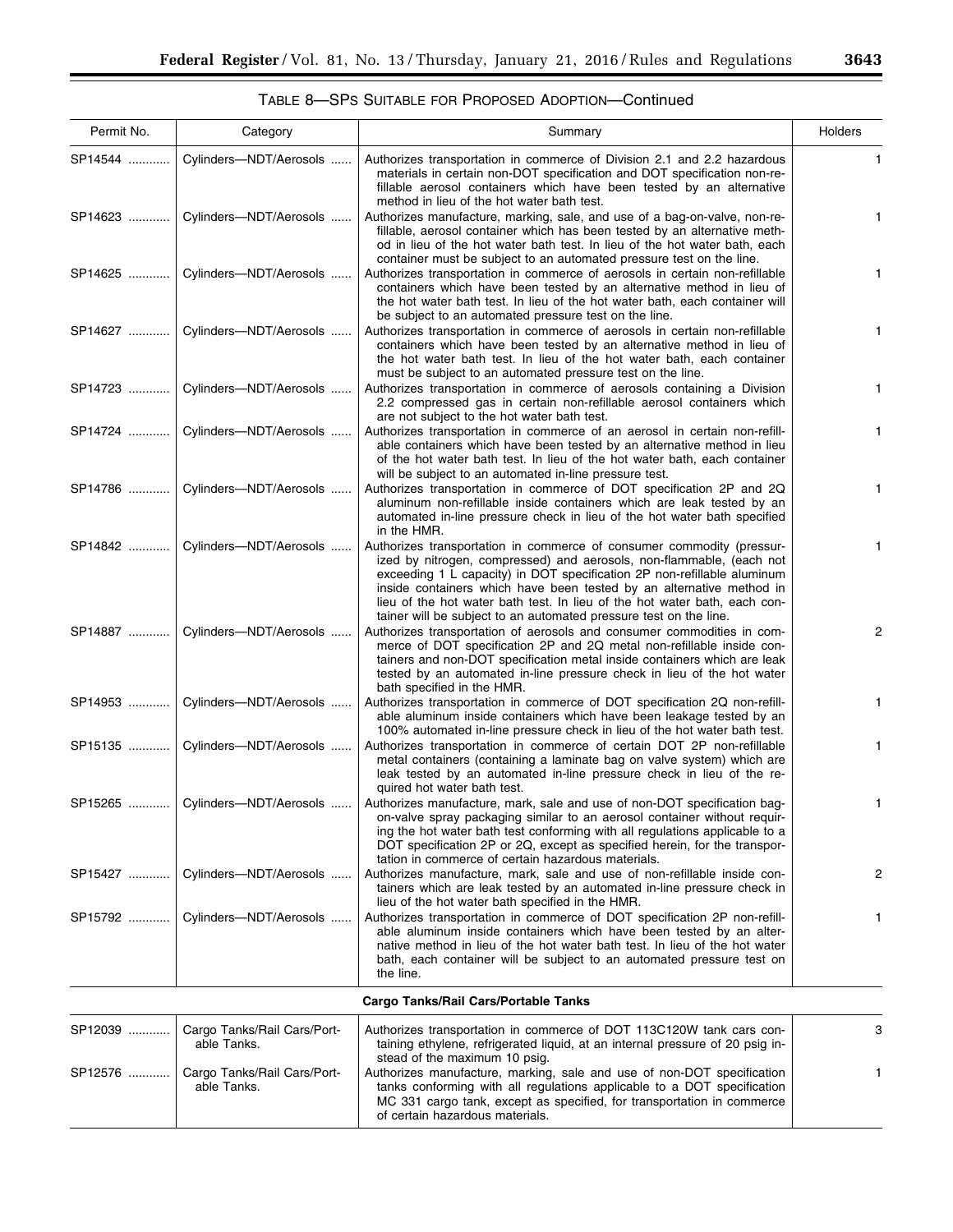TABLE 8—SPs SUITABLE FOR PROPOSED ADOPTION—Continued

| Permit No. | Category | Summary | Holders |
|---|---|---|---|
| SP14544 | Cylinders—NDT/Aerosols | Authorizes transportation in commerce of Division 2.1 and 2.2 hazardous materials in certain non-DOT specification and DOT specification non-refillable aerosol containers which have been tested by an alternative method in lieu of the hot water bath test. | 1 |
| SP14623 | Cylinders—NDT/Aerosols | Authorizes manufacture, marking, sale, and use of a bag-on-valve, non-refillable, aerosol container which has been tested by an alternative method in lieu of the hot water bath test. In lieu of the hot water bath, each container must be subject to an automated pressure test on the line. | 1 |
| SP14625 | Cylinders—NDT/Aerosols | Authorizes transportation in commerce of aerosols in certain non-refillable containers which have been tested by an alternative method in lieu of the hot water bath test. In lieu of the hot water bath, each container will be subject to an automated pressure test on the line. | 1 |
| SP14627 | Cylinders—NDT/Aerosols | Authorizes transportation in commerce of aerosols in certain non-refillable containers which have been tested by an alternative method in lieu of the hot water bath test. In lieu of the hot water bath, each container must be subject to an automated pressure test on the line. | 1 |
| SP14723 | Cylinders—NDT/Aerosols | Authorizes transportation in commerce of aerosols containing a Division 2.2 compressed gas in certain non-refillable aerosol containers which are not subject to the hot water bath test. | 1 |
| SP14724 | Cylinders—NDT/Aerosols | Authorizes transportation in commerce of an aerosol in certain non-refillable containers which have been tested by an alternative method in lieu of the hot water bath test. In lieu of the hot water bath, each container will be subject to an automated in-line pressure test. | 1 |
| SP14786 | Cylinders—NDT/Aerosols | Authorizes transportation in commerce of DOT specification 2P and 2Q aluminum non-refillable inside containers which are leak tested by an automated in-line pressure check in lieu of the hot water bath specified in the HMR. | 1 |
| SP14842 | Cylinders—NDT/Aerosols | Authorizes transportation in commerce of consumer commodity (pressurized by nitrogen, compressed) and aerosols, non-flammable, (each not exceeding 1 L capacity) in DOT specification 2P non-refillable aluminum inside containers which have been tested by an alternative method in lieu of the hot water bath test. In lieu of the hot water bath, each container will be subject to an automated pressure test on the line. | 1 |
| SP14887 | Cylinders—NDT/Aerosols | Authorizes transportation of aerosols and consumer commodities in commerce of DOT specification 2P and 2Q metal non-refillable inside containers and non-DOT specification metal inside containers which are leak tested by an automated in-line pressure check in lieu of the hot water bath specified in the HMR. | 2 |
| SP14953 | Cylinders—NDT/Aerosols | Authorizes transportation in commerce of DOT specification 2Q non-refillable aluminum inside containers which have been leakage tested by an 100% automated in-line pressure check in lieu of the hot water bath test. | 1 |
| SP15135 | Cylinders—NDT/Aerosols | Authorizes transportation in commerce of certain DOT 2P non-refillable metal containers (containing a laminate bag on valve system) which are leak tested by an automated in-line pressure check in lieu of the required hot water bath test. | 1 |
| SP15265 | Cylinders—NDT/Aerosols | Authorizes manufacture, mark, sale and use of non-DOT specification bag-on-valve spray packaging similar to an aerosol container without requiring the hot water bath test conforming with all regulations applicable to a DOT specification 2P or 2Q, except as specified herein, for the transportation in commerce of certain hazardous materials. | 1 |
| SP15427 | Cylinders—NDT/Aerosols | Authorizes manufacture, mark, sale and use of non-refillable inside containers which are leak tested by an automated in-line pressure check in lieu of the hot water bath specified in the HMR. | 2 |
| SP15792 | Cylinders—NDT/Aerosols | Authorizes transportation in commerce of DOT specification 2P non-refillable aluminum inside containers which have been tested by an alternative method in lieu of the hot water bath test. In lieu of the hot water bath, each container will be subject to an automated pressure test on the line. | 1 |
| **Cargo Tanks/Rail Cars/Portable Tanks** | | | |
| SP12039 | Cargo Tanks/Rail Cars/Portable Tanks. | Authorizes transportation in commerce of DOT 113C120W tank cars containing ethylene, refrigerated liquid, at an internal pressure of 20 psig instead of the maximum 10 psig. | 3 |
| SP12576 | Cargo Tanks/Rail Cars/Portable Tanks. | Authorizes manufacture, marking, sale and use of non-DOT specification tanks conforming with all regulations applicable to a DOT specification MC 331 cargo tank, except as specified, for transportation in commerce of certain hazardous materials. | 1 |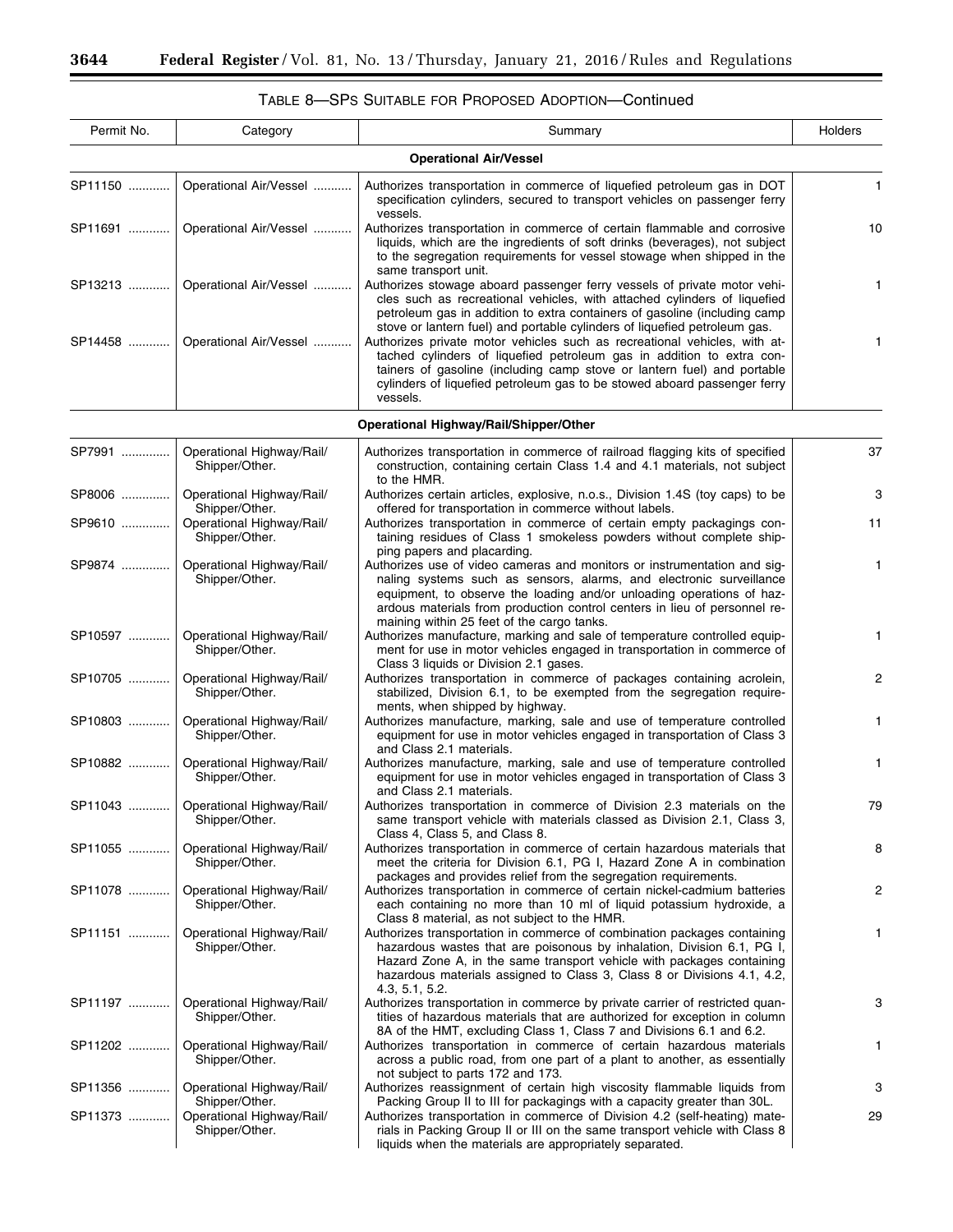### TABLE 8—SPS SUITABLE FOR PROPOSED ADOPTION—Continued

| Permit No. | Category | Summary | Holders |
|---|---|---|---|
| **Operational Air/Vessel** | | | |
| SP11150 | Operational Air/Vessel | Authorizes transportation in commerce of liquefied petroleum gas in DOT specification cylinders, secured to transport vehicles on passenger ferry vessels. | 1 |
| SP11691 | Operational Air/Vessel | Authorizes transportation in commerce of certain flammable and corrosive liquids, which are the ingredients of soft drinks (beverages), not subject to the segregation requirements for vessel stowage when shipped in the same transport unit. | 10 |
| SP13213 | Operational Air/Vessel | Authorizes stowage aboard passenger ferry vessels of private motor vehicles such as recreational vehicles, with attached cylinders of liquefied petroleum gas in addition to extra containers of gasoline (including camp stove or lantern fuel) and portable cylinders of liquefied petroleum gas. | 1 |
| SP14458 | Operational Air/Vessel | Authorizes private motor vehicles such as recreational vehicles, with attached cylinders of liquefied petroleum gas in addition to extra containers of gasoline (including camp stove or lantern fuel) and portable cylinders of liquefied petroleum gas to be stowed aboard passenger ferry vessels. | 1 |
| **Operational Highway/Rail/Shipper/Other** | | | |
| SP7991 | Operational Highway/Rail/Shipper/Other. | Authorizes transportation in commerce of railroad flagging kits of specified construction, containing certain Class 1.4 and 4.1 materials, not subject to the HMR. | 37 |
| SP8006 | Operational Highway/Rail/Shipper/Other. | Authorizes certain articles, explosive, n.o.s., Division 1.4S (toy caps) to be offered for transportation in commerce without labels. | 3 |
| SP9610 | Operational Highway/Rail/Shipper/Other. | Authorizes transportation in commerce of certain empty packagings containing residues of Class 1 smokeless powders without complete shipping papers and placarding. | 11 |
| SP9874 | Operational Highway/Rail/Shipper/Other. | Authorizes use of video cameras and monitors or instrumentation and signaling systems such as sensors, alarms, and electronic surveillance equipment, to observe the loading and/or unloading operations of hazardous materials from production control centers in lieu of personnel remaining within 25 feet of the cargo tanks. | 1 |
| SP10597 | Operational Highway/Rail/Shipper/Other. | Authorizes manufacture, marking and sale of temperature controlled equipment for use in motor vehicles engaged in transportation in commerce of Class 3 liquids or Division 2.1 gases. | 1 |
| SP10705 | Operational Highway/Rail/Shipper/Other. | Authorizes transportation in commerce of packages containing acrolein, stabilized, Division 6.1, to be exempted from the segregation requirements, when shipped by highway. | 2 |
| SP10803 | Operational Highway/Rail/Shipper/Other. | Authorizes manufacture, marking, sale and use of temperature controlled equipment for use in motor vehicles engaged in transportation of Class 3 and Class 2.1 materials. | 1 |
| SP10882 | Operational Highway/Rail/Shipper/Other. | Authorizes manufacture, marking, sale and use of temperature controlled equipment for use in motor vehicles engaged in transportation of Class 3 and Class 2.1 materials. | 1 |
| SP11043 | Operational Highway/Rail/Shipper/Other. | Authorizes transportation in commerce of Division 2.3 materials on the same transport vehicle with materials classed as Division 2.1, Class 3, Class 4, Class 5, and Class 8. | 79 |
| SP11055 | Operational Highway/Rail/Shipper/Other. | Authorizes transportation in commerce of certain hazardous materials that meet the criteria for Division 6.1, PG I, Hazard Zone A in combination packages and provides relief from the segregation requirements. | 8 |
| SP11078 | Operational Highway/Rail/Shipper/Other. | Authorizes transportation in commerce of certain nickel-cadmium batteries each containing no more than 10 ml of liquid potassium hydroxide, a Class 8 material, as not subject to the HMR. | 2 |
| SP11151 | Operational Highway/Rail/Shipper/Other. | Authorizes transportation in commerce of combination packages containing hazardous wastes that are poisonous by inhalation, Division 6.1, PG I, Hazard Zone A, in the same transport vehicle with packages containing hazardous materials assigned to Class 3, Class 8 or Divisions 4.1, 4.2, 4.3, 5.1, 5.2. | 1 |
| SP11197 | Operational Highway/Rail/Shipper/Other. | Authorizes transportation in commerce by private carrier of restricted quantities of hazardous materials that are authorized for exception in column 8A of the HMT, excluding Class 1, Class 7 and Divisions 6.1 and 6.2. | 3 |
| SP11202 | Operational Highway/Rail/Shipper/Other. | Authorizes transportation in commerce of certain hazardous materials across a public road, from one part of a plant to another, as essentially not subject to parts 172 and 173. | 1 |
| SP11356 | Operational Highway/Rail/Shipper/Other. | Authorizes reassignment of certain high viscosity flammable liquids from Packing Group II to III for packagings with a capacity greater than 30L. | 3 |
| SP11373 | Operational Highway/Rail/Shipper/Other. | Authorizes transportation in commerce of Division 4.2 (self-heating) materials in Packing Group II or III on the same transport vehicle with Class 8 liquids when the materials are appropriately separated. | 29 |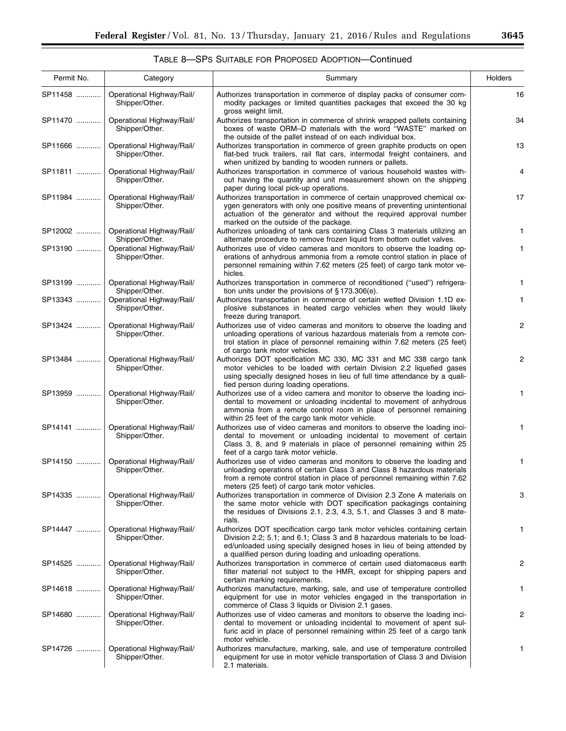TABLE 8—SPS SUITABLE FOR PROPOSED ADOPTION—Continued

| Permit No. | Category | Summary | Holders |
| --- | --- | --- | --- |
| SP11458 | Operational Highway/Rail/Shipper/Other. | Authorizes transportation in commerce of display packs of consumer commodity packages or limited quantities packages that exceed the 30 kg gross weight limit. | 16 |
| SP11470 | Operational Highway/Rail/Shipper/Other. | Authorizes transportation in commerce of shrink wrapped pallets containing boxes of waste ORM–D materials with the word "WASTE" marked on the outside of the pallet instead of on each individual box. | 34 |
| SP11666 | Operational Highway/Rail/Shipper/Other. | Authorizes transportation in commerce of green graphite products on open flat-bed truck trailers, rail flat cars, intermodal freight containers, and when unitized by banding to wooden runners or pallets. | 13 |
| SP11811 | Operational Highway/Rail/Shipper/Other. | Authorizes transportation in commerce of various household wastes without having the quantity and unit measurement shown on the shipping paper during local pick-up operations. | 4 |
| SP11984 | Operational Highway/Rail/Shipper/Other. | Authorizes transportation in commerce of certain unapproved chemical oxygen generators with only one positive means of preventing unintentional actuation of the generator and without the required approval number marked on the outside of the package. | 17 |
| SP12002 | Operational Highway/Rail/Shipper/Other. | Authorizes unloading of tank cars containing Class 3 materials utilizing an alternate procedure to remove frozen liquid from bottom outlet valves. | 1 |
| SP13190 | Operational Highway/Rail/Shipper/Other. | Authorizes use of video cameras and monitors to observe the loading operations of anhydrous ammonia from a remote control station in place of personnel remaining within 7.62 meters (25 feet) of cargo tank motor vehicles. | 1 |
| SP13199 | Operational Highway/Rail/Shipper/Other. | Authorizes transportation in commerce of reconditioned ("used") refrigeration units under the provisions of § 173.306(e). | 1 |
| SP13343 | Operational Highway/Rail/Shipper/Other. | Authorizes transportation in commerce of certain wetted Division 1.1D explosive substances in heated cargo vehicles when they would likely freeze during transport. | 1 |
| SP13424 | Operational Highway/Rail/Shipper/Other. | Authorizes use of video cameras and monitors to observe the loading and unloading operations of various hazardous materials from a remote control station in place of personnel remaining within 7.62 meters (25 feet) of cargo tank motor vehicles. | 2 |
| SP13484 | Operational Highway/Rail/Shipper/Other. | Authorizes DOT specification MC 330, MC 331 and MC 338 cargo tank motor vehicles to be loaded with certain Division 2.2 liquefied gases using specially designed hoses in lieu of full time attendance by a qualified person during loading operations. | 2 |
| SP13959 | Operational Highway/Rail/Shipper/Other. | Authorizes use of a video camera and monitor to observe the loading incidental to movement or unloading incidental to movement of anhydrous ammonia from a remote control room in place of personnel remaining within 25 feet of the cargo tank motor vehicle. | 1 |
| SP14141 | Operational Highway/Rail/Shipper/Other. | Authorizes use of video cameras and monitors to observe the loading incidental to movement or unloading incidental to movement of certain Class 3, 8, and 9 materials in place of personnel remaining within 25 feet of a cargo tank motor vehicle. | 1 |
| SP14150 | Operational Highway/Rail/Shipper/Other. | Authorizes use of video cameras and monitors to observe the loading and unloading operations of certain Class 3 and Class 8 hazardous materials from a remote control station in place of personnel remaining within 7.62 meters (25 feet) of cargo tank motor vehicles. | 1 |
| SP14335 | Operational Highway/Rail/Shipper/Other. | Authorizes transportation in commerce of Division 2.3 Zone A materials on the same motor vehicle with DOT specification packagings containing the residues of Divisions 2.1, 2.3, 4.3, 5.1, and Classes 3 and 8 materials. | 3 |
| SP14447 | Operational Highway/Rail/Shipper/Other. | Authorizes DOT specification cargo tank motor vehicles containing certain Division 2.2; 5.1; and 6.1; Class 3 and 8 hazardous materials to be loaded/unloaded using specially designed hoses in lieu of being attended by a qualified person during loading and unloading operations. | 1 |
| SP14525 | Operational Highway/Rail/Shipper/Other. | Authorizes transportation in commerce of certain used diatomaceous earth filter material not subject to the HMR, except for shipping papers and certain marking requirements. | 2 |
| SP14618 | Operational Highway/Rail/Shipper/Other. | Authorizes manufacture, marking, sale, and use of temperature controlled equipment for use in motor vehicles engaged in the transportation in commerce of Class 3 liquids or Division 2.1 gases. | 1 |
| SP14680 | Operational Highway/Rail/Shipper/Other. | Authorizes use of video cameras and monitors to observe the loading incidental to movement or unloading incidental to movement of spent sulfuric acid in place of personnel remaining within 25 feet of a cargo tank motor vehicle. | 2 |
| SP14726 | Operational Highway/Rail/Shipper/Other. | Authorizes manufacture, marking, sale, and use of temperature controlled equipment for use in motor vehicle transportation of Class 3 and Division 2.1 materials. | 1 |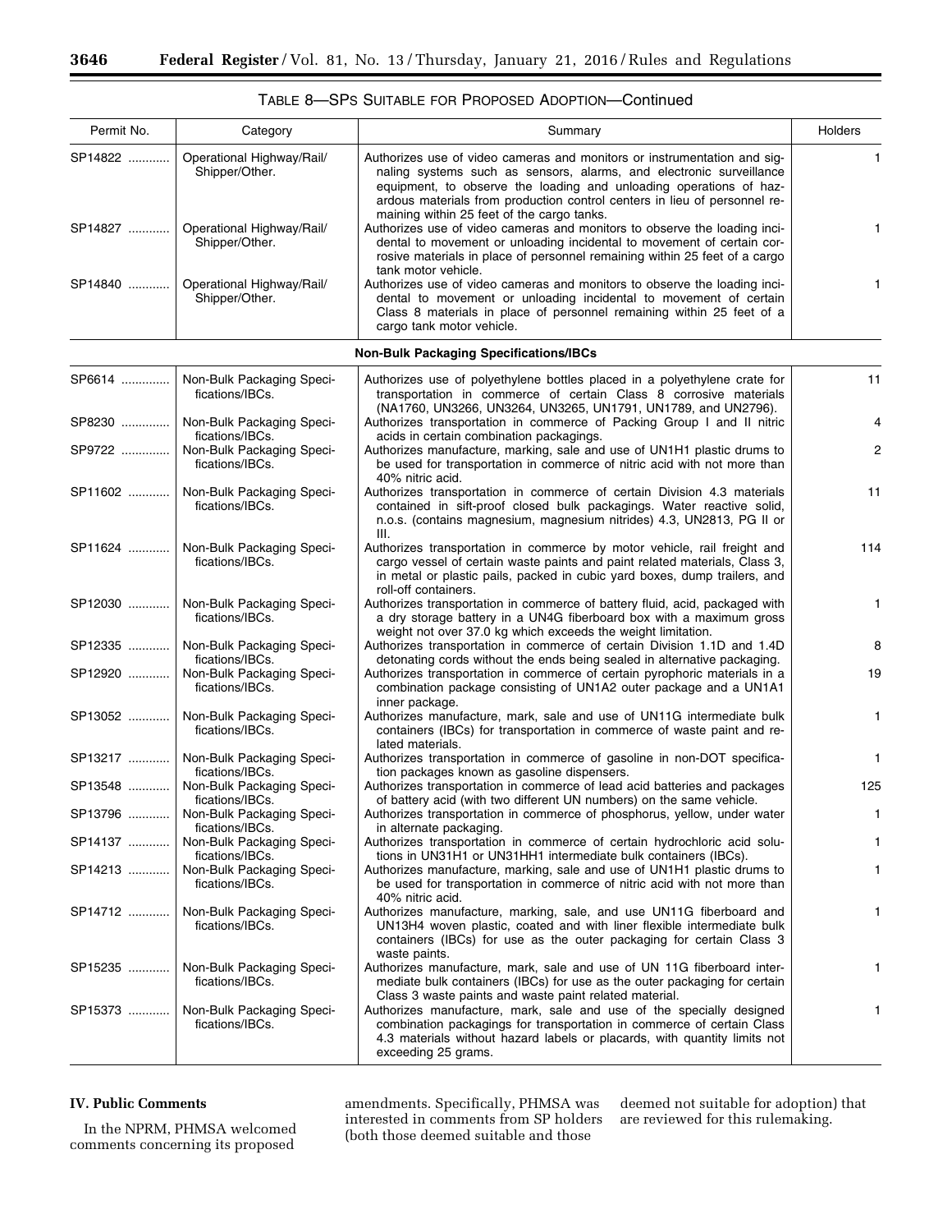TABLE 8—SPS SUITABLE FOR PROPOSED ADOPTION—Continued

| Permit No. | Category | Summary | Holders |
|---|---|---|---|
| SP14822 | Operational Highway/Rail/Shipper/Other. | Authorizes use of video cameras and monitors or instrumentation and signaling systems such as sensors, alarms, and electronic surveillance equipment, to observe the loading and unloading operations of hazardous materials from production control centers in lieu of personnel remaining within 25 feet of the cargo tanks. | 1 |
| SP14827 | Operational Highway/Rail/Shipper/Other. | Authorizes use of video cameras and monitors to observe the loading incidental to movement or unloading incidental to movement of certain corrosive materials in place of personnel remaining within 25 feet of a cargo tank motor vehicle. | 1 |
| SP14840 | Operational Highway/Rail/Shipper/Other. | Authorizes use of video cameras and monitors to observe the loading incidental to movement or unloading incidental to movement of certain Class 8 materials in place of personnel remaining within 25 feet of a cargo tank motor vehicle. | 1 |
| **Non-Bulk Packaging Specifications/IBCs** | | | |
| SP6614 | Non-Bulk Packaging Specifications/IBCs. | Authorizes use of polyethylene bottles placed in a polyethylene crate for transportation in commerce of certain Class 8 corrosive materials (NA1760, UN3266, UN3264, UN3265, UN1791, UN1789, and UN2796). | 11 |
| SP8230 | Non-Bulk Packaging Specifications/IBCs. | Authorizes transportation in commerce of Packing Group I and II nitric acids in certain combination packagings. | 4 |
| SP9722 | Non-Bulk Packaging Specifications/IBCs. | Authorizes manufacture, marking, sale and use of UN1H1 plastic drums to be used for transportation in commerce of nitric acid with not more than 40% nitric acid. | 2 |
| SP11602 | Non-Bulk Packaging Specifications/IBCs. | Authorizes transportation in commerce of certain Division 4.3 materials contained in sift-proof closed bulk packagings. Water reactive solid, n.o.s. (contains magnesium, magnesium nitrides) 4.3, UN2813, PG II or III. | 11 |
| SP11624 | Non-Bulk Packaging Specifications/IBCs. | Authorizes transportation in commerce by motor vehicle, rail freight and cargo vessel of certain waste paints and paint related materials, Class 3, in metal or plastic pails, packed in cubic yard boxes, dump trailers, and roll-off containers. | 114 |
| SP12030 | Non-Bulk Packaging Specifications/IBCs. | Authorizes transportation in commerce of battery fluid, acid, packaged with a dry storage battery in a UN4G fiberboard box with a maximum gross weight not over 37.0 kg which exceeds the weight limitation. | 1 |
| SP12335 | Non-Bulk Packaging Specifications/IBCs. | Authorizes transportation in commerce of certain Division 1.1D and 1.4D detonating cords without the ends being sealed in alternative packaging. | 8 |
| SP12920 | Non-Bulk Packaging Specifications/IBCs. | Authorizes transportation in commerce of certain pyrophoric materials in a combination package consisting of UN1A2 outer package and a UN1A1 inner package. | 19 |
| SP13052 | Non-Bulk Packaging Specifications/IBCs. | Authorizes manufacture, mark, sale and use of UN11G intermediate bulk containers (IBCs) for transportation in commerce of waste paint and related materials. | 1 |
| SP13217 | Non-Bulk Packaging Specifications/IBCs. | Authorizes transportation in commerce of gasoline in non-DOT specification packages known as gasoline dispensers. | 1 |
| SP13548 | Non-Bulk Packaging Specifications/IBCs. | Authorizes transportation in commerce of lead acid batteries and packages of battery acid (with two different UN numbers) on the same vehicle. | 125 |
| SP13796 | Non-Bulk Packaging Specifications/IBCs. | Authorizes transportation in commerce of phosphorus, yellow, under water in alternate packaging. | 1 |
| SP14137 | Non-Bulk Packaging Specifications/IBCs. | Authorizes transportation in commerce of certain hydrochloric acid solutions in UN31H1 or UN31HH1 intermediate bulk containers (IBCs). | 1 |
| SP14213 | Non-Bulk Packaging Specifications/IBCs. | Authorizes manufacture, marking, sale and use of UN1H1 plastic drums to be used for transportation in commerce of nitric acid with not more than 40% nitric acid. | 1 |
| SP14712 | Non-Bulk Packaging Specifications/IBCs. | Authorizes manufacture, marking, sale, and use UN11G fiberboard and UN13H4 woven plastic, coated and with liner flexible intermediate bulk containers (IBCs) for use as the outer packaging for certain Class 3 waste paints. | 1 |
| SP15235 | Non-Bulk Packaging Specifications/IBCs. | Authorizes manufacture, mark, sale and use of UN 11G fiberboard intermediate bulk containers (IBCs) for use as the outer packaging for certain Class 3 waste paints and waste paint related material. | 1 |
| SP15373 | Non-Bulk Packaging Specifications/IBCs. | Authorizes manufacture, mark, sale and use of the specially designed combination packagings for transportation in commerce of certain Class 4.3 materials without hazard labels or placards, with quantity limits not exceeding 25 grams. | 1 |

## IV. Public Comments

In the NPRM, PHMSA welcomed comments concerning its proposed amendments. Specifically, PHMSA was interested in comments from SP holders (both those deemed suitable and those deemed not suitable for adoption) that are reviewed for this rulemaking.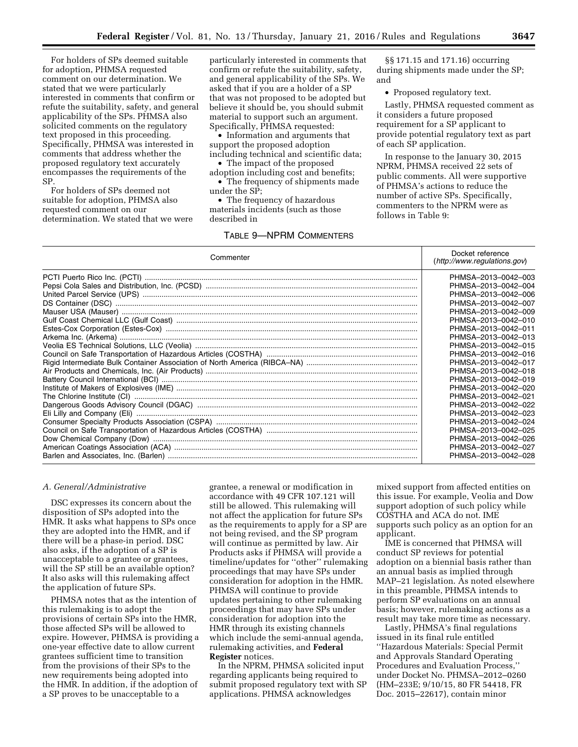For holders of SPs deemed suitable for adoption, PHMSA requested comment on our determination. We stated that we were particularly interested in comments that confirm or refute the suitability, safety, and general applicability of the SPs. PHMSA also solicited comments on the regulatory text proposed in this proceeding. Specifically, PHMSA was interested in comments that address whether the proposed regulatory text accurately encompasses the requirements of the SP.

For holders of SPs deemed not suitable for adoption, PHMSA also requested comment on our determination. We stated that we were particularly interested in comments that confirm or refute the suitability, safety, and general applicability of the SPs. We asked that if you are a holder of a SP that was not proposed to be adopted but believe it should be, you should submit material to support such an argument. Specifically, PHMSA requested:

- Information and arguments that support the proposed adoption including technical and scientific data;
- The impact of the proposed adoption including cost and benefits;
- The frequency of shipments made under the SP;
- The frequency of hazardous materials incidents (such as those described in §§ 171.15 and 171.16) occurring during shipments made under the SP; and
- Proposed regulatory text.

Lastly, PHMSA requested comment as it considers a future proposed requirement for a SP applicant to provide potential regulatory text as part of each SP application.

In response to the January 30, 2015 NPRM, PHMSA received 22 sets of public comments. All were supportive of PHMSA's actions to reduce the number of active SPs. Specifically, commenters to the NPRM were as follows in Table 9:

TABLE 9—NPRM COMMENTERS

| Commenter | Docket reference (*http://www.regulations.gov*) |
|---|---|
| PCTI Puerto Rico Inc. (PCTI) | PHMSA–2013–0042–003 |
| Pepsi Cola Sales and Distribution, Inc. (PCSD) | PHMSA–2013–0042–004 |
| United Parcel Service (UPS) | PHMSA–2013–0042–006 |
| DS Container (DSC) | PHMSA–2013–0042–007 |
| Mauser USA (Mauser) | PHMSA–2013–0042–009 |
| Gulf Coast Chemical LLC (Gulf Coast) | PHMSA–2013–0042–010 |
| Estes-Cox Corporation (Estes-Cox) | PHMSA–2013–0042–011 |
| Arkema Inc. (Arkema) | PHMSA–2013–0042–013 |
| Veolia ES Technical Solutions, LLC (Veolia) | PHMSA–2013–0042–015 |
| Council on Safe Transportation of Hazardous Articles (COSTHA) | PHMSA–2013–0042–016 |
| Rigid Intermediate Bulk Container Association of North America (RIBCA–NA) | PHMSA–2013–0042–017 |
| Air Products and Chemicals, Inc. (Air Products) | PHMSA–2013–0042–018 |
| Battery Council International (BCI) | PHMSA–2013–0042–019 |
| Institute of Makers of Explosives (IME) | PHMSA–2013–0042–020 |
| The Chlorine Institute (CI) | PHMSA–2013–0042–021 |
| Dangerous Goods Advisory Council (DGAC) | PHMSA–2013–0042–022 |
| Eli Lilly and Company (Eli) | PHMSA–2013–0042–023 |
| Consumer Specialty Products Association (CSPA) | PHMSA–2013–0042–024 |
| Council on Safe Transportation of Hazardous Articles (COSTHA) | PHMSA–2013–0042–025 |
| Dow Chemical Company (Dow) | PHMSA–2013–0042–026 |
| American Coatings Association (ACA) | PHMSA–2013–0042–027 |
| Barlen and Associates, Inc. (Barlen) | PHMSA–2013–0042–028 |

### A. General/Administrative

DSC expresses its concern about the disposition of SPs adopted into the HMR. It asks what happens to SPs once they are adopted into the HMR, and if there will be a phase-in period. DSC also asks, if the adoption of a SP is unacceptable to a grantee or grantees, will the SP still be an available option? It also asks will this rulemaking affect the application of future SPs.

PHMSA notes that as the intention of this rulemaking is to adopt the provisions of certain SPs into the HMR, those affected SPs will be allowed to expire. However, PHMSA is providing a one-year effective date to allow current grantees sufficient time to transition from the provisions of their SPs to the new requirements being adopted into the HMR. In addition, if the adoption of a SP proves to be unacceptable to a grantee, a renewal or modification in accordance with 49 CFR 107.121 will still be allowed. This rulemaking will not affect the application for future SPs as the requirements to apply for a SP are not being revised, and the SP program will continue as permitted by law. Air Products asks if PHMSA will provide a timeline/updates for ''other'' rulemaking proceedings that may have SPs under consideration for adoption in the HMR. PHMSA will continue to provide updates pertaining to other rulemaking proceedings that may have SPs under consideration for adoption into the HMR through its existing channels which include the semi-annual agenda, rulemaking activities, and **Federal Register** notices.

In the NPRM, PHMSA solicited input regarding applicants being required to submit proposed regulatory text with SP applications. PHMSA acknowledges mixed support from affected entities on this issue. For example, Veolia and Dow support adoption of such policy while COSTHA and ACA do not. IME supports such policy as an option for an applicant.

IME is concerned that PHMSA will conduct SP reviews for potential adoption on a biennial basis rather than an annual basis as implied through MAP–21 legislation. As noted elsewhere in this preamble, PHMSA intends to perform SP evaluations on an annual basis; however, rulemaking actions as a result may take more time as necessary.

Lastly, PHMSA's final regulations issued in its final rule entitled ''Hazardous Materials: Special Permit and Approvals Standard Operating Procedures and Evaluation Process,'' under Docket No. PHMSA–2012–0260 (HM–233E; 9/10/15, 80 FR 54418, FR Doc. 2015–22617), contain minor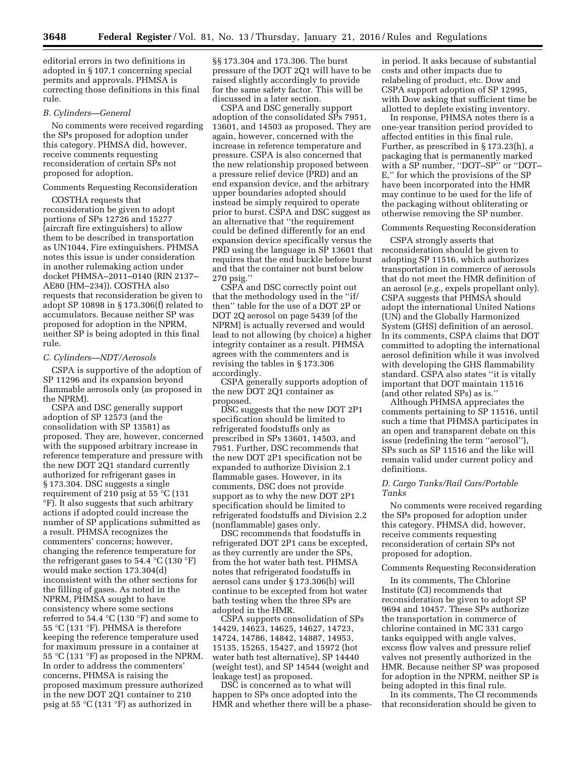editorial errors in two definitions in adopted in § 107.1 concerning special permits and approvals. PHMSA is correcting those definitions in this final rule.

### B. Cylinders—General

No comments were received regarding the SPs proposed for adoption under this category. PHMSA did, however, receive comments requesting reconsideration of certain SPs not proposed for adoption.

Comments Requesting Reconsideration

COSTHA requests that reconsideration be given to adopt portions of SPs 12726 and 15277 (aircraft fire extinguishers) to allow them to be described in transportation as UN1044, Fire extinguishers. PHMSA notes this issue is under consideration in another rulemaking action under docket PHMSA–2011–0140 (RIN 2137–AE80 (HM–234)). COSTHA also requests that reconsideration be given to adopt SP 10898 in § 173.306(f) related to accumulators. Because neither SP was proposed for adoption in the NPRM, neither SP is being adopted in this final rule.

### C. Cylinders—NDT/Aerosols

CSPA is supportive of the adoption of SP 11296 and its expansion beyond flammable aerosols only (as proposed in the NPRM).

CSPA and DSC generally support adoption of SP 12573 (and the consolidation with SP 13581) as proposed. They are, however, concerned with the supposed arbitrary increase in reference temperature and pressure with the new DOT 2Q1 standard currently authorized for refrigerant gases in § 173.304. DSC suggests a single requirement of 210 psig at 55 °C (131 °F). It also suggests that such arbitrary actions if adopted could increase the number of SP applications submitted as a result. PHMSA recognizes the commenters' concerns; however, changing the reference temperature for the refrigerant gases to 54.4 °C (130 °F) would make section 173.304(d) inconsistent with the other sections for the filling of gases. As noted in the NPRM, PHMSA sought to have consistency where some sections referred to 54.4 °C (130 °F) and some to 55 °C (131 °F). PHMSA is therefore keeping the reference temperature used for maximum pressure in a container at 55 °C (131 °F) as proposed in the NPRM. In order to address the commenters' concerns, PHMSA is raising the proposed maximum pressure authorized in the new DOT 2Q1 container to 210 psig at 55 °C (131 °F) as authorized in §§ 173.304 and 173.306. The burst pressure of the DOT 2Q1 will have to be raised slightly accordingly to provide for the same safety factor. This will be discussed in a later section.

CSPA and DSC generally support adoption of the consolidated SPs 7951, 13601, and 14503 as proposed. They are again, however, concerned with the increase in reference temperature and pressure. CSPA is also concerned that the new relationship proposed between a pressure relief device (PRD) and an end expansion device, and the arbitrary upper boundaries adopted should instead be simply required to operate prior to burst. CSPA and DSC suggest as an alternative that "the requirement could be defined differently for an end expansion device specifically versus the PRD using the language in SP 13601 that requires that the end buckle before burst and that the container not burst below 270 psig."

CSPA and DSC correctly point out that the methodology used in the "if/then" table for the use of a DOT 2P or DOT 2Q aerosol on page 5439 [of the NPRM] is actually reversed and would lead to not allowing (by choice) a higher integrity container as a result. PHMSA agrees with the commenters and is revising the tables in § 173.306 accordingly.

CSPA generally supports adoption of the new DOT 2Q1 container as proposed.

DSC suggests that the new DOT 2P1 specification should be limited to refrigerated foodstuffs only as prescribed in SPs 13601, 14503, and 7951. Further, DSC recommends that the new DOT 2P1 specification not be expanded to authorize Division 2.1 flammable gases. However, in its comments, DSC does not provide support as to why the new DOT 2P1 specification should be limited to refrigerated foodstuffs and Division 2.2 (nonflammable) gases only.

DSC recommends that foodstuffs in refrigerated DOT 2P1 cans be excepted, as they currently are under the SPs, from the hot water bath test. PHMSA notes that refrigerated foodstuffs in aerosol cans under § 173.306(b) will continue to be excepted from hot water bath testing when the three SPs are adopted in the HMR.

CSPA supports consolidation of SPs 14429, 14623, 14625, 14627, 14723, 14724, 14786, 14842, 14887, 14953, 15135, 15265, 15427, and 15972 (hot water bath test alternative), SP 14440 (weight test), and SP 14544 (weight and leakage test) as proposed.

DSC is concerned as to what will happen to SPs once adopted into the HMR and whether there will be a phase-in period. It asks because of substantial costs and other impacts due to relabeling of product, etc. Dow and CSPA support adoption of SP 12995, with Dow asking that sufficient time be allotted to deplete existing inventory.

In response, PHMSA notes there is a one-year transition period provided to affected entities in this final rule. Further, as prescribed in § 173.23(h), a packaging that is permanently marked with a SP number, "DOT–SP" or "DOT–E," for which the provisions of the SP have been incorporated into the HMR may continue to be used for the life of the packaging without obliterating or otherwise removing the SP number.

Comments Requesting Reconsideration

CSPA strongly asserts that reconsideration should be given to adopting SP 11516, which authorizes transportation in commerce of aerosols that do not meet the HMR definition of an aerosol (*e.g.,* expels propellant only). CSPA suggests that PHMSA should adopt the international United Nations (UN) and the Globally Harmonized System (GHS) definition of an aerosol. In its comments, CSPA claims that DOT committed to adopting the international aerosol definition while it was involved with developing the GHS flammability standard. CSPA also states "it is vitally important that DOT maintain 11516 (and other related SPs) as is."

Although PHMSA appreciates the comments pertaining to SP 11516, until such a time that PHMSA participates in an open and transparent debate on this issue (redefining the term "aerosol"), SPs such as SP 11516 and the like will remain valid under current policy and definitions.

### D. Cargo Tanks/Rail Cars/Portable Tanks

No comments were received regarding the SPs proposed for adoption under this category. PHMSA did, however, receive comments requesting reconsideration of certain SPs not proposed for adoption.

Comments Requesting Reconsideration

In its comments, The Chlorine Institute (CI) recommends that reconsideration be given to adopt SP 9694 and 10457. These SPs authorize the transportation in commerce of chlorine contained in MC 331 cargo tanks equipped with angle valves, excess flow valves and pressure relief valves not presently authorized in the HMR. Because neither SP was proposed for adoption in the NPRM, neither SP is being adopted in this final rule.

In its comments, The CI recommends that reconsideration should be given to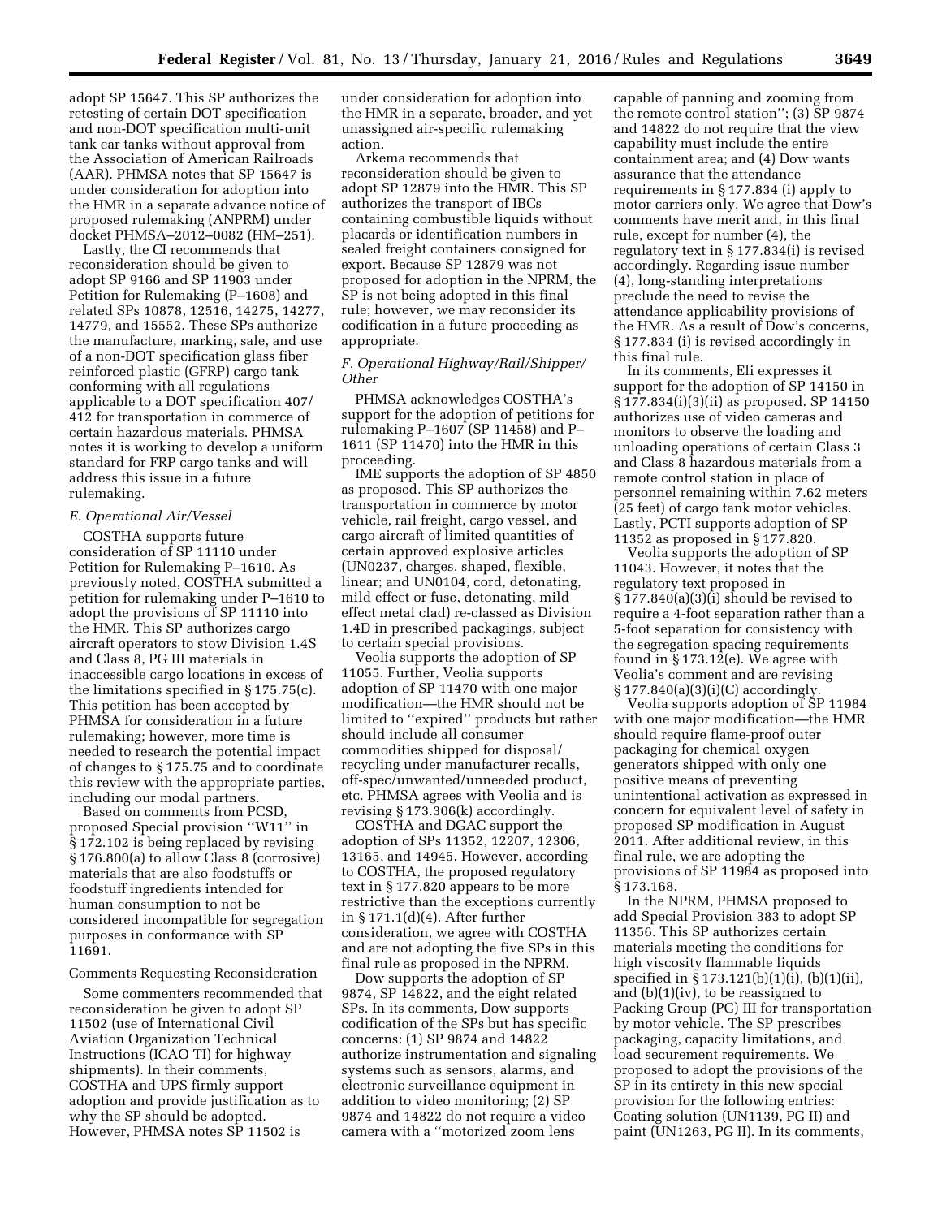adopt SP 15647. This SP authorizes the retesting of certain DOT specification and non-DOT specification multi-unit tank car tanks without approval from the Association of American Railroads (AAR). PHMSA notes that SP 15647 is under consideration for adoption into the HMR in a separate advance notice of proposed rulemaking (ANPRM) under docket PHMSA–2012–0082 (HM–251).

Lastly, the CI recommends that reconsideration should be given to adopt SP 9166 and SP 11903 under Petition for Rulemaking (P–1608) and related SPs 10878, 12516, 14275, 14277, 14779, and 15552. These SPs authorize the manufacture, marking, sale, and use of a non-DOT specification glass fiber reinforced plastic (GFRP) cargo tank conforming with all regulations applicable to a DOT specification 407/412 for transportation in commerce of certain hazardous materials. PHMSA notes it is working to develop a uniform standard for FRP cargo tanks and will address this issue in a future rulemaking.

*E. Operational Air/Vessel*

COSTHA supports future consideration of SP 11110 under Petition for Rulemaking P–1610. As previously noted, COSTHA submitted a petition for rulemaking under P–1610 to adopt the provisions of SP 11110 into the HMR. This SP authorizes cargo aircraft operators to stow Division 1.4S and Class 8, PG III materials in inaccessible cargo locations in excess of the limitations specified in § 175.75(c). This petition has been accepted by PHMSA for consideration in a future rulemaking; however, more time is needed to research the potential impact of changes to § 175.75 and to coordinate this review with the appropriate parties, including our modal partners.

Based on comments from PCSD, proposed Special provision ''W11'' in § 172.102 is being replaced by revising § 176.800(a) to allow Class 8 (corrosive) materials that are also foodstuffs or foodstuff ingredients intended for human consumption to not be considered incompatible for segregation purposes in conformance with SP 11691.

Comments Requesting Reconsideration

Some commenters recommended that reconsideration be given to adopt SP 11502 (use of International Civil Aviation Organization Technical Instructions (ICAO TI) for highway shipments). In their comments, COSTHA and UPS firmly support adoption and provide justification as to why the SP should be adopted. However, PHMSA notes SP 11502 is under consideration for adoption into the HMR in a separate, broader, and yet unassigned air-specific rulemaking action.

Arkema recommends that reconsideration should be given to adopt SP 12879 into the HMR. This SP authorizes the transport of IBCs containing combustible liquids without placards or identification numbers in sealed freight containers consigned for export. Because SP 12879 was not proposed for adoption in the NPRM, the SP is not being adopted in this final rule; however, we may reconsider its codification in a future proceeding as appropriate.

*F. Operational Highway/Rail/Shipper/Other*

PHMSA acknowledges COSTHA's support for the adoption of petitions for rulemaking P–1607 (SP 11458) and P–1611 (SP 11470) into the HMR in this proceeding.

IME supports the adoption of SP 4850 as proposed. This SP authorizes the transportation in commerce by motor vehicle, rail freight, cargo vessel, and cargo aircraft of limited quantities of certain approved explosive articles (UN0237, charges, shaped, flexible, linear; and UN0104, cord, detonating, mild effect or fuse, detonating, mild effect metal clad) re-classed as Division 1.4D in prescribed packagings, subject to certain special provisions.

Veolia supports the adoption of SP 11055. Further, Veolia supports adoption of SP 11470 with one major modification—the HMR should not be limited to ''expired'' products but rather should include all consumer commodities shipped for disposal/recycling under manufacturer recalls, off-spec/unwanted/unneeded product, etc. PHMSA agrees with Veolia and is revising § 173.306(k) accordingly.

COSTHA and DGAC support the adoption of SPs 11352, 12207, 12306, 13165, and 14945. However, according to COSTHA, the proposed regulatory text in § 177.820 appears to be more restrictive than the exceptions currently in § 171.1(d)(4). After further consideration, we agree with COSTHA and are not adopting the five SPs in this final rule as proposed in the NPRM.

Dow supports the adoption of SP 9874, SP 14822, and the eight related SPs. In its comments, Dow supports codification of the SPs but has specific concerns: (1) SP 9874 and 14822 authorize instrumentation and signaling systems such as sensors, alarms, and electronic surveillance equipment in addition to video monitoring; (2) SP 9874 and 14822 do not require a video camera with a ''motorized zoom lens capable of panning and zooming from the remote control station''; (3) SP 9874 and 14822 do not require that the view capability must include the entire containment area; and (4) Dow wants assurance that the attendance requirements in § 177.834 (i) apply to motor carriers only. We agree that Dow's comments have merit and, in this final rule, except for number (4), the regulatory text in § 177.834(i) is revised accordingly. Regarding issue number (4), long-standing interpretations preclude the need to revise the attendance applicability provisions of the HMR. As a result of Dow's concerns, § 177.834 (i) is revised accordingly in this final rule.

In its comments, Eli expresses it support for the adoption of SP 14150 in § 177.834(i)(3)(ii) as proposed. SP 14150 authorizes use of video cameras and monitors to observe the loading and unloading operations of certain Class 3 and Class 8 hazardous materials from a remote control station in place of personnel remaining within 7.62 meters (25 feet) of cargo tank motor vehicles. Lastly, PCTI supports adoption of SP 11352 as proposed in § 177.820.

Veolia supports the adoption of SP 11043. However, it notes that the regulatory text proposed in § 177.840(a)(3)(i) should be revised to require a 4-foot separation rather than a 5-foot separation for consistency with the segregation spacing requirements found in § 173.12(e). We agree with Veolia's comment and are revising § 177.840(a)(3)(i)(C) accordingly.

Veolia supports adoption of SP 11984 with one major modification—the HMR should require flame-proof outer packaging for chemical oxygen generators shipped with only one positive means of preventing unintentional activation as expressed in concern for equivalent level of safety in proposed SP modification in August 2011. After additional review, in this final rule, we are adopting the provisions of SP 11984 as proposed into § 173.168.

In the NPRM, PHMSA proposed to add Special Provision 383 to adopt SP 11356. This SP authorizes certain materials meeting the conditions for high viscosity flammable liquids specified in § 173.121(b)(1)(i), (b)(1)(ii), and (b)(1)(iv), to be reassigned to Packing Group (PG) III for transportation by motor vehicle. The SP prescribes packaging, capacity limitations, and load securement requirements. We proposed to adopt the provisions of the SP in its entirety in this new special provision for the following entries: Coating solution (UN1139, PG II) and paint (UN1263, PG II). In its comments,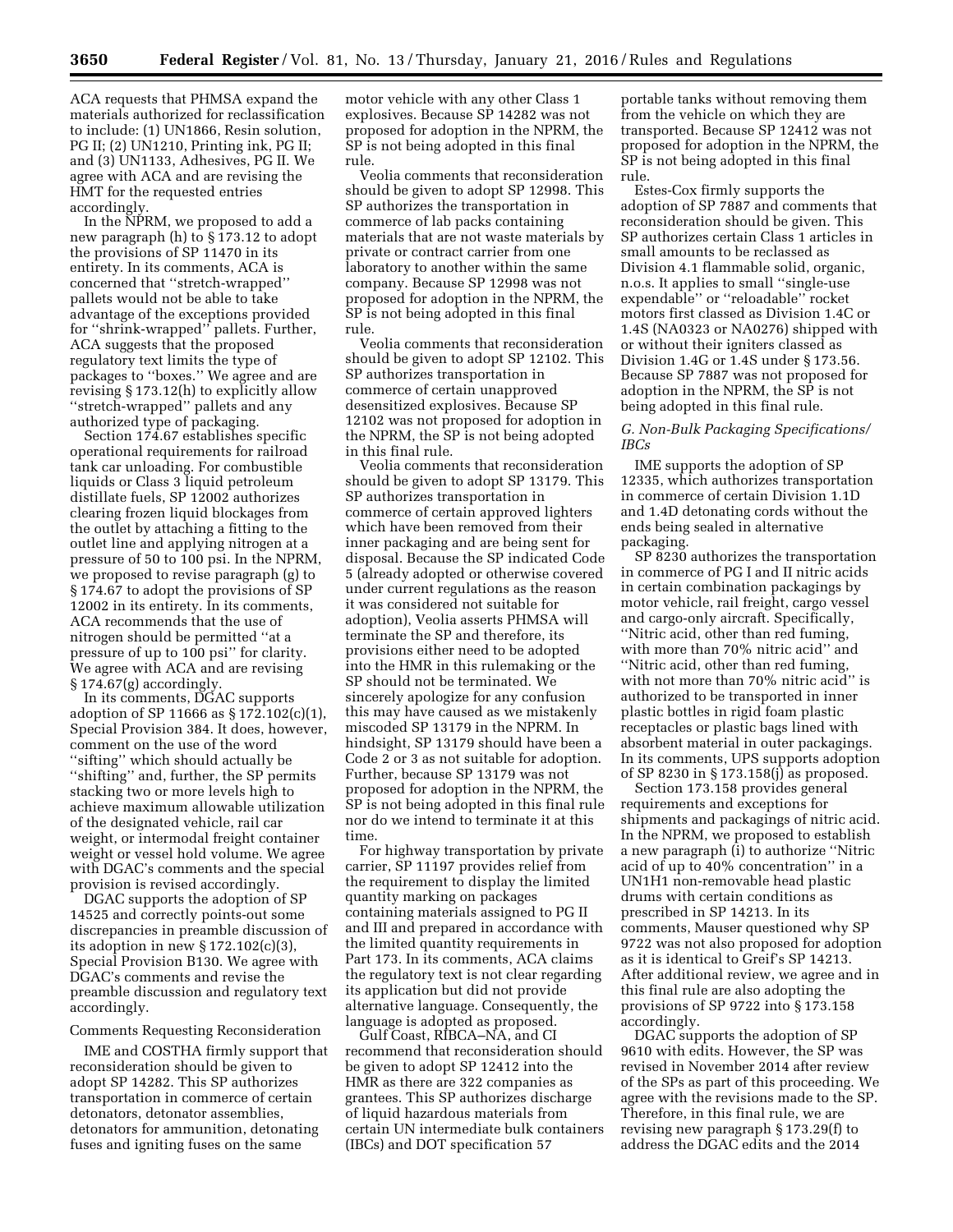ACA requests that PHMSA expand the materials authorized for reclassification to include: (1) UN1866, Resin solution, PG II; (2) UN1210, Printing ink, PG II; and (3) UN1133, Adhesives, PG II. We agree with ACA and are revising the HMT for the requested entries accordingly.

In the NPRM, we proposed to add a new paragraph (h) to § 173.12 to adopt the provisions of SP 11470 in its entirety. In its comments, ACA is concerned that ''stretch-wrapped'' pallets would not be able to take advantage of the exceptions provided for ''shrink-wrapped'' pallets. Further, ACA suggests that the proposed regulatory text limits the type of packages to ''boxes.'' We agree and are revising § 173.12(h) to explicitly allow ''stretch-wrapped'' pallets and any authorized type of packaging.

Section 174.67 establishes specific operational requirements for railroad tank car unloading. For combustible liquids or Class 3 liquid petroleum distillate fuels, SP 12002 authorizes clearing frozen liquid blockages from the outlet by attaching a fitting to the outlet line and applying nitrogen at a pressure of 50 to 100 psi. In the NPRM, we proposed to revise paragraph (g) to § 174.67 to adopt the provisions of SP 12002 in its entirety. In its comments, ACA recommends that the use of nitrogen should be permitted ''at a pressure of up to 100 psi'' for clarity. We agree with ACA and are revising § 174.67(g) accordingly.

In its comments, DGAC supports adoption of SP 11666 as § 172.102(c)(1), Special Provision 384. It does, however, comment on the use of the word ''sifting'' which should actually be ''shifting'' and, further, the SP permits stacking two or more levels high to achieve maximum allowable utilization of the designated vehicle, rail car weight, or intermodal freight container weight or vessel hold volume. We agree with DGAC's comments and the special provision is revised accordingly.

DGAC supports the adoption of SP 14525 and correctly points-out some discrepancies in preamble discussion of its adoption in new § 172.102(c)(3), Special Provision B130. We agree with DGAC's comments and revise the preamble discussion and regulatory text accordingly.

Comments Requesting Reconsideration

IME and COSTHA firmly support that reconsideration should be given to adopt SP 14282. This SP authorizes transportation in commerce of certain detonators, detonator assemblies, detonators for ammunition, detonating fuses and igniting fuses on the same motor vehicle with any other Class 1 explosives. Because SP 14282 was not proposed for adoption in the NPRM, the SP is not being adopted in this final rule.

Veolia comments that reconsideration should be given to adopt SP 12998. This SP authorizes the transportation in commerce of lab packs containing materials that are not waste materials by private or contract carrier from one laboratory to another within the same company. Because SP 12998 was not proposed for adoption in the NPRM, the SP is not being adopted in this final rule.

Veolia comments that reconsideration should be given to adopt SP 12102. This SP authorizes transportation in commerce of certain unapproved desensitized explosives. Because SP 12102 was not proposed for adoption in the NPRM, the SP is not being adopted in this final rule.

Veolia comments that reconsideration should be given to adopt SP 13179. This SP authorizes transportation in commerce of certain approved lighters which have been removed from their inner packaging and are being sent for disposal. Because the SP indicated Code 5 (already adopted or otherwise covered under current regulations as the reason it was considered not suitable for adoption), Veolia asserts PHMSA will terminate the SP and therefore, its provisions either need to be adopted into the HMR in this rulemaking or the SP should not be terminated. We sincerely apologize for any confusion this may have caused as we mistakenly miscoded SP 13179 in the NPRM. In hindsight, SP 13179 should have been a Code 2 or 3 as not suitable for adoption. Further, because SP 13179 was not proposed for adoption in the NPRM, the SP is not being adopted in this final rule nor do we intend to terminate it at this time.

For highway transportation by private carrier, SP 11197 provides relief from the requirement to display the limited quantity marking on packages containing materials assigned to PG II and III and prepared in accordance with the limited quantity requirements in Part 173. In its comments, ACA claims the regulatory text is not clear regarding its application but did not provide alternative language. Consequently, the language is adopted as proposed.

Gulf Coast, RIBCA–NA, and CI recommend that reconsideration should be given to adopt SP 12412 into the HMR as there are 322 companies as grantees. This SP authorizes discharge of liquid hazardous materials from certain UN intermediate bulk containers (IBCs) and DOT specification 57 portable tanks without removing them from the vehicle on which they are transported. Because SP 12412 was not proposed for adoption in the NPRM, the SP is not being adopted in this final rule.

Estes-Cox firmly supports the adoption of SP 7887 and comments that reconsideration should be given. This SP authorizes certain Class 1 articles in small amounts to be reclassed as Division 4.1 flammable solid, organic, n.o.s. It applies to small ''single-use expendable'' or ''reloadable'' rocket motors first classed as Division 1.4C or 1.4S (NA0323 or NA0276) shipped with or without their igniters classed as Division 1.4G or 1.4S under § 173.56. Because SP 7887 was not proposed for adoption in the NPRM, the SP is not being adopted in this final rule.

### *G. Non-Bulk Packaging Specifications/IBCs*

IME supports the adoption of SP 12335, which authorizes transportation in commerce of certain Division 1.1D and 1.4D detonating cords without the ends being sealed in alternative packaging.

SP 8230 authorizes the transportation in commerce of PG I and II nitric acids in certain combination packagings by motor vehicle, rail freight, cargo vessel and cargo-only aircraft. Specifically, ''Nitric acid, other than red fuming, with more than 70% nitric acid'' and ''Nitric acid, other than red fuming, with not more than 70% nitric acid'' is authorized to be transported in inner plastic bottles in rigid foam plastic receptacles or plastic bags lined with absorbent material in outer packagings. In its comments, UPS supports adoption of SP 8230 in § 173.158(j) as proposed.

Section 173.158 provides general requirements and exceptions for shipments and packagings of nitric acid. In the NPRM, we proposed to establish a new paragraph (i) to authorize ''Nitric acid of up to 40% concentration'' in a UN1H1 non-removable head plastic drums with certain conditions as prescribed in SP 14213. In its comments, Mauser questioned why SP 9722 was not also proposed for adoption as it is identical to Greif's SP 14213. After additional review, we agree and in this final rule are also adopting the provisions of SP 9722 into § 173.158 accordingly.

DGAC supports the adoption of SP 9610 with edits. However, the SP was revised in November 2014 after review of the SPs as part of this proceeding. We agree with the revisions made to the SP. Therefore, in this final rule, we are revising new paragraph § 173.29(f) to address the DGAC edits and the 2014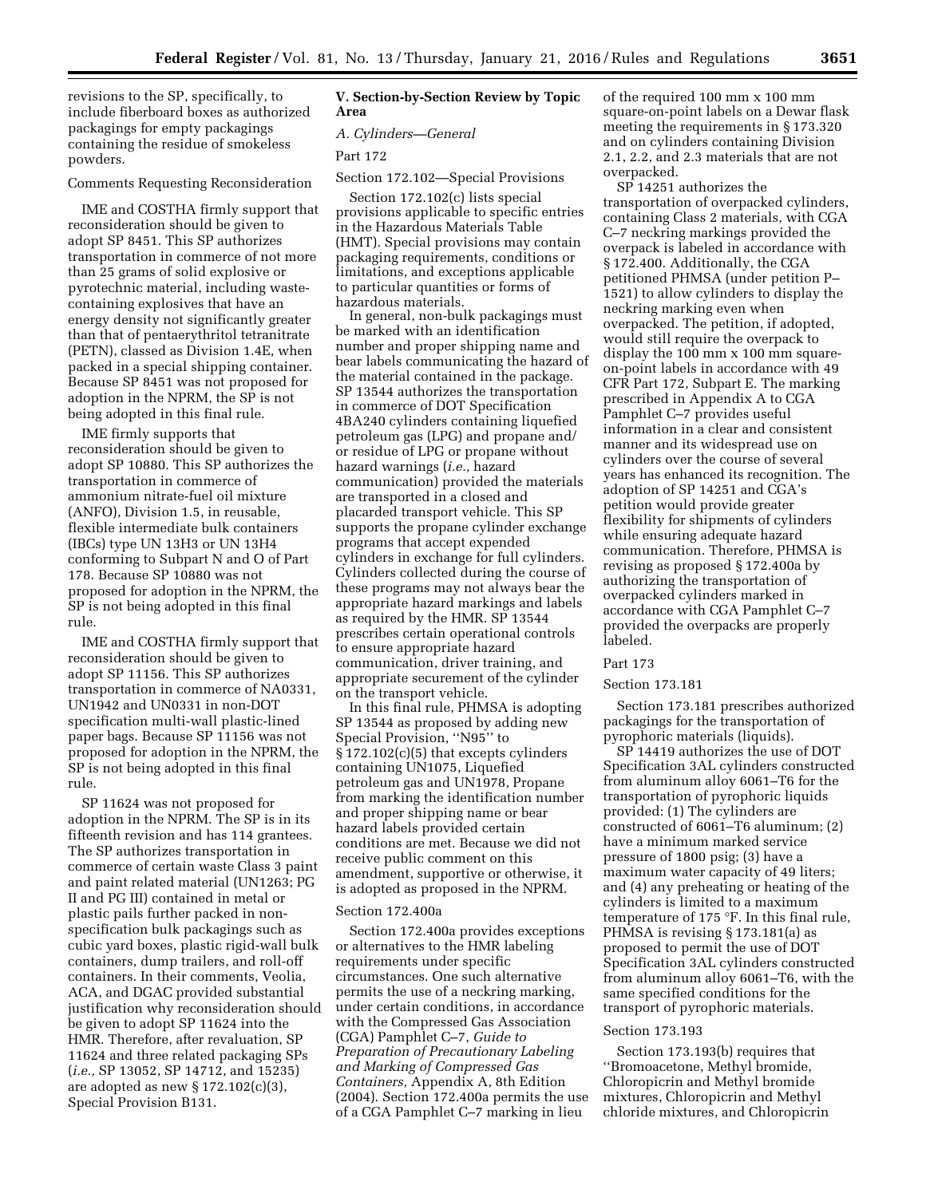revisions to the SP, specifically, to include fiberboard boxes as authorized packagings for empty packagings containing the residue of smokeless powders.

Comments Requesting Reconsideration

IME and COSTHA firmly support that reconsideration should be given to adopt SP 8451. This SP authorizes transportation in commerce of not more than 25 grams of solid explosive or pyrotechnic material, including waste-containing explosives that have an energy density not significantly greater than that of pentaerythritol tetranitrate (PETN), classed as Division 1.4E, when packed in a special shipping container. Because SP 8451 was not proposed for adoption in the NPRM, the SP is not being adopted in this final rule.

IME firmly supports that reconsideration should be given to adopt SP 10880. This SP authorizes the transportation in commerce of ammonium nitrate-fuel oil mixture (ANFO), Division 1.5, in reusable, flexible intermediate bulk containers (IBCs) type UN 13H3 or UN 13H4 conforming to Subpart N and O of Part 178. Because SP 10880 was not proposed for adoption in the NPRM, the SP is not being adopted in this final rule.

IME and COSTHA firmly support that reconsideration should be given to adopt SP 11156. This SP authorizes transportation in commerce of NA0331, UN1942 and UN0331 in non-DOT specification multi-wall plastic-lined paper bags. Because SP 11156 was not proposed for adoption in the NPRM, the SP is not being adopted in this final rule.

SP 11624 was not proposed for adoption in the NPRM. The SP is in its fifteenth revision and has 114 grantees. The SP authorizes transportation in commerce of certain waste Class 3 paint and paint related material (UN1263; PG II and PG III) contained in metal or plastic pails further packed in non-specification bulk packagings such as cubic yard boxes, plastic rigid-wall bulk containers, dump trailers, and roll-off containers. In their comments, Veolia, ACA, and DGAC provided substantial justification why reconsideration should be given to adopt SP 11624 into the HMR. Therefore, after revaluation, SP 11624 and three related packaging SPs (*i.e.,* SP 13052, SP 14712, and 15235) are adopted as new § 172.102(c)(3), Special Provision B131.

## V. Section-by-Section Review by Topic Area

### *A. Cylinders—General*

Part 172

Section 172.102—Special Provisions

Section 172.102(c) lists special provisions applicable to specific entries in the Hazardous Materials Table (HMT). Special provisions may contain packaging requirements, conditions or limitations, and exceptions applicable to particular quantities or forms of hazardous materials.

In general, non-bulk packagings must be marked with an identification number and proper shipping name and bear labels communicating the hazard of the material contained in the package. SP 13544 authorizes the transportation in commerce of DOT Specification 4BA240 cylinders containing liquefied petroleum gas (LPG) and propane and/or residue of LPG or propane without hazard warnings (*i.e.,* hazard communication) provided the materials are transported in a closed and placarded transport vehicle. This SP supports the propane cylinder exchange programs that accept expended cylinders in exchange for full cylinders. Cylinders collected during the course of these programs may not always bear the appropriate hazard markings and labels as required by the HMR. SP 13544 prescribes certain operational controls to ensure appropriate hazard communication, driver training, and appropriate securement of the cylinder on the transport vehicle.

In this final rule, PHMSA is adopting SP 13544 as proposed by adding new Special Provision, ''N95'' to § 172.102(c)(5) that excepts cylinders containing UN1075, Liquefied petroleum gas and UN1978, Propane from marking the identification number and proper shipping name or bear hazard labels provided certain conditions are met. Because we did not receive public comment on this amendment, supportive or otherwise, it is adopted as proposed in the NPRM.

Section 172.400a

Section 172.400a provides exceptions or alternatives to the HMR labeling requirements under specific circumstances. One such alternative permits the use of a neckring marking, under certain conditions, in accordance with the Compressed Gas Association (CGA) Pamphlet C–7, *Guide to Preparation of Precautionary Labeling and Marking of Compressed Gas Containers,* Appendix A, 8th Edition (2004). Section 172.400a permits the use of a CGA Pamphlet C–7 marking in lieu of the required 100 mm x 100 mm square-on-point labels on a Dewar flask meeting the requirements in § 173.320 and on cylinders containing Division 2.1, 2.2, and 2.3 materials that are not overpacked.

SP 14251 authorizes the transportation of overpacked cylinders, containing Class 2 materials, with CGA C–7 neckring markings provided the overpack is labeled in accordance with § 172.400. Additionally, the CGA petitioned PHMSA (under petition P–1521) to allow cylinders to display the neckring marking even when overpacked. The petition, if adopted, would still require the overpack to display the 100 mm x 100 mm square-on-point labels in accordance with 49 CFR Part 172, Subpart E. The marking prescribed in Appendix A to CGA Pamphlet C–7 provides useful information in a clear and consistent manner and its widespread use on cylinders over the course of several years has enhanced its recognition. The adoption of SP 14251 and CGA's petition would provide greater flexibility for shipments of cylinders while ensuring adequate hazard communication. Therefore, PHMSA is revising as proposed § 172.400a by authorizing the transportation of overpacked cylinders marked in accordance with CGA Pamphlet C–7 provided the overpacks are properly labeled.

Part 173

Section 173.181

Section 173.181 prescribes authorized packagings for the transportation of pyrophoric materials (liquids).

SP 14419 authorizes the use of DOT Specification 3AL cylinders constructed from aluminum alloy 6061–T6 for the transportation of pyrophoric liquids provided: (1) The cylinders are constructed of 6061–T6 aluminum; (2) have a minimum marked service pressure of 1800 psig; (3) have a maximum water capacity of 49 liters; and (4) any preheating or heating of the cylinders is limited to a maximum temperature of 175 °F. In this final rule, PHMSA is revising § 173.181(a) as proposed to permit the use of DOT Specification 3AL cylinders constructed from aluminum alloy 6061–T6, with the same specified conditions for the transport of pyrophoric materials.

Section 173.193

Section 173.193(b) requires that ''Bromoacetone, Methyl bromide, Chloropicrin and Methyl bromide mixtures, Chloropicrin and Methyl chloride mixtures, and Chloropicrin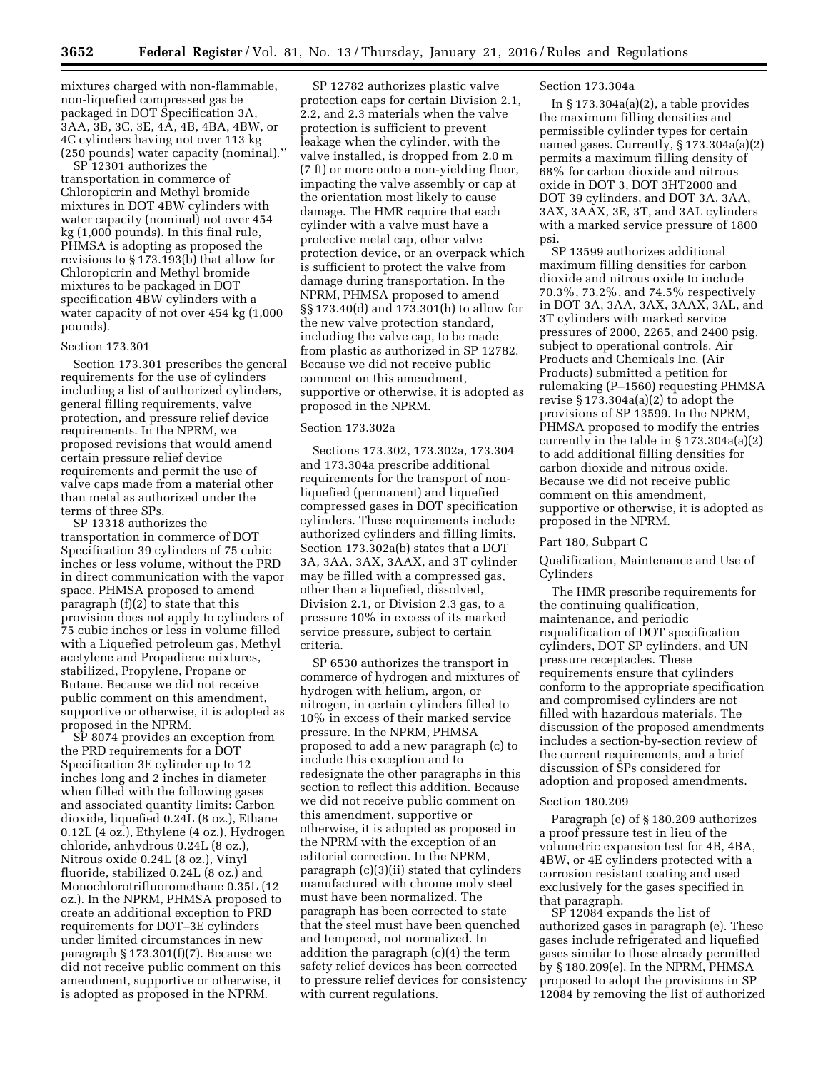mixtures charged with non-flammable, non-liquefied compressed gas be packaged in DOT Specification 3A, 3AA, 3B, 3C, 3E, 4A, 4B, 4BA, 4BW, or 4C cylinders having not over 113 kg (250 pounds) water capacity (nominal).''

SP 12301 authorizes the transportation in commerce of Chloropicrin and Methyl bromide mixtures in DOT 4BW cylinders with water capacity (nominal) not over 454 kg (1,000 pounds). In this final rule, PHMSA is adopting as proposed the revisions to § 173.193(b) that allow for Chloropicrin and Methyl bromide mixtures to be packaged in DOT specification 4BW cylinders with a water capacity of not over 454 kg (1,000 pounds).

Section 173.301

Section 173.301 prescribes the general requirements for the use of cylinders including a list of authorized cylinders, general filling requirements, valve protection, and pressure relief device requirements. In the NPRM, we proposed revisions that would amend certain pressure relief device requirements and permit the use of valve caps made from a material other than metal as authorized under the terms of three SPs.

SP 13318 authorizes the transportation in commerce of DOT Specification 39 cylinders of 75 cubic inches or less volume, without the PRD in direct communication with the vapor space. PHMSA proposed to amend paragraph (f)(2) to state that this provision does not apply to cylinders of 75 cubic inches or less in volume filled with a Liquefied petroleum gas, Methyl acetylene and Propadiene mixtures, stabilized, Propylene, Propane or Butane. Because we did not receive public comment on this amendment, supportive or otherwise, it is adopted as proposed in the NPRM.

SP 8074 provides an exception from the PRD requirements for a DOT Specification 3E cylinder up to 12 inches long and 2 inches in diameter when filled with the following gases and associated quantity limits: Carbon dioxide, liquefied 0.24L (8 oz.), Ethane 0.12L (4 oz.), Ethylene (4 oz.), Hydrogen chloride, anhydrous 0.24L (8 oz.), Nitrous oxide 0.24L (8 oz.), Vinyl fluoride, stabilized 0.24L (8 oz.) and Monochlorotrifluoromethane 0.35L (12 oz.). In the NPRM, PHMSA proposed to create an additional exception to PRD requirements for DOT–3E cylinders under limited circumstances in new paragraph § 173.301(f)(7). Because we did not receive public comment on this amendment, supportive or otherwise, it is adopted as proposed in the NPRM.

SP 12782 authorizes plastic valve protection caps for certain Division 2.1, 2.2, and 2.3 materials when the valve protection is sufficient to prevent leakage when the cylinder, with the valve installed, is dropped from 2.0 m (7 ft) or more onto a non-yielding floor, impacting the valve assembly or cap at the orientation most likely to cause damage. The HMR require that each cylinder with a valve must have a protective metal cap, other valve protection device, or an overpack which is sufficient to protect the valve from damage during transportation. In the NPRM, PHMSA proposed to amend §§ 173.40(d) and 173.301(h) to allow for the new valve protection standard, including the valve cap, to be made from plastic as authorized in SP 12782. Because we did not receive public comment on this amendment, supportive or otherwise, it is adopted as proposed in the NPRM.

Section 173.302a

Sections 173.302, 173.302a, 173.304 and 173.304a prescribe additional requirements for the transport of non-liquefied (permanent) and liquefied compressed gases in DOT specification cylinders. These requirements include authorized cylinders and filling limits. Section 173.302a(b) states that a DOT 3A, 3AA, 3AX, 3AAX, and 3T cylinder may be filled with a compressed gas, other than a liquefied, dissolved, Division 2.1, or Division 2.3 gas, to a pressure 10% in excess of its marked service pressure, subject to certain criteria.

SP 6530 authorizes the transport in commerce of hydrogen and mixtures of hydrogen with helium, argon, or nitrogen, in certain cylinders filled to 10% in excess of their marked service pressure. In the NPRM, PHMSA proposed to add a new paragraph (c) to include this exception and to redesignate the other paragraphs in this section to reflect this addition. Because we did not receive public comment on this amendment, supportive or otherwise, it is adopted as proposed in the NPRM with the exception of an editorial correction. In the NPRM, paragraph (c)(3)(ii) stated that cylinders manufactured with chrome moly steel must have been normalized. The paragraph has been corrected to state that the steel must have been quenched and tempered, not normalized. In addition the paragraph (c)(4) the term safety relief devices has been corrected to pressure relief devices for consistency with current regulations.

Section 173.304a

In § 173.304a(a)(2), a table provides the maximum filling densities and permissible cylinder types for certain named gases. Currently, § 173.304a(a)(2) permits a maximum filling density of 68% for carbon dioxide and nitrous oxide in DOT 3, DOT 3HT2000 and DOT 39 cylinders, and DOT 3A, 3AA, 3AX, 3AAX, 3E, 3T, and 3AL cylinders with a marked service pressure of 1800 psi.

SP 13599 authorizes additional maximum filling densities for carbon dioxide and nitrous oxide to include 70.3%, 73.2%, and 74.5% respectively in DOT 3A, 3AA, 3AX, 3AAX, 3AL, and 3T cylinders with marked service pressures of 2000, 2265, and 2400 psig, subject to operational controls. Air Products and Chemicals Inc. (Air Products) submitted a petition for rulemaking (P–1560) requesting PHMSA revise § 173.304a(a)(2) to adopt the provisions of SP 13599. In the NPRM, PHMSA proposed to modify the entries currently in the table in § 173.304a(a)(2) to add additional filling densities for carbon dioxide and nitrous oxide. Because we did not receive public comment on this amendment, supportive or otherwise, it is adopted as proposed in the NPRM.

Part 180, Subpart C

Qualification, Maintenance and Use of Cylinders

The HMR prescribe requirements for the continuing qualification, maintenance, and periodic requalification of DOT specification cylinders, DOT SP cylinders, and UN pressure receptacles. These requirements ensure that cylinders conform to the appropriate specification and compromised cylinders are not filled with hazardous materials. The discussion of the proposed amendments includes a section-by-section review of the current requirements, and a brief discussion of SPs considered for adoption and proposed amendments.

Section 180.209

Paragraph (e) of § 180.209 authorizes a proof pressure test in lieu of the volumetric expansion test for 4B, 4BA, 4BW, or 4E cylinders protected with a corrosion resistant coating and used exclusively for the gases specified in that paragraph.

SP 12084 expands the list of authorized gases in paragraph (e). These gases include refrigerated and liquefied gases similar to those already permitted by § 180.209(e). In the NPRM, PHMSA proposed to adopt the provisions in SP 12084 by removing the list of authorized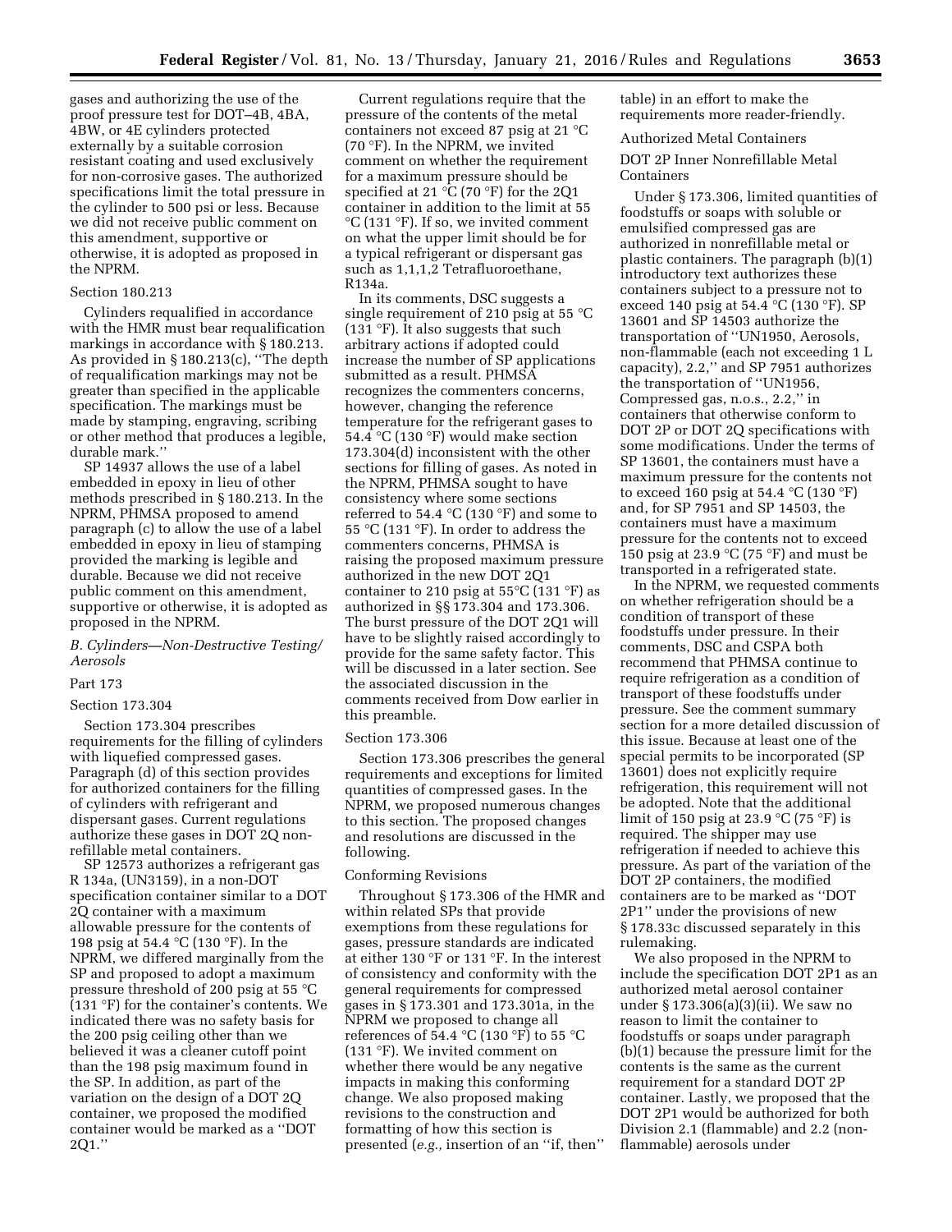gases and authorizing the use of the proof pressure test for DOT–4B, 4BA, 4BW, or 4E cylinders protected externally by a suitable corrosion resistant coating and used exclusively for non-corrosive gases. The authorized specifications limit the total pressure in the cylinder to 500 psi or less. Because we did not receive public comment on this amendment, supportive or otherwise, it is adopted as proposed in the NPRM.

Section 180.213

Cylinders requalified in accordance with the HMR must bear requalification markings in accordance with § 180.213. As provided in § 180.213(c), ''The depth of requalification markings may not be greater than specified in the applicable specification. The markings must be made by stamping, engraving, scribing or other method that produces a legible, durable mark.''

SP 14937 allows the use of a label embedded in epoxy in lieu of other methods prescribed in § 180.213. In the NPRM, PHMSA proposed to amend paragraph (c) to allow the use of a label embedded in epoxy in lieu of stamping provided the marking is legible and durable. Because we did not receive public comment on this amendment, supportive or otherwise, it is adopted as proposed in the NPRM.

*B. Cylinders—Non-Destructive Testing/ Aerosols*

Part 173

Section 173.304

Section 173.304 prescribes requirements for the filling of cylinders with liquefied compressed gases. Paragraph (d) of this section provides for authorized containers for the filling of cylinders with refrigerant and dispersant gases. Current regulations authorize these gases in DOT 2Q non-refillable metal containers.

SP 12573 authorizes a refrigerant gas R 134a, (UN3159), in a non-DOT specification container similar to a DOT 2Q container with a maximum allowable pressure for the contents of 198 psig at 54.4 °C (130 °F). In the NPRM, we differed marginally from the SP and proposed to adopt a maximum pressure threshold of 200 psig at 55 °C (131 °F) for the container's contents. We indicated there was no safety basis for the 200 psig ceiling other than we believed it was a cleaner cutoff point than the 198 psig maximum found in the SP. In addition, as part of the variation on the design of a DOT 2Q container, we proposed the modified container would be marked as a ''DOT 2Q1.''

Current regulations require that the pressure of the contents of the metal containers not exceed 87 psig at 21 °C (70 °F). In the NPRM, we invited comment on whether the requirement for a maximum pressure should be specified at 21 °C (70 °F) for the 2Q1 container in addition to the limit at 55 °C (131 °F). If so, we invited comment on what the upper limit should be for a typical refrigerant or dispersant gas such as 1,1,1,2 Tetrafluoroethane, R134a.

In its comments, DSC suggests a single requirement of 210 psig at 55 °C (131 °F). It also suggests that such arbitrary actions if adopted could increase the number of SP applications submitted as a result. PHMSA recognizes the commenters concerns, however, changing the reference temperature for the refrigerant gases to 54.4 °C (130 °F) would make section 173.304(d) inconsistent with the other sections for filling of gases. As noted in the NPRM, PHMSA sought to have consistency where some sections referred to 54.4 °C (130 °F) and some to 55 °C (131 °F). In order to address the commenters concerns, PHMSA is raising the proposed maximum pressure authorized in the new DOT 2Q1 container to 210 psig at 55°C (131 °F) as authorized in §§ 173.304 and 173.306. The burst pressure of the DOT 2Q1 will have to be slightly raised accordingly to provide for the same safety factor. This will be discussed in a later section. See the associated discussion in the comments received from Dow earlier in this preamble.

Section 173.306

Section 173.306 prescribes the general requirements and exceptions for limited quantities of compressed gases. In the NPRM, we proposed numerous changes to this section. The proposed changes and resolutions are discussed in the following.

Conforming Revisions

Throughout § 173.306 of the HMR and within related SPs that provide exemptions from these regulations for gases, pressure standards are indicated at either 130 °F or 131 °F. In the interest of consistency and conformity with the general requirements for compressed gases in § 173.301 and 173.301a, in the NPRM we proposed to change all references of 54.4 °C (130 °F) to 55 °C (131 °F). We invited comment on whether there would be any negative impacts in making this conforming change. We also proposed making revisions to the construction and formatting of how this section is presented (*e.g.,* insertion of an ''if, then'' table) in an effort to make the requirements more reader-friendly.

Authorized Metal Containers

DOT 2P Inner Nonrefillable Metal Containers

Under § 173.306, limited quantities of foodstuffs or soaps with soluble or emulsified compressed gas are authorized in nonrefillable metal or plastic containers. The paragraph (b)(1) introductory text authorizes these containers subject to a pressure not to exceed 140 psig at 54.4 °C (130 °F). SP 13601 and SP 14503 authorize the transportation of ''UN1950, Aerosols, non-flammable (each not exceeding 1 L capacity), 2.2,'' and SP 7951 authorizes the transportation of ''UN1956, Compressed gas, n.o.s., 2.2,'' in containers that otherwise conform to DOT 2P or DOT 2Q specifications with some modifications. Under the terms of SP 13601, the containers must have a maximum pressure for the contents not to exceed 160 psig at 54.4 °C (130 °F) and, for SP 7951 and SP 14503, the containers must have a maximum pressure for the contents not to exceed 150 psig at 23.9 °C (75 °F) and must be transported in a refrigerated state.

In the NPRM, we requested comments on whether refrigeration should be a condition of transport of these foodstuffs under pressure. In their comments, DSC and CSPA both recommend that PHMSA continue to require refrigeration as a condition of transport of these foodstuffs under pressure. See the comment summary section for a more detailed discussion of this issue. Because at least one of the special permits to be incorporated (SP 13601) does not explicitly require refrigeration, this requirement will not be adopted. Note that the additional limit of 150 psig at 23.9 °C (75 °F) is required. The shipper may use refrigeration if needed to achieve this pressure. As part of the variation of the DOT 2P containers, the modified containers are to be marked as ''DOT 2P1'' under the provisions of new § 178.33c discussed separately in this rulemaking.

We also proposed in the NPRM to include the specification DOT 2P1 as an authorized metal aerosol container under § 173.306(a)(3)(ii). We saw no reason to limit the container to foodstuffs or soaps under paragraph (b)(1) because the pressure limit for the contents is the same as the current requirement for a standard DOT 2P container. Lastly, we proposed that the DOT 2P1 would be authorized for both Division 2.1 (flammable) and 2.2 (non-flammable) aerosols under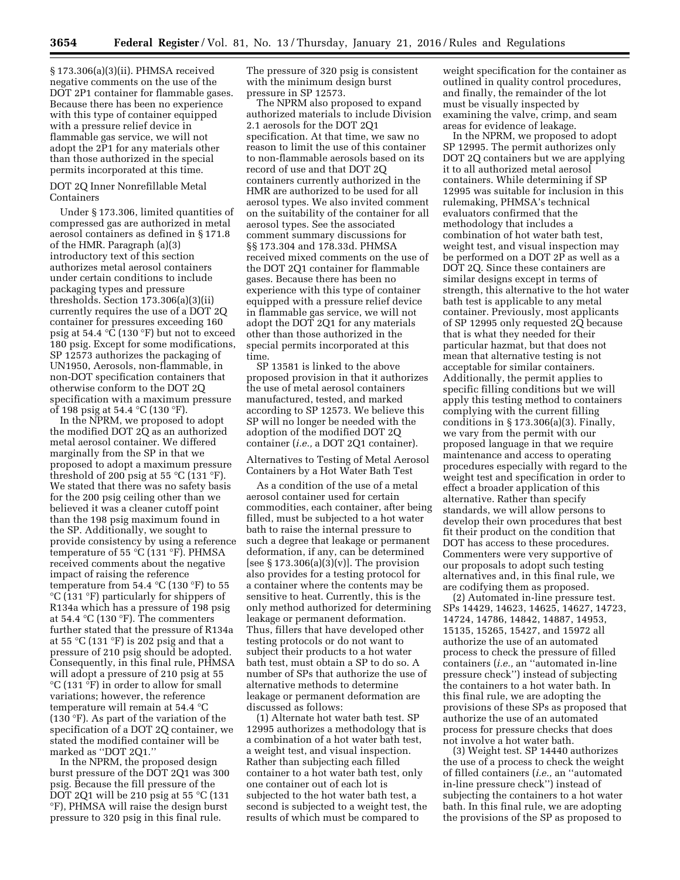§ 173.306(a)(3)(ii). PHMSA received negative comments on the use of the DOT 2P1 container for flammable gases. Because there has been no experience with this type of container equipped with a pressure relief device in flammable gas service, we will not adopt the 2P1 for any materials other than those authorized in the special permits incorporated at this time.

DOT 2Q Inner Nonrefillable Metal Containers

Under § 173.306, limited quantities of compressed gas are authorized in metal aerosol containers as defined in § 171.8 of the HMR. Paragraph (a)(3) introductory text of this section authorizes metal aerosol containers under certain conditions to include packaging types and pressure thresholds. Section 173.306(a)(3)(ii) currently requires the use of a DOT 2Q container for pressures exceeding 160 psig at 54.4 °C (130 °F) but not to exceed 180 psig. Except for some modifications, SP 12573 authorizes the packaging of UN1950, Aerosols, non-flammable, in non-DOT specification containers that otherwise conform to the DOT 2Q specification with a maximum pressure of 198 psig at 54.4 °C (130 °F).

In the NPRM, we proposed to adopt the modified DOT 2Q as an authorized metal aerosol container. We differed marginally from the SP in that we proposed to adopt a maximum pressure threshold of 200 psig at 55 °C (131 °F). We stated that there was no safety basis for the 200 psig ceiling other than we believed it was a cleaner cutoff point than the 198 psig maximum found in the SP. Additionally, we sought to provide consistency by using a reference temperature of 55 °C (131 °F). PHMSA received comments about the negative impact of raising the reference temperature from 54.4 °C (130 °F) to 55 °C (131 °F) particularly for shippers of R134a which has a pressure of 198 psig at 54.4 °C (130 °F). The commenters further stated that the pressure of R134a at 55 °C (131 °F) is 202 psig and that a pressure of 210 psig should be adopted. Consequently, in this final rule, PHMSA will adopt a pressure of 210 psig at 55 °C (131 °F) in order to allow for small variations; however, the reference temperature will remain at 54.4 °C (130 °F). As part of the variation of the specification of a DOT 2Q container, we stated the modified container will be marked as ''DOT 2Q1.''

In the NPRM, the proposed design burst pressure of the DOT 2Q1 was 300 psig. Because the fill pressure of the DOT 2Q1 will be 210 psig at 55 °C (131 °F), PHMSA will raise the design burst pressure to 320 psig in this final rule. The pressure of 320 psig is consistent with the minimum design burst pressure in SP 12573.

The NPRM also proposed to expand authorized materials to include Division 2.1 aerosols for the DOT 2Q1 specification. At that time, we saw no reason to limit the use of this container to non-flammable aerosols based on its record of use and that DOT 2Q containers currently authorized in the HMR are authorized to be used for all aerosol types. We also invited comment on the suitability of the container for all aerosol types. See the associated comment summary discussions for §§ 173.304 and 178.33d. PHMSA received mixed comments on the use of the DOT 2Q1 container for flammable gases. Because there has been no experience with this type of container equipped with a pressure relief device in flammable gas service, we will not adopt the DOT 2Q1 for any materials other than those authorized in the special permits incorporated at this time.

SP 13581 is linked to the above proposed provision in that it authorizes the use of metal aerosol containers manufactured, tested, and marked according to SP 12573. We believe this SP will no longer be needed with the adoption of the modified DOT 2Q container (*i.e.,* a DOT 2Q1 container).

Alternatives to Testing of Metal Aerosol Containers by a Hot Water Bath Test

As a condition of the use of a metal aerosol container used for certain commodities, each container, after being filled, must be subjected to a hot water bath to raise the internal pressure to such a degree that leakage or permanent deformation, if any, can be determined [see § 173.306(a)(3)(v)]. The provision also provides for a testing protocol for a container where the contents may be sensitive to heat. Currently, this is the only method authorized for determining leakage or permanent deformation. Thus, fillers that have developed other testing protocols or do not want to subject their products to a hot water bath test, must obtain a SP to do so. A number of SPs that authorize the use of alternative methods to determine leakage or permanent deformation are discussed as follows:

(1) Alternate hot water bath test. SP 12995 authorizes a methodology that is a combination of a hot water bath test, a weight test, and visual inspection. Rather than subjecting each filled container to a hot water bath test, only one container out of each lot is subjected to the hot water bath test, a second is subjected to a weight test, the results of which must be compared to weight specification for the container as outlined in quality control procedures, and finally, the remainder of the lot must be visually inspected by examining the valve, crimp, and seam areas for evidence of leakage.

In the NPRM, we proposed to adopt SP 12995. The permit authorizes only DOT 2Q containers but we are applying it to all authorized metal aerosol containers. While determining if SP 12995 was suitable for inclusion in this rulemaking, PHMSA's technical evaluators confirmed that the methodology that includes a combination of hot water bath test, weight test, and visual inspection may be performed on a DOT 2P as well as a DOT 2Q. Since these containers are similar designs except in terms of strength, this alternative to the hot water bath test is applicable to any metal container. Previously, most applicants of SP 12995 only requested 2Q because that is what they needed for their particular hazmat, but that does not mean that alternative testing is not acceptable for similar containers. Additionally, the permit applies to specific filling conditions but we will apply this testing method to containers complying with the current filling conditions in § 173.306(a)(3). Finally, we vary from the permit with our proposed language in that we require maintenance and access to operating procedures especially with regard to the weight test and specification in order to effect a broader application of this alternative. Rather than specify standards, we will allow persons to develop their own procedures that best fit their product on the condition that DOT has access to these procedures. Commenters were very supportive of our proposals to adopt such testing alternatives and, in this final rule, we are codifying them as proposed.

(2) Automated in-line pressure test. SPs 14429, 14623, 14625, 14627, 14723, 14724, 14786, 14842, 14887, 14953, 15135, 15265, 15427, and 15972 all authorize the use of an automated process to check the pressure of filled containers (*i.e.,* an ''automated in-line pressure check'') instead of subjecting the containers to a hot water bath. In this final rule, we are adopting the provisions of these SPs as proposed that authorize the use of an automated process for pressure checks that does not involve a hot water bath.

(3) Weight test. SP 14440 authorizes the use of a process to check the weight of filled containers (*i.e.,* an ''automated in-line pressure check'') instead of subjecting the containers to a hot water bath. In this final rule, we are adopting the provisions of the SP as proposed to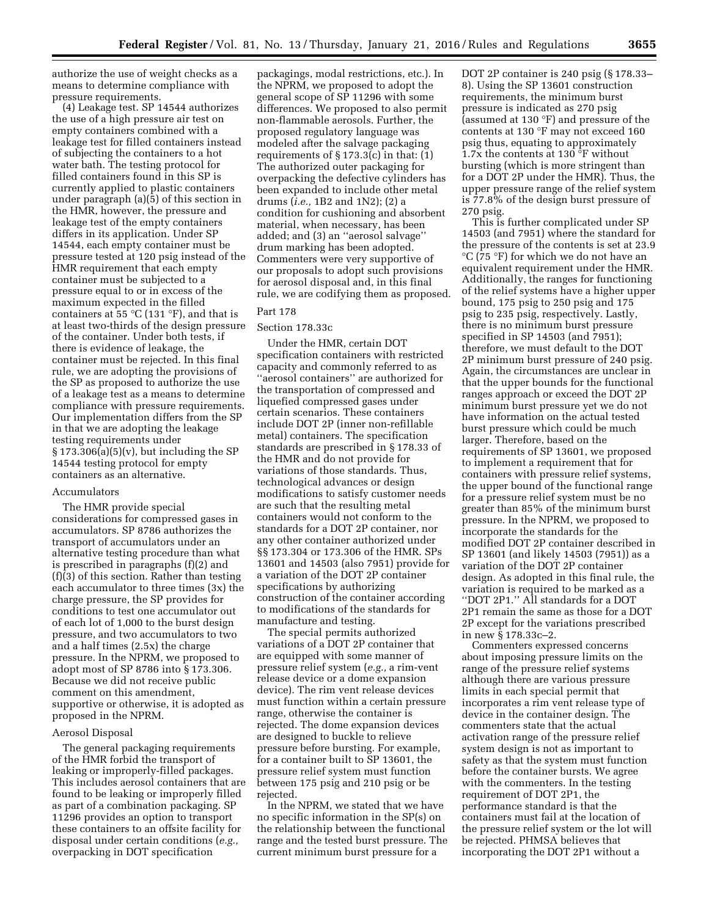authorize the use of weight checks as a means to determine compliance with pressure requirements.

(4) Leakage test. SP 14544 authorizes the use of a high pressure air test on empty containers combined with a leakage test for filled containers instead of subjecting the containers to a hot water bath. The testing protocol for filled containers found in this SP is currently applied to plastic containers under paragraph (a)(5) of this section in the HMR, however, the pressure and leakage test of the empty containers differs in its application. Under SP 14544, each empty container must be pressure tested at 120 psig instead of the HMR requirement that each empty container must be subjected to a pressure equal to or in excess of the maximum expected in the filled containers at 55 °C (131 °F), and that is at least two-thirds of the design pressure of the container. Under both tests, if there is evidence of leakage, the container must be rejected. In this final rule, we are adopting the provisions of the SP as proposed to authorize the use of a leakage test as a means to determine compliance with pressure requirements. Our implementation differs from the SP in that we are adopting the leakage testing requirements under § 173.306(a)(5)(v), but including the SP 14544 testing protocol for empty containers as an alternative.

Accumulators

The HMR provide special considerations for compressed gases in accumulators. SP 8786 authorizes the transport of accumulators under an alternative testing procedure than what is prescribed in paragraphs (f)(2) and (f)(3) of this section. Rather than testing each accumulator to three times (3x) the charge pressure, the SP provides for conditions to test one accumulator out of each lot of 1,000 to the burst design pressure, and two accumulators to two and a half times (2.5x) the charge pressure. In the NPRM, we proposed to adopt most of SP 8786 into § 173.306. Because we did not receive public comment on this amendment, supportive or otherwise, it is adopted as proposed in the NPRM.

Aerosol Disposal

The general packaging requirements of the HMR forbid the transport of leaking or improperly-filled packages. This includes aerosol containers that are found to be leaking or improperly filled as part of a combination packaging. SP 11296 provides an option to transport these containers to an offsite facility for disposal under certain conditions (*e.g.,* overpacking in DOT specification packagings, modal restrictions, etc.). In the NPRM, we proposed to adopt the general scope of SP 11296 with some differences. We proposed to also permit non-flammable aerosols. Further, the proposed regulatory language was modeled after the salvage packaging requirements of § 173.3(c) in that: (1) The authorized outer packaging for overpacking the defective cylinders has been expanded to include other metal drums (*i.e.,* 1B2 and 1N2); (2) a condition for cushioning and absorbent material, when necessary, has been added; and (3) an ''aerosol salvage'' drum marking has been adopted. Commenters were very supportive of our proposals to adopt such provisions for aerosol disposal and, in this final rule, we are codifying them as proposed.

Part 178

Section 178.33c

Under the HMR, certain DOT specification containers with restricted capacity and commonly referred to as ''aerosol containers'' are authorized for the transportation of compressed and liquefied compressed gases under certain scenarios. These containers include DOT 2P (inner non-refillable metal) containers. The specification standards are prescribed in § 178.33 of the HMR and do not provide for variations of those standards. Thus, technological advances or design modifications to satisfy customer needs are such that the resulting metal containers would not conform to the standards for a DOT 2P container, nor any other container authorized under §§ 173.304 or 173.306 of the HMR. SPs 13601 and 14503 (also 7951) provide for a variation of the DOT 2P container specifications by authorizing construction of the container according to modifications of the standards for manufacture and testing.

The special permits authorized variations of a DOT 2P container that are equipped with some manner of pressure relief system (*e.g.,* a rim-vent release device or a dome expansion device). The rim vent release devices must function within a certain pressure range, otherwise the container is rejected. The dome expansion devices are designed to buckle to relieve pressure before bursting. For example, for a container built to SP 13601, the pressure relief system must function between 175 psig and 210 psig or be rejected.

In the NPRM, we stated that we have no specific information in the SP(s) on the relationship between the functional range and the tested burst pressure. The current minimum burst pressure for a DOT 2P container is 240 psig (§ 178.33–8). Using the SP 13601 construction requirements, the minimum burst pressure is indicated as 270 psig (assumed at 130 °F) and pressure of the contents at 130 °F may not exceed 160 psig thus, equating to approximately 1.7x the contents at 130 °F without bursting (which is more stringent than for a DOT 2P under the HMR). Thus, the upper pressure range of the relief system is 77.8% of the design burst pressure of 270 psig.

This is further complicated under SP 14503 (and 7951) where the standard for the pressure of the contents is set at 23.9 °C (75 °F) for which we do not have an equivalent requirement under the HMR. Additionally, the ranges for functioning of the relief systems have a higher upper bound, 175 psig to 250 psig and 175 psig to 235 psig, respectively. Lastly, there is no minimum burst pressure specified in SP 14503 (and 7951); therefore, we must default to the DOT 2P minimum burst pressure of 240 psig. Again, the circumstances are unclear in that the upper bounds for the functional ranges approach or exceed the DOT 2P minimum burst pressure yet we do not have information on the actual tested burst pressure which could be much larger. Therefore, based on the requirements of SP 13601, we proposed to implement a requirement that for containers with pressure relief systems, the upper bound of the functional range for a pressure relief system must be no greater than 85% of the minimum burst pressure. In the NPRM, we proposed to incorporate the standards for the modified DOT 2P container described in SP 13601 (and likely 14503 (7951)) as a variation of the DOT 2P container design. As adopted in this final rule, the variation is required to be marked as a ''DOT 2P1.'' All standards for a DOT 2P1 remain the same as those for a DOT 2P except for the variations prescribed in new § 178.33c–2.

Commenters expressed concerns about imposing pressure limits on the range of the pressure relief systems although there are various pressure limits in each special permit that incorporates a rim vent release type of device in the container design. The commenters state that the actual activation range of the pressure relief system design is not as important to safety as that the system must function before the container bursts. We agree with the commenters. In the testing requirement of DOT 2P1, the performance standard is that the containers must fail at the location of the pressure relief system or the lot will be rejected. PHMSA believes that incorporating the DOT 2P1 without a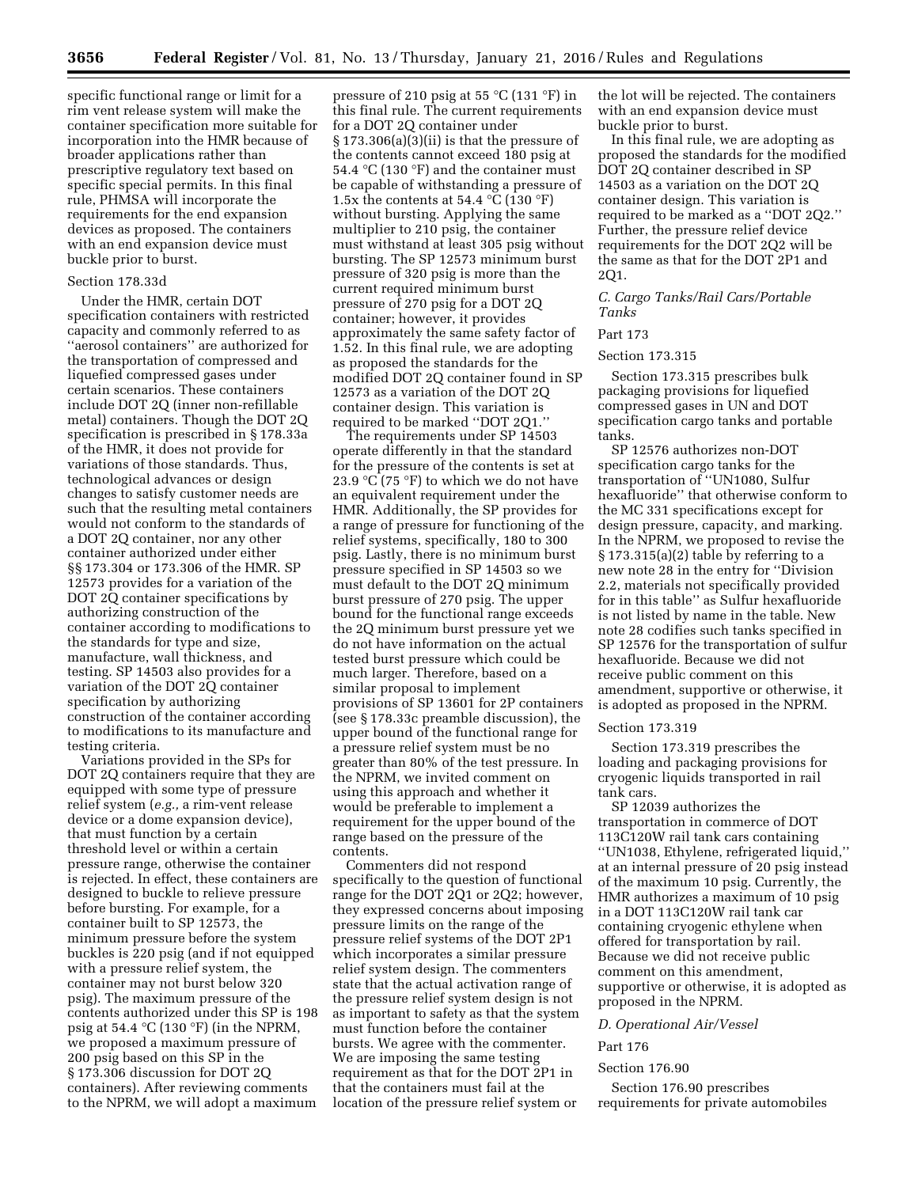specific functional range or limit for a rim vent release system will make the container specification more suitable for incorporation into the HMR because of broader applications rather than prescriptive regulatory text based on specific special permits. In this final rule, PHMSA will incorporate the requirements for the end expansion devices as proposed. The containers with an end expansion device must buckle prior to burst.

Section 178.33d

Under the HMR, certain DOT specification containers with restricted capacity and commonly referred to as ''aerosol containers'' are authorized for the transportation of compressed and liquefied compressed gases under certain scenarios. These containers include DOT 2Q (inner non-refillable metal) containers. Though the DOT 2Q specification is prescribed in § 178.33a of the HMR, it does not provide for variations of those standards. Thus, technological advances or design changes to satisfy customer needs are such that the resulting metal containers would not conform to the standards of a DOT 2Q container, nor any other container authorized under either §§ 173.304 or 173.306 of the HMR. SP 12573 provides for a variation of the DOT 2Q container specifications by authorizing construction of the container according to modifications to the standards for type and size, manufacture, wall thickness, and testing. SP 14503 also provides for a variation of the DOT 2Q container specification by authorizing construction of the container according to modifications to its manufacture and testing criteria.

Variations provided in the SPs for DOT 2Q containers require that they are equipped with some type of pressure relief system (*e.g.,* a rim-vent release device or a dome expansion device), that must function by a certain threshold level or within a certain pressure range, otherwise the container is rejected. In effect, these containers are designed to buckle to relieve pressure before bursting. For example, for a container built to SP 12573, the minimum pressure before the system buckles is 220 psig (and if not equipped with a pressure relief system, the container may not burst below 320 psig). The maximum pressure of the contents authorized under this SP is 198 psig at 54.4 °C (130 °F) (in the NPRM, we proposed a maximum pressure of 200 psig based on this SP in the § 173.306 discussion for DOT 2Q containers). After reviewing comments to the NPRM, we will adopt a maximum pressure of 210 psig at 55 °C (131 °F) in this final rule. The current requirements for a DOT 2Q container under § 173.306(a)(3)(ii) is that the pressure of the contents cannot exceed 180 psig at 54.4 °C (130 °F) and the container must be capable of withstanding a pressure of 1.5x the contents at 54.4 °C (130 °F) without bursting. Applying the same multiplier to 210 psig, the container must withstand at least 305 psig without bursting. The SP 12573 minimum burst pressure of 320 psig is more than the current required minimum burst pressure of 270 psig for a DOT 2Q container; however, it provides approximately the same safety factor of 1.52. In this final rule, we are adopting as proposed the standards for the modified DOT 2Q container found in SP 12573 as a variation of the DOT 2Q container design. This variation is required to be marked ''DOT 2Q1.''

The requirements under SP 14503 operate differently in that the standard for the pressure of the contents is set at 23.9 °C (75 °F) to which we do not have an equivalent requirement under the HMR. Additionally, the SP provides for a range of pressure for functioning of the relief systems, specifically, 180 to 300 psig. Lastly, there is no minimum burst pressure specified in SP 14503 so we must default to the DOT 2Q minimum burst pressure of 270 psig. The upper bound for the functional range exceeds the 2Q minimum burst pressure yet we do not have information on the actual tested burst pressure which could be much larger. Therefore, based on a similar proposal to implement provisions of SP 13601 for 2P containers (see § 178.33c preamble discussion), the upper bound of the functional range for a pressure relief system must be no greater than 80% of the test pressure. In the NPRM, we invited comment on using this approach and whether it would be preferable to implement a requirement for the upper bound of the range based on the pressure of the contents.

Commenters did not respond specifically to the question of functional range for the DOT 2Q1 or 2Q2; however, they expressed concerns about imposing pressure limits on the range of the pressure relief systems of the DOT 2P1 which incorporates a similar pressure relief system design. The commenters state that the actual activation range of the pressure relief system design is not as important to safety as that the system must function before the container bursts. We agree with the commenter. We are imposing the same testing requirement as that for the DOT 2P1 in that the containers must fail at the location of the pressure relief system or the lot will be rejected. The containers with an end expansion device must buckle prior to burst.

In this final rule, we are adopting as proposed the standards for the modified DOT 2Q container described in SP 14503 as a variation on the DOT 2Q container design. This variation is required to be marked as a ''DOT 2Q2.'' Further, the pressure relief device requirements for the DOT 2Q2 will be the same as that for the DOT 2P1 and 2Q1.

*C. Cargo Tanks/Rail Cars/Portable Tanks*

Part 173

Section 173.315

Section 173.315 prescribes bulk packaging provisions for liquefied compressed gases in UN and DOT specification cargo tanks and portable tanks.

SP 12576 authorizes non-DOT specification cargo tanks for the transportation of ''UN1080, Sulfur hexafluoride'' that otherwise conform to the MC 331 specifications except for design pressure, capacity, and marking. In the NPRM, we proposed to revise the § 173.315(a)(2) table by referring to a new note 28 in the entry for ''Division 2.2, materials not specifically provided for in this table'' as Sulfur hexafluoride is not listed by name in the table. New note 28 codifies such tanks specified in SP 12576 for the transportation of sulfur hexafluoride. Because we did not receive public comment on this amendment, supportive or otherwise, it is adopted as proposed in the NPRM.

Section 173.319

Section 173.319 prescribes the loading and packaging provisions for cryogenic liquids transported in rail tank cars.

SP 12039 authorizes the transportation in commerce of DOT 113C120W rail tank cars containing ''UN1038, Ethylene, refrigerated liquid,'' at an internal pressure of 20 psig instead of the maximum 10 psig. Currently, the HMR authorizes a maximum of 10 psig in a DOT 113C120W rail tank car containing cryogenic ethylene when offered for transportation by rail. Because we did not receive public comment on this amendment, supportive or otherwise, it is adopted as proposed in the NPRM.

*D. Operational Air/Vessel*

Part 176

Section 176.90

Section 176.90 prescribes requirements for private automobiles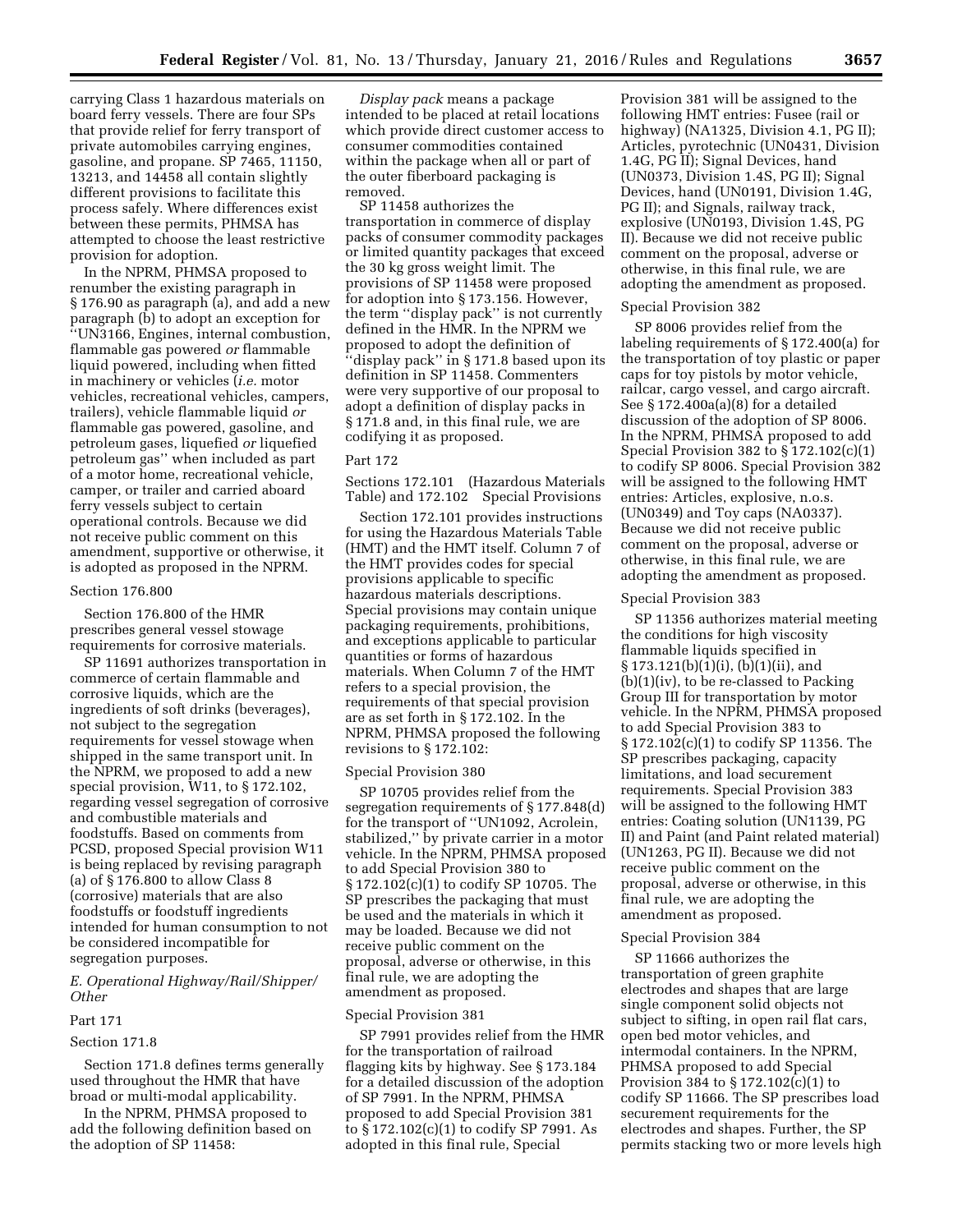carrying Class 1 hazardous materials on board ferry vessels. There are four SPs that provide relief for ferry transport of private automobiles carrying engines, gasoline, and propane. SP 7465, 11150, 13213, and 14458 all contain slightly different provisions to facilitate this process safely. Where differences exist between these permits, PHMSA has attempted to choose the least restrictive provision for adoption.

In the NPRM, PHMSA proposed to renumber the existing paragraph in § 176.90 as paragraph (a), and add a new paragraph (b) to adopt an exception for "UN3166, Engines, internal combustion, flammable gas powered *or* flammable liquid powered, including when fitted in machinery or vehicles (*i.e.* motor vehicles, recreational vehicles, campers, trailers), vehicle flammable liquid *or* flammable gas powered, gasoline, and petroleum gases, liquefied *or* liquefied petroleum gas" when included as part of a motor home, recreational vehicle, camper, or trailer and carried aboard ferry vessels subject to certain operational controls. Because we did not receive public comment on this amendment, supportive or otherwise, it is adopted as proposed in the NPRM.

Section 176.800

Section 176.800 of the HMR prescribes general vessel stowage requirements for corrosive materials.

SP 11691 authorizes transportation in commerce of certain flammable and corrosive liquids, which are the ingredients of soft drinks (beverages), not subject to the segregation requirements for vessel stowage when shipped in the same transport unit. In the NPRM, we proposed to add a new special provision, W11, to § 172.102, regarding vessel segregation of corrosive and combustible materials and foodstuffs. Based on comments from PCSD, proposed Special provision W11 is being replaced by revising paragraph (a) of § 176.800 to allow Class 8 (corrosive) materials that are also foodstuffs or foodstuff ingredients intended for human consumption to not be considered incompatible for segregation purposes.

*E. Operational Highway/Rail/Shipper/ Other*

Part 171

Section 171.8

Section 171.8 defines terms generally used throughout the HMR that have broad or multi-modal applicability.

In the NPRM, PHMSA proposed to add the following definition based on the adoption of SP 11458:

*Display pack* means a package intended to be placed at retail locations which provide direct customer access to consumer commodities contained within the package when all or part of the outer fiberboard packaging is removed.

SP 11458 authorizes the transportation in commerce of display packs of consumer commodity packages or limited quantity packages that exceed the 30 kg gross weight limit. The provisions of SP 11458 were proposed for adoption into § 173.156. However, the term "display pack" is not currently defined in the HMR. In the NPRM we proposed to adopt the definition of "display pack" in § 171.8 based upon its definition in SP 11458. Commenters were very supportive of our proposal to adopt a definition of display packs in § 171.8 and, in this final rule, we are codifying it as proposed.

Part 172

Sections 172.101 (Hazardous Materials Table) and 172.102 Special Provisions

Section 172.101 provides instructions for using the Hazardous Materials Table (HMT) and the HMT itself. Column 7 of the HMT provides codes for special provisions applicable to specific hazardous materials descriptions. Special provisions may contain unique packaging requirements, prohibitions, and exceptions applicable to particular quantities or forms of hazardous materials. When Column 7 of the HMT refers to a special provision, the requirements of that special provision are as set forth in § 172.102. In the NPRM, PHMSA proposed the following revisions to § 172.102:

Special Provision 380

SP 10705 provides relief from the segregation requirements of § 177.848(d) for the transport of "UN1092, Acrolein, stabilized," by private carrier in a motor vehicle. In the NPRM, PHMSA proposed to add Special Provision 380 to § 172.102(c)(1) to codify SP 10705. The SP prescribes the packaging that must be used and the materials in which it may be loaded. Because we did not receive public comment on the proposal, adverse or otherwise, in this final rule, we are adopting the amendment as proposed.

Special Provision 381

SP 7991 provides relief from the HMR for the transportation of railroad flagging kits by highway. See § 173.184 for a detailed discussion of the adoption of SP 7991. In the NPRM, PHMSA proposed to add Special Provision 381 to § 172.102(c)(1) to codify SP 7991. As adopted in this final rule, Special Provision 381 will be assigned to the following HMT entries: Fusee (rail or highway) (NA1325, Division 4.1, PG II); Articles, pyrotechnic (UN0431, Division 1.4G, PG II); Signal Devices, hand (UN0373, Division 1.4S, PG II); Signal Devices, hand (UN0191, Division 1.4G, PG II); and Signals, railway track, explosive (UN0193, Division 1.4S, PG II). Because we did not receive public comment on the proposal, adverse or otherwise, in this final rule, we are adopting the amendment as proposed.

Special Provision 382

SP 8006 provides relief from the labeling requirements of § 172.400(a) for the transportation of toy plastic or paper caps for toy pistols by motor vehicle, railcar, cargo vessel, and cargo aircraft. See § 172.400a(a)(8) for a detailed discussion of the adoption of SP 8006. In the NPRM, PHMSA proposed to add Special Provision 382 to § 172.102(c)(1) to codify SP 8006. Special Provision 382 will be assigned to the following HMT entries: Articles, explosive, n.o.s. (UN0349) and Toy caps (NA0337). Because we did not receive public comment on the proposal, adverse or otherwise, in this final rule, we are adopting the amendment as proposed.

Special Provision 383

SP 11356 authorizes material meeting the conditions for high viscosity flammable liquids specified in § 173.121(b)(1)(i), (b)(1)(ii), and (b)(1)(iv), to be re-classed to Packing Group III for transportation by motor vehicle. In the NPRM, PHMSA proposed to add Special Provision 383 to § 172.102(c)(1) to codify SP 11356. The SP prescribes packaging, capacity limitations, and load securement requirements. Special Provision 383 will be assigned to the following HMT entries: Coating solution (UN1139, PG II) and Paint (and Paint related material) (UN1263, PG II). Because we did not receive public comment on the proposal, adverse or otherwise, in this final rule, we are adopting the amendment as proposed.

Special Provision 384

SP 11666 authorizes the transportation of green graphite electrodes and shapes that are large single component solid objects not subject to sifting, in open rail flat cars, open bed motor vehicles, and intermodal containers. In the NPRM, PHMSA proposed to add Special Provision 384 to § 172.102(c)(1) to codify SP 11666. The SP prescribes load securement requirements for the electrodes and shapes. Further, the SP permits stacking two or more levels high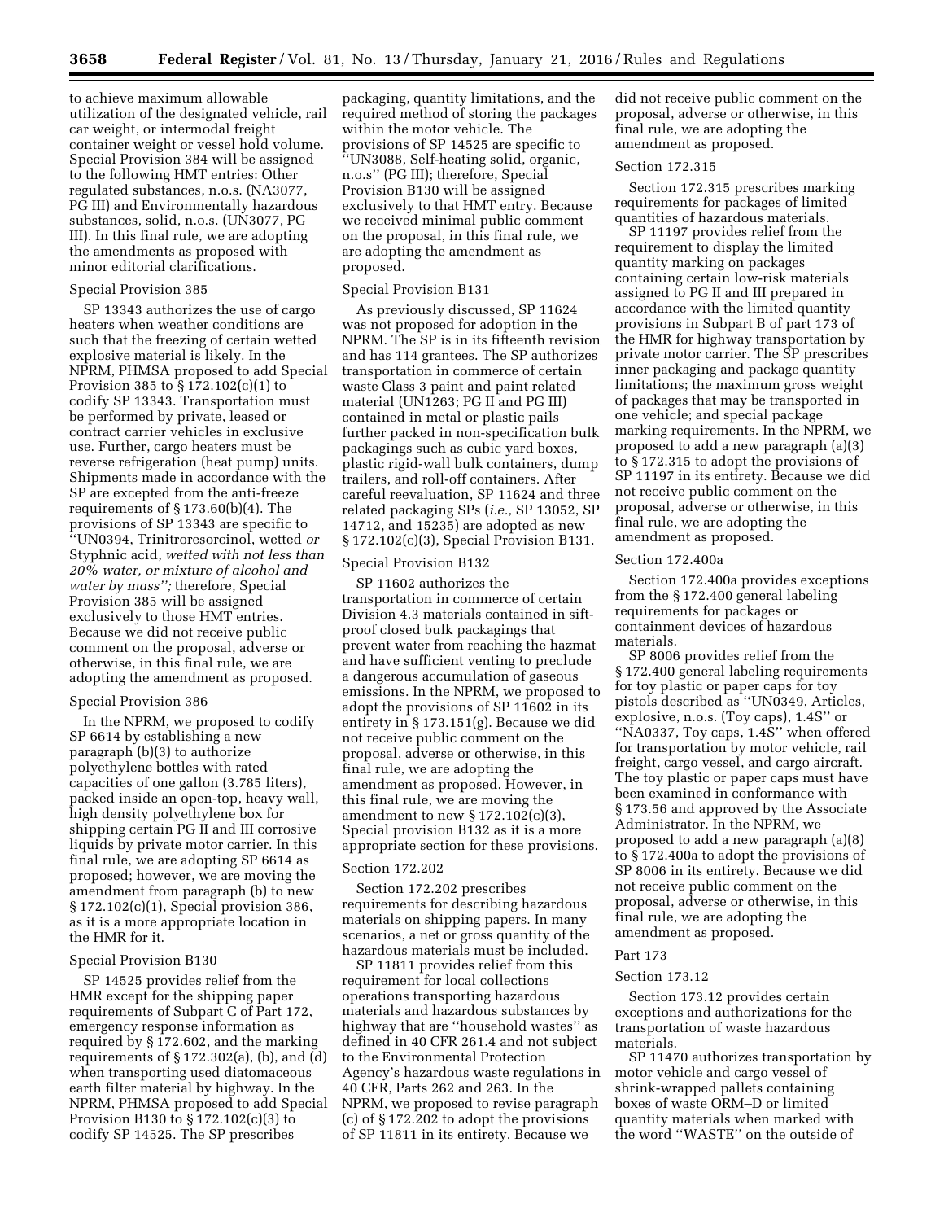to achieve maximum allowable utilization of the designated vehicle, rail car weight, or intermodal freight container weight or vessel hold volume. Special Provision 384 will be assigned to the following HMT entries: Other regulated substances, n.o.s. (NA3077, PG III) and Environmentally hazardous substances, solid, n.o.s. (UN3077, PG III). In this final rule, we are adopting the amendments as proposed with minor editorial clarifications.

Special Provision 385

SP 13343 authorizes the use of cargo heaters when weather conditions are such that the freezing of certain wetted explosive material is likely. In the NPRM, PHMSA proposed to add Special Provision 385 to § 172.102(c)(1) to codify SP 13343. Transportation must be performed by private, leased or contract carrier vehicles in exclusive use. Further, cargo heaters must be reverse refrigeration (heat pump) units. Shipments made in accordance with the SP are excepted from the anti-freeze requirements of § 173.60(b)(4). The provisions of SP 13343 are specific to ''UN0394, Trinitroresorcinol, wetted *or* Styphnic acid, *wetted with not less than 20% water, or mixture of alcohol and water by mass'';* therefore, Special Provision 385 will be assigned exclusively to those HMT entries. Because we did not receive public comment on the proposal, adverse or otherwise, in this final rule, we are adopting the amendment as proposed.

Special Provision 386

In the NPRM, we proposed to codify SP 6614 by establishing a new paragraph (b)(3) to authorize polyethylene bottles with rated capacities of one gallon (3.785 liters), packed inside an open-top, heavy wall, high density polyethylene box for shipping certain PG II and III corrosive liquids by private motor carrier. In this final rule, we are adopting SP 6614 as proposed; however, we are moving the amendment from paragraph (b) to new § 172.102(c)(1), Special provision 386, as it is a more appropriate location in the HMR for it.

Special Provision B130

SP 14525 provides relief from the HMR except for the shipping paper requirements of Subpart C of Part 172, emergency response information as required by § 172.602, and the marking requirements of § 172.302(a), (b), and (d) when transporting used diatomaceous earth filter material by highway. In the NPRM, PHMSA proposed to add Special Provision B130 to § 172.102(c)(3) to codify SP 14525. The SP prescribes packaging, quantity limitations, and the required method of storing the packages within the motor vehicle. The provisions of SP 14525 are specific to ''UN3088, Self-heating solid, organic, n.o.s'' (PG III); therefore, Special Provision B130 will be assigned exclusively to that HMT entry. Because we received minimal public comment on the proposal, in this final rule, we are adopting the amendment as proposed.

Special Provision B131

As previously discussed, SP 11624 was not proposed for adoption in the NPRM. The SP is in its fifteenth revision and has 114 grantees. The SP authorizes transportation in commerce of certain waste Class 3 paint and paint related material (UN1263; PG II and PG III) contained in metal or plastic pails further packed in non-specification bulk packagings such as cubic yard boxes, plastic rigid-wall bulk containers, dump trailers, and roll-off containers. After careful reevaluation, SP 11624 and three related packaging SPs (*i.e.,* SP 13052, SP 14712, and 15235) are adopted as new § 172.102(c)(3), Special Provision B131.

Special Provision B132

SP 11602 authorizes the transportation in commerce of certain Division 4.3 materials contained in sift-proof closed bulk packagings that prevent water from reaching the hazmat and have sufficient venting to preclude a dangerous accumulation of gaseous emissions. In the NPRM, we proposed to adopt the provisions of SP 11602 in its entirety in § 173.151(g). Because we did not receive public comment on the proposal, adverse or otherwise, in this final rule, we are adopting the amendment as proposed. However, in this final rule, we are moving the amendment to new § 172.102(c)(3), Special provision B132 as it is a more appropriate section for these provisions.

Section 172.202

Section 172.202 prescribes requirements for describing hazardous materials on shipping papers. In many scenarios, a net or gross quantity of the hazardous materials must be included.

SP 11811 provides relief from this requirement for local collections operations transporting hazardous materials and hazardous substances by highway that are ''household wastes'' as defined in 40 CFR 261.4 and not subject to the Environmental Protection Agency's hazardous waste regulations in 40 CFR, Parts 262 and 263. In the NPRM, we proposed to revise paragraph (c) of § 172.202 to adopt the provisions of SP 11811 in its entirety. Because we did not receive public comment on the proposal, adverse or otherwise, in this final rule, we are adopting the amendment as proposed.

Section 172.315

Section 172.315 prescribes marking requirements for packages of limited quantities of hazardous materials.

SP 11197 provides relief from the requirement to display the limited quantity marking on packages containing certain low-risk materials assigned to PG II and III prepared in accordance with the limited quantity provisions in Subpart B of part 173 of the HMR for highway transportation by private motor carrier. The SP prescribes inner packaging and package quantity limitations; the maximum gross weight of packages that may be transported in one vehicle; and special package marking requirements. In the NPRM, we proposed to add a new paragraph (a)(3) to § 172.315 to adopt the provisions of SP 11197 in its entirety. Because we did not receive public comment on the proposal, adverse or otherwise, in this final rule, we are adopting the amendment as proposed.

Section 172.400a

Section 172.400a provides exceptions from the § 172.400 general labeling requirements for packages or containment devices of hazardous materials.

SP 8006 provides relief from the § 172.400 general labeling requirements for toy plastic or paper caps for toy pistols described as ''UN0349, Articles, explosive, n.o.s. (Toy caps), 1.4S'' or ''NA0337, Toy caps, 1.4S'' when offered for transportation by motor vehicle, rail freight, cargo vessel, and cargo aircraft. The toy plastic or paper caps must have been examined in conformance with § 173.56 and approved by the Associate Administrator. In the NPRM, we proposed to add a new paragraph (a)(8) to § 172.400a to adopt the provisions of SP 8006 in its entirety. Because we did not receive public comment on the proposal, adverse or otherwise, in this final rule, we are adopting the amendment as proposed.

Part 173

Section 173.12

Section 173.12 provides certain exceptions and authorizations for the transportation of waste hazardous materials.

SP 11470 authorizes transportation by motor vehicle and cargo vessel of shrink-wrapped pallets containing boxes of waste ORM–D or limited quantity materials when marked with the word ''WASTE'' on the outside of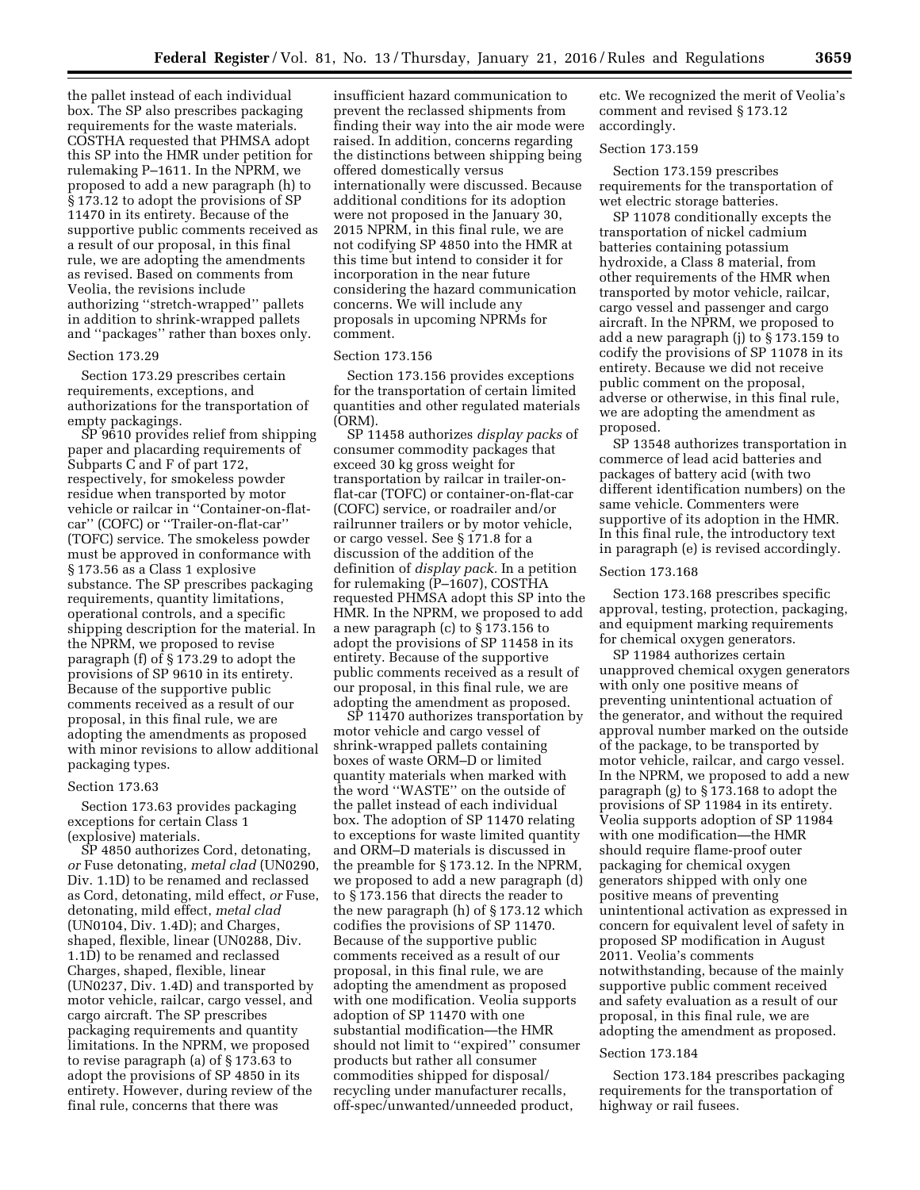the pallet instead of each individual box. The SP also prescribes packaging requirements for the waste materials. COSTHA requested that PHMSA adopt this SP into the HMR under petition for rulemaking P–1611. In the NPRM, we proposed to add a new paragraph (h) to § 173.12 to adopt the provisions of SP 11470 in its entirety. Because of the supportive public comments received as a result of our proposal, in this final rule, we are adopting the amendments as revised. Based on comments from Veolia, the revisions include authorizing ''stretch-wrapped'' pallets in addition to shrink-wrapped pallets and ''packages'' rather than boxes only.

#### Section 173.29

Section 173.29 prescribes certain requirements, exceptions, and authorizations for the transportation of empty packagings.

SP 9610 provides relief from shipping paper and placarding requirements of Subparts C and F of part 172, respectively, for smokeless powder residue when transported by motor vehicle or railcar in ''Container-on-flat-car'' (COFC) or ''Trailer-on-flat-car'' (TOFC) service. The smokeless powder must be approved in conformance with § 173.56 as a Class 1 explosive substance. The SP prescribes packaging requirements, quantity limitations, operational controls, and a specific shipping description for the material. In the NPRM, we proposed to revise paragraph (f) of § 173.29 to adopt the provisions of SP 9610 in its entirety. Because of the supportive public comments received as a result of our proposal, in this final rule, we are adopting the amendments as proposed with minor revisions to allow additional packaging types.

#### Section 173.63

Section 173.63 provides packaging exceptions for certain Class 1 (explosive) materials.

SP 4850 authorizes Cord, detonating, *or* Fuse detonating, *metal clad* (UN0290, Div. 1.1D) to be renamed and reclassed as Cord, detonating, mild effect, *or* Fuse, detonating, mild effect, *metal clad* (UN0104, Div. 1.4D); and Charges, shaped, flexible, linear (UN0288, Div. 1.1D) to be renamed and reclassed Charges, shaped, flexible, linear (UN0237, Div. 1.4D) and transported by motor vehicle, railcar, cargo vessel, and cargo aircraft. The SP prescribes packaging requirements and quantity limitations. In the NPRM, we proposed to revise paragraph (a) of § 173.63 to adopt the provisions of SP 4850 in its entirety. However, during review of the final rule, concerns that there was insufficient hazard communication to prevent the reclassed shipments from finding their way into the air mode were raised. In addition, concerns regarding the distinctions between shipping being offered domestically versus internationally were discussed. Because additional conditions for its adoption were not proposed in the January 30, 2015 NPRM, in this final rule, we are not codifying SP 4850 into the HMR at this time but intend to consider it for incorporation in the near future considering the hazard communication concerns. We will include any proposals in upcoming NPRMs for comment.

#### Section 173.156

Section 173.156 provides exceptions for the transportation of certain limited quantities and other regulated materials (ORM).

SP 11458 authorizes *display packs* of consumer commodity packages that exceed 30 kg gross weight for transportation by railcar in trailer-on-flat-car (TOFC) or container-on-flat-car (COFC) service, or roadrailer and/or railrunner trailers or by motor vehicle, or cargo vessel. See § 171.8 for a discussion of the addition of the definition of *display pack.* In a petition for rulemaking (P–1607), COSTHA requested PHMSA adopt this SP into the HMR. In the NPRM, we proposed to add a new paragraph (c) to § 173.156 to adopt the provisions of SP 11458 in its entirety. Because of the supportive public comments received as a result of our proposal, in this final rule, we are adopting the amendment as proposed.

SP 11470 authorizes transportation by motor vehicle and cargo vessel of shrink-wrapped pallets containing boxes of waste ORM–D or limited quantity materials when marked with the word ''WASTE'' on the outside of the pallet instead of each individual box. The adoption of SP 11470 relating to exceptions for waste limited quantity and ORM–D materials is discussed in the preamble for § 173.12. In the NPRM, we proposed to add a new paragraph (d) to § 173.156 that directs the reader to the new paragraph (h) of § 173.12 which codifies the provisions of SP 11470. Because of the supportive public comments received as a result of our proposal, in this final rule, we are adopting the amendment as proposed with one modification. Veolia supports adoption of SP 11470 with one substantial modification—the HMR should not limit to ''expired'' consumer products but rather all consumer commodities shipped for disposal/recycling under manufacturer recalls, off-spec/unwanted/unneeded product, etc. We recognized the merit of Veolia's comment and revised § 173.12 accordingly.

#### Section 173.159

Section 173.159 prescribes requirements for the transportation of wet electric storage batteries.

SP 11078 conditionally excepts the transportation of nickel cadmium batteries containing potassium hydroxide, a Class 8 material, from other requirements of the HMR when transported by motor vehicle, railcar, cargo vessel and passenger and cargo aircraft. In the NPRM, we proposed to add a new paragraph (j) to § 173.159 to codify the provisions of SP 11078 in its entirety. Because we did not receive public comment on the proposal, adverse or otherwise, in this final rule, we are adopting the amendment as proposed.

SP 13548 authorizes transportation in commerce of lead acid batteries and packages of battery acid (with two different identification numbers) on the same vehicle. Commenters were supportive of its adoption in the HMR. In this final rule, the introductory text in paragraph (e) is revised accordingly.

#### Section 173.168

Section 173.168 prescribes specific approval, testing, protection, packaging, and equipment marking requirements for chemical oxygen generators.

SP 11984 authorizes certain unapproved chemical oxygen generators with only one positive means of preventing unintentional actuation of the generator, and without the required approval number marked on the outside of the package, to be transported by motor vehicle, railcar, and cargo vessel. In the NPRM, we proposed to add a new paragraph (g) to § 173.168 to adopt the provisions of SP 11984 in its entirety. Veolia supports adoption of SP 11984 with one modification—the HMR should require flame-proof outer packaging for chemical oxygen generators shipped with only one positive means of preventing unintentional activation as expressed in concern for equivalent level of safety in proposed SP modification in August 2011. Veolia's comments notwithstanding, because of the mainly supportive public comment received and safety evaluation as a result of our proposal, in this final rule, we are adopting the amendment as proposed.

#### Section 173.184

Section 173.184 prescribes packaging requirements for the transportation of highway or rail fusees.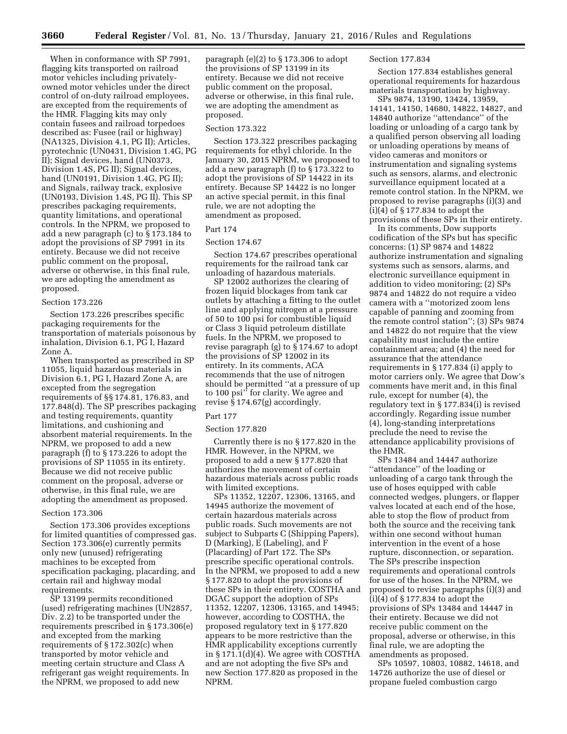When in conformance with SP 7991, flagging kits transported on railroad motor vehicles including privately-owned motor vehicles under the direct control of on-duty railroad employees, are excepted from the requirements of the HMR. Flagging kits may only contain fusees and railroad torpedoes described as: Fusee (rail or highway) (NA1325, Division 4.1, PG II); Articles, pyrotechnic (UN0431, Division 1.4G, PG II); Signal devices, hand (UN0373, Division 1.4S, PG II); Signal devices, hand (UN0191, Division 1.4G, PG II); and Signals, railway track, explosive (UN0193, Division 1.4S, PG II). This SP prescribes packaging requirements, quantity limitations, and operational controls. In the NPRM, we proposed to add a new paragraph (c) to § 173.184 to adopt the provisions of SP 7991 in its entirety. Because we did not receive public comment on the proposal, adverse or otherwise, in this final rule, we are adopting the amendment as proposed.

Section 173.226

Section 173.226 prescribes specific packaging requirements for the transportation of materials poisonous by inhalation, Division 6.1, PG I, Hazard Zone A.

When transported as prescribed in SP 11055, liquid hazardous materials in Division 6.1, PG I, Hazard Zone A, are excepted from the segregation requirements of §§ 174.81, 176.83, and 177.848(d). The SP prescribes packaging and testing requirements, quantity limitations, and cushioning and absorbent material requirements. In the NPRM, we proposed to add a new paragraph (f) to § 173.226 to adopt the provisions of SP 11055 in its entirety. Because we did not receive public comment on the proposal, adverse or otherwise, in this final rule, we are adopting the amendment as proposed.

Section 173.306

Section 173.306 provides exceptions for limited quantities of compressed gas. Section 173.306(e) currently permits only new (unused) refrigerating machines to be excepted from specification packaging, placarding, and certain rail and highway modal requirements.

SP 13199 permits reconditioned (used) refrigerating machines (UN2857, Div. 2.2) to be transported under the requirements prescribed in § 173.306(e) and excepted from the marking requirements of § 172.302(c) when transported by motor vehicle and meeting certain structure and Class A refrigerant gas weight requirements. In the NPRM, we proposed to add new paragraph (e)(2) to § 173.306 to adopt the provisions of SP 13199 in its entirety. Because we did not receive public comment on the proposal, adverse or otherwise, in this final rule, we are adopting the amendment as proposed.

Section 173.322

Section 173.322 prescribes packaging requirements for ethyl chloride. In the January 30, 2015 NPRM, we proposed to add a new paragraph (f) to § 173.322 to adopt the provisions of SP 14422 in its entirety. Because SP 14422 is no longer an active special permit, in this final rule, we are not adopting the amendment as proposed.

Part 174

Section 174.67

Section 174.67 prescribes operational requirements for the railroad tank car unloading of hazardous materials.

SP 12002 authorizes the clearing of frozen liquid blockages from tank car outlets by attaching a fitting to the outlet line and applying nitrogen at a pressure of 50 to 100 psi for combustible liquid or Class 3 liquid petroleum distillate fuels. In the NPRM, we proposed to revise paragraph (g) to § 174.67 to adopt the provisions of SP 12002 in its entirety. In its comments, ACA recommends that the use of nitrogen should be permitted "at a pressure of up to 100 psi" for clarity. We agree and revise § 174.67(g) accordingly.

Part 177

Section 177.820

Currently there is no § 177.820 in the HMR. However, in the NPRM, we proposed to add a new § 177.820 that authorizes the movement of certain hazardous materials across public roads with limited exceptions.

SPs 11352, 12207, 12306, 13165, and 14945 authorize the movement of certain hazardous materials across public roads. Such movements are not subject to Subparts C (Shipping Papers), D (Marking), E (Labeling), and F (Placarding) of Part 172. The SPs prescribe specific operational controls. In the NPRM, we proposed to add a new § 177.820 to adopt the provisions of these SPs in their entirety. COSTHA and DGAC support the adoption of SPs 11352, 12207, 12306, 13165, and 14945; however, according to COSTHA, the proposed regulatory text in § 177.820 appears to be more restrictive than the HMR applicability exceptions currently in § 171.1(d)(4). We agree with COSTHA and are not adopting the five SPs and new Section 177.820 as proposed in the NPRM.

Section 177.834

Section 177.834 establishes general operational requirements for hazardous materials transportation by highway.

SPs 9874, 13190, 13424, 13959, 14141, 14150, 14680, 14822, 14827, and 14840 authorize "attendance" of the loading or unloading of a cargo tank by a qualified person observing all loading or unloading operations by means of video cameras and monitors or instrumentation and signaling systems such as sensors, alarms, and electronic surveillance equipment located at a remote control station. In the NPRM, we proposed to revise paragraphs (i)(3) and (i)(4) of § 177.834 to adopt the provisions of these SPs in their entirety.

In its comments, Dow supports codification of the SPs but has specific concerns: (1) SP 9874 and 14822 authorize instrumentation and signaling systems such as sensors, alarms, and electronic surveillance equipment in addition to video monitoring; (2) SPs 9874 and 14822 do not require a video camera with a "motorized zoom lens capable of panning and zooming from the remote control station"; (3) SPs 9874 and 14822 do not require that the view capability must include the entire containment area; and (4) the need for assurance that the attendance requirements in § 177.834 (i) apply to motor carriers only. We agree that Dow's comments have merit and, in this final rule, except for number (4), the regulatory text in § 177.834(i) is revised accordingly. Regarding issue number (4), long-standing interpretations preclude the need to revise the attendance applicability provisions of the HMR.

SPs 13484 and 14447 authorize "attendance" of the loading or unloading of a cargo tank through the use of hoses equipped with cable connected wedges, plungers, or flapper valves located at each end of the hose, able to stop the flow of product from both the source and the receiving tank within one second without human intervention in the event of a hose rupture, disconnection, or separation. The SPs prescribe inspection requirements and operational controls for use of the hoses. In the NPRM, we proposed to revise paragraphs (i)(3) and (i)(4) of § 177.834 to adopt the provisions of SPs 13484 and 14447 in their entirety. Because we did not receive public comment on the proposal, adverse or otherwise, in this final rule, we are adopting the amendments as proposed.

SPs 10597, 10803, 10882, 14618, and 14726 authorize the use of diesel or propane fueled combustion cargo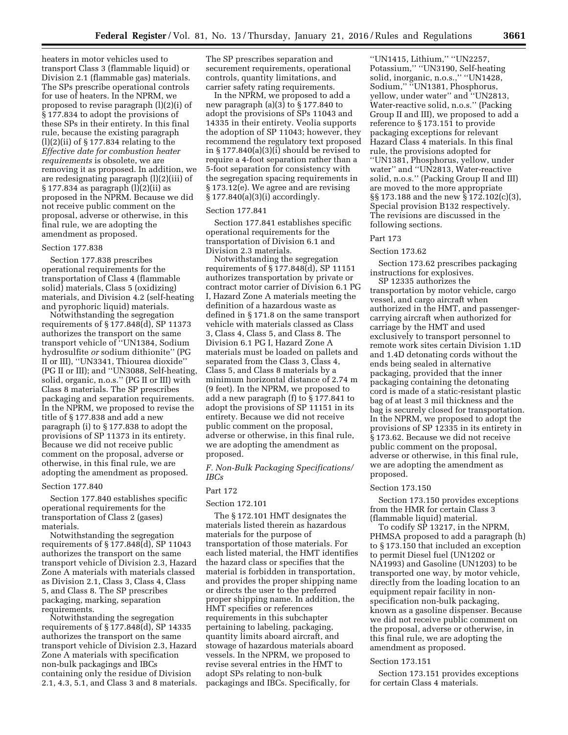heaters in motor vehicles used to transport Class 3 (flammable liquid) or Division 2.1 (flammable gas) materials. The SPs prescribe operational controls for use of heaters. In the NPRM, we proposed to revise paragraph (l)(2)(i) of § 177.834 to adopt the provisions of these SPs in their entirety. In this final rule, because the existing paragraph (l)(2)(ii) of § 177.834 relating to the *Effective date for combustion heater requirements* is obsolete, we are removing it as proposed. In addition, we are redesignating paragraph (l)(2)(iii) of § 177.834 as paragraph (l)(2)(ii) as proposed in the NPRM. Because we did not receive public comment on the proposal, adverse or otherwise, in this final rule, we are adopting the amendment as proposed.

Section 177.838

Section 177.838 prescribes operational requirements for the transportation of Class 4 (flammable solid) materials, Class 5 (oxidizing) materials, and Division 4.2 (self-heating and pyrophoric liquid) materials.

Notwithstanding the segregation requirements of § 177.848(d), SP 11373 authorizes the transport on the same transport vehicle of "UN1384, Sodium hydrosulfite *or* sodium dithionite" (PG II or III), "UN3341, Thiourea dioxide" (PG II or III); and "UN3088, Self-heating, solid, organic, n.o.s." (PG II or III) with Class 8 materials. The SP prescribes packaging and separation requirements. In the NPRM, we proposed to revise the title of § 177.838 and add a new paragraph (i) to § 177.838 to adopt the provisions of SP 11373 in its entirety. Because we did not receive public comment on the proposal, adverse or otherwise, in this final rule, we are adopting the amendment as proposed.

Section 177.840

Section 177.840 establishes specific operational requirements for the transportation of Class 2 (gases) materials.

Notwithstanding the segregation requirements of § 177.848(d), SP 11043 authorizes the transport on the same transport vehicle of Division 2.3, Hazard Zone A materials with materials classed as Division 2.1, Class 3, Class 4, Class 5, and Class 8. The SP prescribes packaging, marking, separation requirements.

Notwithstanding the segregation requirements of § 177.848(d), SP 14335 authorizes the transport on the same transport vehicle of Division 2.3, Hazard Zone A materials with specification non-bulk packagings and IBCs containing only the residue of Division 2.1, 4.3, 5.1, and Class 3 and 8 materials. The SP prescribes separation and securement requirements, operational controls, quantity limitations, and carrier safety rating requirements.

In the NPRM, we proposed to add a new paragraph (a)(3) to § 177.840 to adopt the provisions of SPs 11043 and 14335 in their entirety. Veolia supports the adoption of SP 11043; however, they recommend the regulatory text proposed in § 177.840(a)(3)(i) should be revised to require a 4-foot separation rather than a 5-foot separation for consistency with the segregation spacing requirements in § 173.12(e). We agree and are revising § 177.840(a)(3)(i) accordingly.

Section 177.841

Section 177.841 establishes specific operational requirements for the transportation of Division 6.1 and Division 2.3 materials.

Notwithstanding the segregation requirements of § 177.848(d), SP 11151 authorizes transportation by private or contract motor carrier of Division 6.1 PG I, Hazard Zone A materials meeting the definition of a hazardous waste as defined in § 171.8 on the same transport vehicle with materials classed as Class 3, Class 4, Class 5, and Class 8. The Division 6.1 PG I, Hazard Zone A materials must be loaded on pallets and separated from the Class 3, Class 4, Class 5, and Class 8 materials by a minimum horizontal distance of 2.74 m (9 feet). In the NPRM, we proposed to add a new paragraph (f) to § 177.841 to adopt the provisions of SP 11151 in its entirety. Because we did not receive public comment on the proposal, adverse or otherwise, in this final rule, we are adopting the amendment as proposed.

### *F. Non-Bulk Packaging Specifications/IBCs*

Part 172

Section 172.101

The § 172.101 HMT designates the materials listed therein as hazardous materials for the purpose of transportation of those materials. For each listed material, the HMT identifies the hazard class or specifies that the material is forbidden in transportation, and provides the proper shipping name or directs the user to the preferred proper shipping name. In addition, the HMT specifies or references requirements in this subchapter pertaining to labeling, packaging, quantity limits aboard aircraft, and stowage of hazardous materials aboard vessels. In the NPRM, we proposed to revise several entries in the HMT to adopt SPs relating to non-bulk packagings and IBCs. Specifically, for "UN1415, Lithium," "UN2257, Potassium," "UN3190, Self-heating solid, inorganic, n.o.s.," "UN1428, Sodium," "UN1381, Phosphorus, yellow, under water" and "UN2813, Water-reactive solid, n.o.s." (Packing Group II and III), we proposed to add a reference to § 173.151 to provide packaging exceptions for relevant Hazard Class 4 materials. In this final rule, the provisions adopted for "UN1381, Phosphorus, yellow, under water" and "UN2813, Water-reactive solid, n.o.s." (Packing Group II and III) are moved to the more appropriate §§ 173.188 and the new § 172.102(c)(3), Special provision B132 respectively. The revisions are discussed in the following sections.

Part 173

Section 173.62

Section 173.62 prescribes packaging instructions for explosives.

SP 12335 authorizes the transportation by motor vehicle, cargo vessel, and cargo aircraft when authorized in the HMT, and passenger-carrying aircraft when authorized for carriage by the HMT and used exclusively to transport personnel to remote work sites certain Division 1.1D and 1.4D detonating cords without the ends being sealed in alternative packaging, provided that the inner packaging containing the detonating cord is made of a static-resistant plastic bag of at least 3 mil thickness and the bag is securely closed for transportation. In the NPRM, we proposed to adopt the provisions of SP 12335 in its entirety in § 173.62. Because we did not receive public comment on the proposal, adverse or otherwise, in this final rule, we are adopting the amendment as proposed.

Section 173.150

Section 173.150 provides exceptions from the HMR for certain Class 3 (flammable liquid) material.

To codify SP 13217, in the NPRM, PHMSA proposed to add a paragraph (h) to § 173.150 that included an exception to permit Diesel fuel (UN1202 or NA1993) and Gasoline (UN1203) to be transported one way, by motor vehicle, directly from the loading location to an equipment repair facility in non-specification non-bulk packaging, known as a gasoline dispenser. Because we did not receive public comment on the proposal, adverse or otherwise, in this final rule, we are adopting the amendment as proposed.

Section 173.151

Section 173.151 provides exceptions for certain Class 4 materials.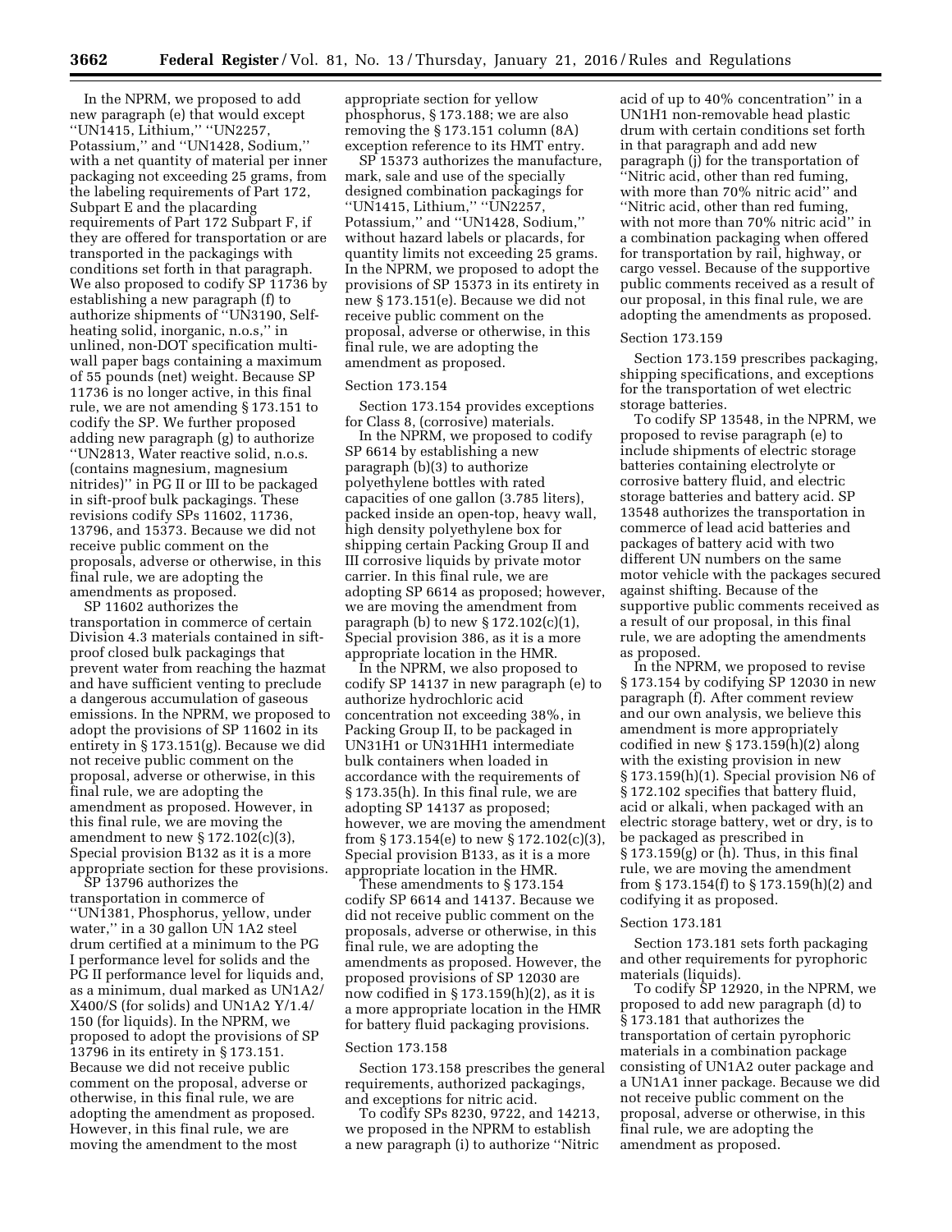In the NPRM, we proposed to add new paragraph (e) that would except ''UN1415, Lithium,'' ''UN2257, Potassium,'' and ''UN1428, Sodium,'' with a net quantity of material per inner packaging not exceeding 25 grams, from the labeling requirements of Part 172, Subpart E and the placarding requirements of Part 172 Subpart F, if they are offered for transportation or are transported in the packagings with conditions set forth in that paragraph. We also proposed to codify SP 11736 by establishing a new paragraph (f) to authorize shipments of ''UN3190, Self-heating solid, inorganic, n.o.s,'' in unlined, non-DOT specification multi-wall paper bags containing a maximum of 55 pounds (net) weight. Because SP 11736 is no longer active, in this final rule, we are not amending § 173.151 to codify the SP. We further proposed adding new paragraph (g) to authorize ''UN2813, Water reactive solid, n.o.s. (contains magnesium, magnesium nitrides)'' in PG II or III to be packaged in sift-proof bulk packagings. These revisions codify SPs 11602, 11736, 13796, and 15373. Because we did not receive public comment on the proposals, adverse or otherwise, in this final rule, we are adopting the amendments as proposed.

SP 11602 authorizes the transportation in commerce of certain Division 4.3 materials contained in sift-proof closed bulk packagings that prevent water from reaching the hazmat and have sufficient venting to preclude a dangerous accumulation of gaseous emissions. In the NPRM, we proposed to adopt the provisions of SP 11602 in its entirety in § 173.151(g). Because we did not receive public comment on the proposal, adverse or otherwise, in this final rule, we are adopting the amendment as proposed. However, in this final rule, we are moving the amendment to new § 172.102(c)(3), Special provision B132 as it is a more appropriate section for these provisions.

SP 13796 authorizes the transportation in commerce of ''UN1381, Phosphorus, yellow, under water,'' in a 30 gallon UN 1A2 steel drum certified at a minimum to the PG I performance level for solids and the PG II performance level for liquids and, as a minimum, dual marked as UN1A2/X400/S (for solids) and UN1A2 Y/1.4/150 (for liquids). In the NPRM, we proposed to adopt the provisions of SP 13796 in its entirety in § 173.151. Because we did not receive public comment on the proposal, adverse or otherwise, in this final rule, we are adopting the amendment as proposed. However, in this final rule, we are moving the amendment to the most appropriate section for yellow phosphorus, § 173.188; we are also removing the § 173.151 column (8A) exception reference to its HMT entry.

SP 15373 authorizes the manufacture, mark, sale and use of the specially designed combination packagings for ''UN1415, Lithium,'' ''UN2257, Potassium,'' and ''UN1428, Sodium,'' without hazard labels or placards, for quantity limits not exceeding 25 grams. In the NPRM, we proposed to adopt the provisions of SP 15373 in its entirety in new § 173.151(e). Because we did not receive public comment on the proposal, adverse or otherwise, in this final rule, we are adopting the amendment as proposed.

### Section 173.154

Section 173.154 provides exceptions for Class 8, (corrosive) materials.

In the NPRM, we proposed to codify SP 6614 by establishing a new paragraph (b)(3) to authorize polyethylene bottles with rated capacities of one gallon (3.785 liters), packed inside an open-top, heavy wall, high density polyethylene box for shipping certain Packing Group II and III corrosive liquids by private motor carrier. In this final rule, we are adopting SP 6614 as proposed; however, we are moving the amendment from paragraph (b) to new § 172.102(c)(1), Special provision 386, as it is a more appropriate location in the HMR.

In the NPRM, we also proposed to codify SP 14137 in new paragraph (e) to authorize hydrochloric acid concentration not exceeding 38%, in Packing Group II, to be packaged in UN31H1 or UN31HH1 intermediate bulk containers when loaded in accordance with the requirements of § 173.35(h). In this final rule, we are adopting SP 14137 as proposed; however, we are moving the amendment from § 173.154(e) to new § 172.102(c)(3), Special provision B133, as it is a more appropriate location in the HMR.

These amendments to § 173.154 codify SP 6614 and 14137. Because we did not receive public comment on the proposals, adverse or otherwise, in this final rule, we are adopting the amendments as proposed. However, the proposed provisions of SP 12030 are now codified in § 173.159(h)(2), as it is a more appropriate location in the HMR for battery fluid packaging provisions.

### Section 173.158

Section 173.158 prescribes the general requirements, authorized packagings, and exceptions for nitric acid.

To codify SPs 8230, 9722, and 14213, we proposed in the NPRM to establish a new paragraph (i) to authorize ''Nitric acid of up to 40% concentration'' in a UN1H1 non-removable head plastic drum with certain conditions set forth in that paragraph and add new paragraph (j) for the transportation of ''Nitric acid, other than red fuming, with more than 70% nitric acid'' and ''Nitric acid, other than red fuming, with not more than 70% nitric acid'' in a combination packaging when offered for transportation by rail, highway, or cargo vessel. Because of the supportive public comments received as a result of our proposal, in this final rule, we are adopting the amendments as proposed.

### Section 173.159

Section 173.159 prescribes packaging, shipping specifications, and exceptions for the transportation of wet electric storage batteries.

To codify SP 13548, in the NPRM, we proposed to revise paragraph (e) to include shipments of electric storage batteries containing electrolyte or corrosive battery fluid, and electric storage batteries and battery acid. SP 13548 authorizes the transportation in commerce of lead acid batteries and packages of battery acid with two different UN numbers on the same motor vehicle with the packages secured against shifting. Because of the supportive public comments received as a result of our proposal, in this final rule, we are adopting the amendments as proposed.

In the NPRM, we proposed to revise § 173.154 by codifying SP 12030 in new paragraph (f). After comment review and our own analysis, we believe this amendment is more appropriately codified in new § 173.159(h)(2) along with the existing provision in new § 173.159(h)(1). Special provision N6 of § 172.102 specifies that battery fluid, acid or alkali, when packaged with an electric storage battery, wet or dry, is to be packaged as prescribed in § 173.159(g) or (h). Thus, in this final rule, we are moving the amendment from § 173.154(f) to § 173.159(h)(2) and codifying it as proposed.

### Section 173.181

Section 173.181 sets forth packaging and other requirements for pyrophoric materials (liquids).

To codify SP 12920, in the NPRM, we proposed to add new paragraph (d) to § 173.181 that authorizes the transportation of certain pyrophoric materials in a combination package consisting of UN1A2 outer package and a UN1A1 inner package. Because we did not receive public comment on the proposal, adverse or otherwise, in this final rule, we are adopting the amendment as proposed.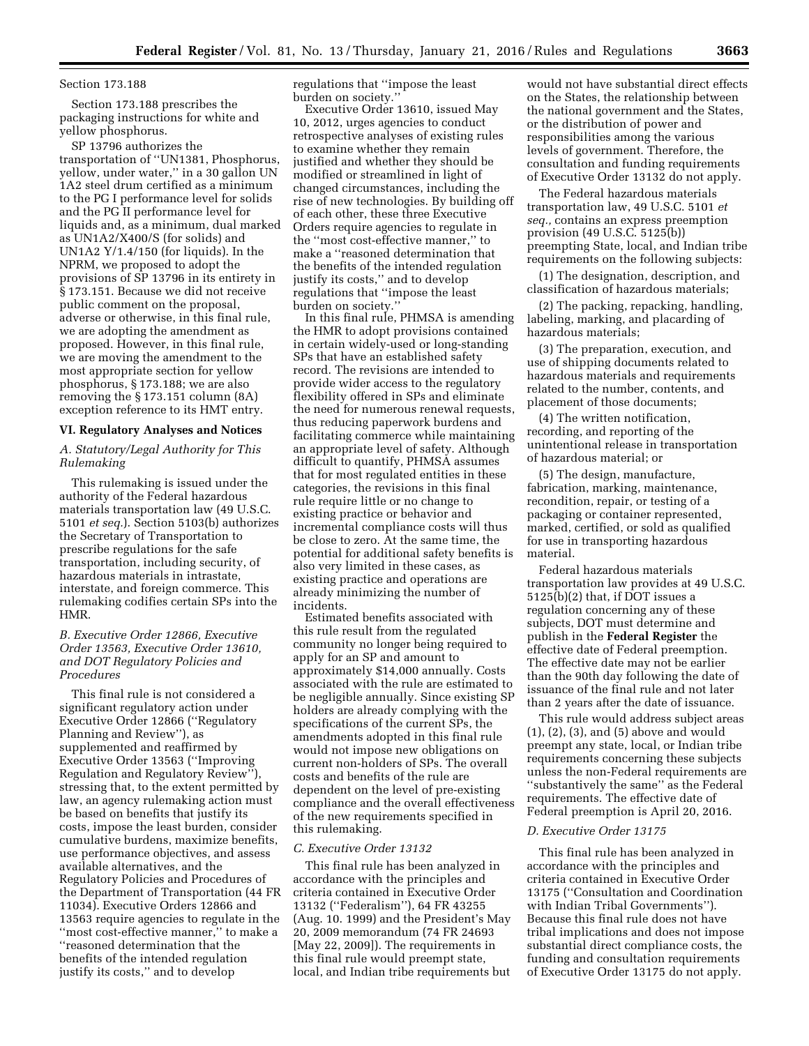Section 173.188

Section 173.188 prescribes the packaging instructions for white and yellow phosphorus.

SP 13796 authorizes the transportation of ''UN1381, Phosphorus, yellow, under water,'' in a 30 gallon UN 1A2 steel drum certified as a minimum to the PG I performance level for solids and the PG II performance level for liquids and, as a minimum, dual marked as UN1A2/X400/S (for solids) and UN1A2 Y/1.4/150 (for liquids). In the NPRM, we proposed to adopt the provisions of SP 13796 in its entirety in § 173.151. Because we did not receive public comment on the proposal, adverse or otherwise, in this final rule, we are adopting the amendment as proposed. However, in this final rule, we are moving the amendment to the most appropriate section for yellow phosphorus, § 173.188; we are also removing the § 173.151 column (8A) exception reference to its HMT entry.

## VI. Regulatory Analyses and Notices

### A. Statutory/Legal Authority for This Rulemaking

This rulemaking is issued under the authority of the Federal hazardous materials transportation law (49 U.S.C. 5101 *et seq.*). Section 5103(b) authorizes the Secretary of Transportation to prescribe regulations for the safe transportation, including security, of hazardous materials in intrastate, interstate, and foreign commerce. This rulemaking codifies certain SPs into the HMR.

### B. Executive Order 12866, Executive Order 13563, Executive Order 13610, and DOT Regulatory Policies and Procedures

This final rule is not considered a significant regulatory action under Executive Order 12866 (''Regulatory Planning and Review''), as supplemented and reaffirmed by Executive Order 13563 (''Improving Regulation and Regulatory Review''), stressing that, to the extent permitted by law, an agency rulemaking action must be based on benefits that justify its costs, impose the least burden, consider cumulative burdens, maximize benefits, use performance objectives, and assess available alternatives, and the Regulatory Policies and Procedures of the Department of Transportation (44 FR 11034). Executive Orders 12866 and 13563 require agencies to regulate in the ''most cost-effective manner,'' to make a ''reasoned determination that the benefits of the intended regulation justify its costs,'' and to develop regulations that ''impose the least burden on society.''

Executive Order 13610, issued May 10, 2012, urges agencies to conduct retrospective analyses of existing rules to examine whether they remain justified and whether they should be modified or streamlined in light of changed circumstances, including the rise of new technologies. By building off of each other, these three Executive Orders require agencies to regulate in the ''most cost-effective manner,'' to make a ''reasoned determination that the benefits of the intended regulation justify its costs,'' and to develop regulations that ''impose the least burden on society.''

In this final rule, PHMSA is amending the HMR to adopt provisions contained in certain widely-used or long-standing SPs that have an established safety record. The revisions are intended to provide wider access to the regulatory flexibility offered in SPs and eliminate the need for numerous renewal requests, thus reducing paperwork burdens and facilitating commerce while maintaining an appropriate level of safety. Although difficult to quantify, PHMSA assumes that for most regulated entities in these categories, the revisions in this final rule require little or no change to existing practice or behavior and incremental compliance costs will thus be close to zero. At the same time, the potential for additional safety benefits is also very limited in these cases, as existing practice and operations are already minimizing the number of incidents.

Estimated benefits associated with this rule result from the regulated community no longer being required to apply for an SP and amount to approximately $14,000 annually. Costs associated with the rule are estimated to be negligible annually. Since existing SP holders are already complying with the specifications of the current SPs, the amendments adopted in this final rule would not impose new obligations on current non-holders of SPs. The overall costs and benefits of the rule are dependent on the level of pre-existing compliance and the overall effectiveness of the new requirements specified in this rulemaking.

### C. Executive Order 13132

This final rule has been analyzed in accordance with the principles and criteria contained in Executive Order 13132 (''Federalism''), 64 FR 43255 (Aug. 10. 1999) and the President's May 20, 2009 memorandum (74 FR 24693 [May 22, 2009]). The requirements in this final rule would preempt state, local, and Indian tribe requirements but would not have substantial direct effects on the States, the relationship between the national government and the States, or the distribution of power and responsibilities among the various levels of government. Therefore, the consultation and funding requirements of Executive Order 13132 do not apply.

The Federal hazardous materials transportation law, 49 U.S.C. 5101 *et seq.,* contains an express preemption provision (49 U.S.C. 5125(b)) preempting State, local, and Indian tribe requirements on the following subjects:

(1) The designation, description, and classification of hazardous materials;

(2) The packing, repacking, handling, labeling, marking, and placarding of hazardous materials;

(3) The preparation, execution, and use of shipping documents related to hazardous materials and requirements related to the number, contents, and placement of those documents;

(4) The written notification, recording, and reporting of the unintentional release in transportation of hazardous material; or

(5) The design, manufacture, fabrication, marking, maintenance, recondition, repair, or testing of a packaging or container represented, marked, certified, or sold as qualified for use in transporting hazardous material.

Federal hazardous materials transportation law provides at 49 U.S.C. 5125(b)(2) that, if DOT issues a regulation concerning any of these subjects, DOT must determine and publish in the **Federal Register** the effective date of Federal preemption. The effective date may not be earlier than the 90th day following the date of issuance of the final rule and not later than 2 years after the date of issuance.

This rule would address subject areas (1), (2), (3), and (5) above and would preempt any state, local, or Indian tribe requirements concerning these subjects unless the non-Federal requirements are ''substantively the same'' as the Federal requirements. The effective date of Federal preemption is April 20, 2016.

### D. Executive Order 13175

This final rule has been analyzed in accordance with the principles and criteria contained in Executive Order 13175 (''Consultation and Coordination with Indian Tribal Governments''). Because this final rule does not have tribal implications and does not impose substantial direct compliance costs, the funding and consultation requirements of Executive Order 13175 do not apply.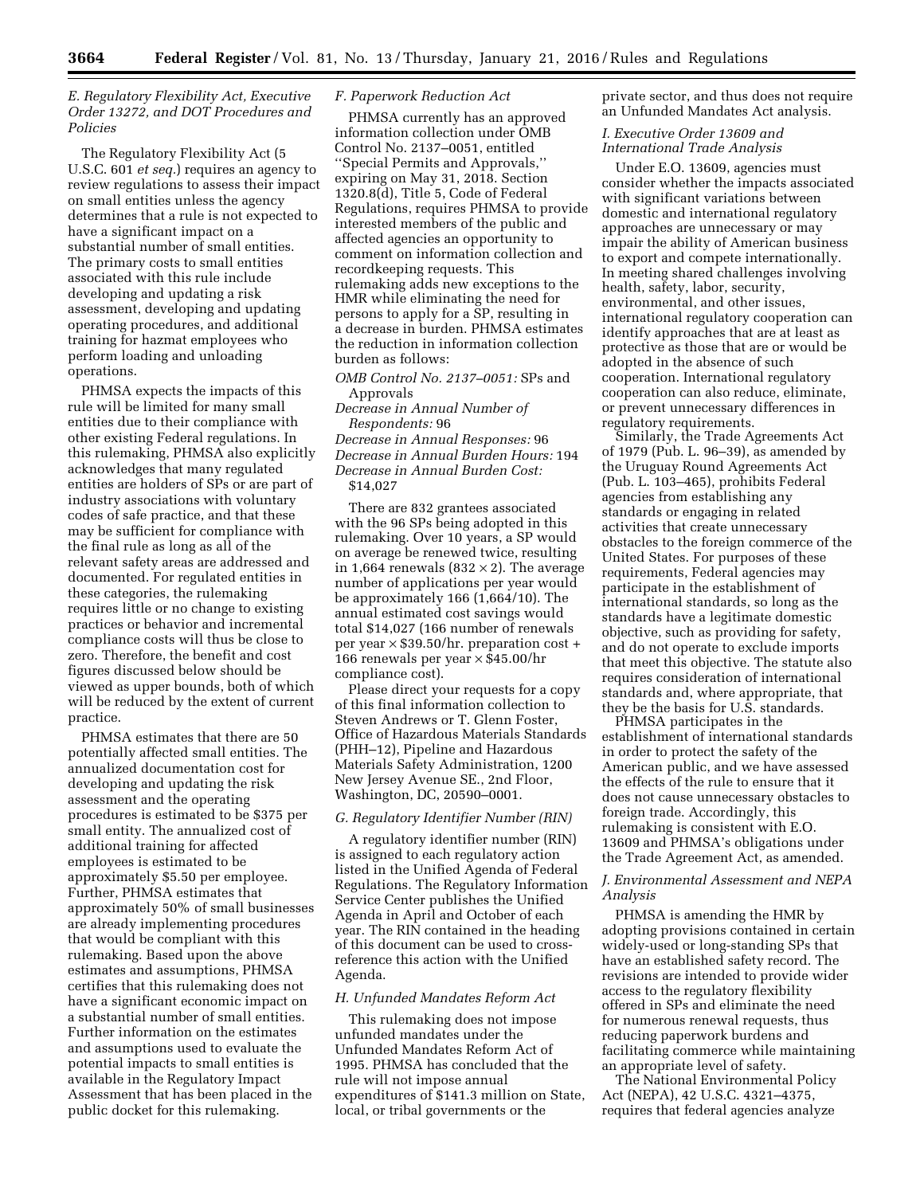### E. Regulatory Flexibility Act, Executive Order 13272, and DOT Procedures and Policies

The Regulatory Flexibility Act (5 U.S.C. 601 *et seq.*) requires an agency to review regulations to assess their impact on small entities unless the agency determines that a rule is not expected to have a significant impact on a substantial number of small entities. The primary costs to small entities associated with this rule include developing and updating a risk assessment, developing and updating operating procedures, and additional training for hazmat employees who perform loading and unloading operations.

PHMSA expects the impacts of this rule will be limited for many small entities due to their compliance with other existing Federal regulations. In this rulemaking, PHMSA also explicitly acknowledges that many regulated entities are holders of SPs or are part of industry associations with voluntary codes of safe practice, and that these may be sufficient for compliance with the final rule as long as all of the relevant safety areas are addressed and documented. For regulated entities in these categories, the rulemaking requires little or no change to existing practices or behavior and incremental compliance costs will thus be close to zero. Therefore, the benefit and cost figures discussed below should be viewed as upper bounds, both of which will be reduced by the extent of current practice.

PHMSA estimates that there are 50 potentially affected small entities. The annualized documentation cost for developing and updating the risk assessment and the operating procedures is estimated to be $375 per small entity. The annualized cost of additional training for affected employees is estimated to be approximately $5.50 per employee. Further, PHMSA estimates that approximately 50% of small businesses are already implementing procedures that would be compliant with this rulemaking. Based upon the above estimates and assumptions, PHMSA certifies that this rulemaking does not have a significant economic impact on a substantial number of small entities. Further information on the estimates and assumptions used to evaluate the potential impacts to small entities is available in the Regulatory Impact Assessment that has been placed in the public docket for this rulemaking.

### F. Paperwork Reduction Act

PHMSA currently has an approved information collection under OMB Control No. 2137–0051, entitled ''Special Permits and Approvals,'' expiring on May 31, 2018. Section 1320.8(d), Title 5, Code of Federal Regulations, requires PHMSA to provide interested members of the public and affected agencies an opportunity to comment on information collection and recordkeeping requests. This rulemaking adds new exceptions to the HMR while eliminating the need for persons to apply for a SP, resulting in a decrease in burden. PHMSA estimates the reduction in information collection burden as follows:

*OMB Control No. 2137–0051:* SPs and Approvals
*Decrease in Annual Number of Respondents:* 96
*Decrease in Annual Responses:* 96
*Decrease in Annual Burden Hours:* 194
*Decrease in Annual Burden Cost:* $14,027

There are 832 grantees associated with the 96 SPs being adopted in this rulemaking. Over 10 years, a SP would on average be renewed twice, resulting in 1,664 renewals (832 × 2). The average number of applications per year would be approximately 166 (1,664/10). The annual estimated cost savings would total $14,027 (166 number of renewals per year × $39.50/hr. preparation cost + 166 renewals per year × $45.00/hr compliance cost).

Please direct your requests for a copy of this final information collection to Steven Andrews or T. Glenn Foster, Office of Hazardous Materials Standards (PHH–12), Pipeline and Hazardous Materials Safety Administration, 1200 New Jersey Avenue SE., 2nd Floor, Washington, DC, 20590–0001.

### G. Regulatory Identifier Number (RIN)

A regulatory identifier number (RIN) is assigned to each regulatory action listed in the Unified Agenda of Federal Regulations. The Regulatory Information Service Center publishes the Unified Agenda in April and October of each year. The RIN contained in the heading of this document can be used to cross-reference this action with the Unified Agenda.

### H. Unfunded Mandates Reform Act

This rulemaking does not impose unfunded mandates under the Unfunded Mandates Reform Act of 1995. PHMSA has concluded that the rule will not impose annual expenditures of $141.3 million on State, local, or tribal governments or the private sector, and thus does not require an Unfunded Mandates Act analysis.

### I. Executive Order 13609 and International Trade Analysis

Under E.O. 13609, agencies must consider whether the impacts associated with significant variations between domestic and international regulatory approaches are unnecessary or may impair the ability of American business to export and compete internationally. In meeting shared challenges involving health, safety, labor, security, environmental, and other issues, international regulatory cooperation can identify approaches that are at least as protective as those that are or would be adopted in the absence of such cooperation. International regulatory cooperation can also reduce, eliminate, or prevent unnecessary differences in regulatory requirements.

Similarly, the Trade Agreements Act of 1979 (Pub. L. 96–39), as amended by the Uruguay Round Agreements Act (Pub. L. 103–465), prohibits Federal agencies from establishing any standards or engaging in related activities that create unnecessary obstacles to the foreign commerce of the United States. For purposes of these requirements, Federal agencies may participate in the establishment of international standards, so long as the standards have a legitimate domestic objective, such as providing for safety, and do not operate to exclude imports that meet this objective. The statute also requires consideration of international standards and, where appropriate, that they be the basis for U.S. standards.

PHMSA participates in the establishment of international standards in order to protect the safety of the American public, and we have assessed the effects of the rule to ensure that it does not cause unnecessary obstacles to foreign trade. Accordingly, this rulemaking is consistent with E.O. 13609 and PHMSA's obligations under the Trade Agreement Act, as amended.

### J. Environmental Assessment and NEPA Analysis

PHMSA is amending the HMR by adopting provisions contained in certain widely-used or long-standing SPs that have an established safety record. The revisions are intended to provide wider access to the regulatory flexibility offered in SPs and eliminate the need for numerous renewal requests, thus reducing paperwork burdens and facilitating commerce while maintaining an appropriate level of safety.

The National Environmental Policy Act (NEPA), 42 U.S.C. 4321–4375, requires that federal agencies analyze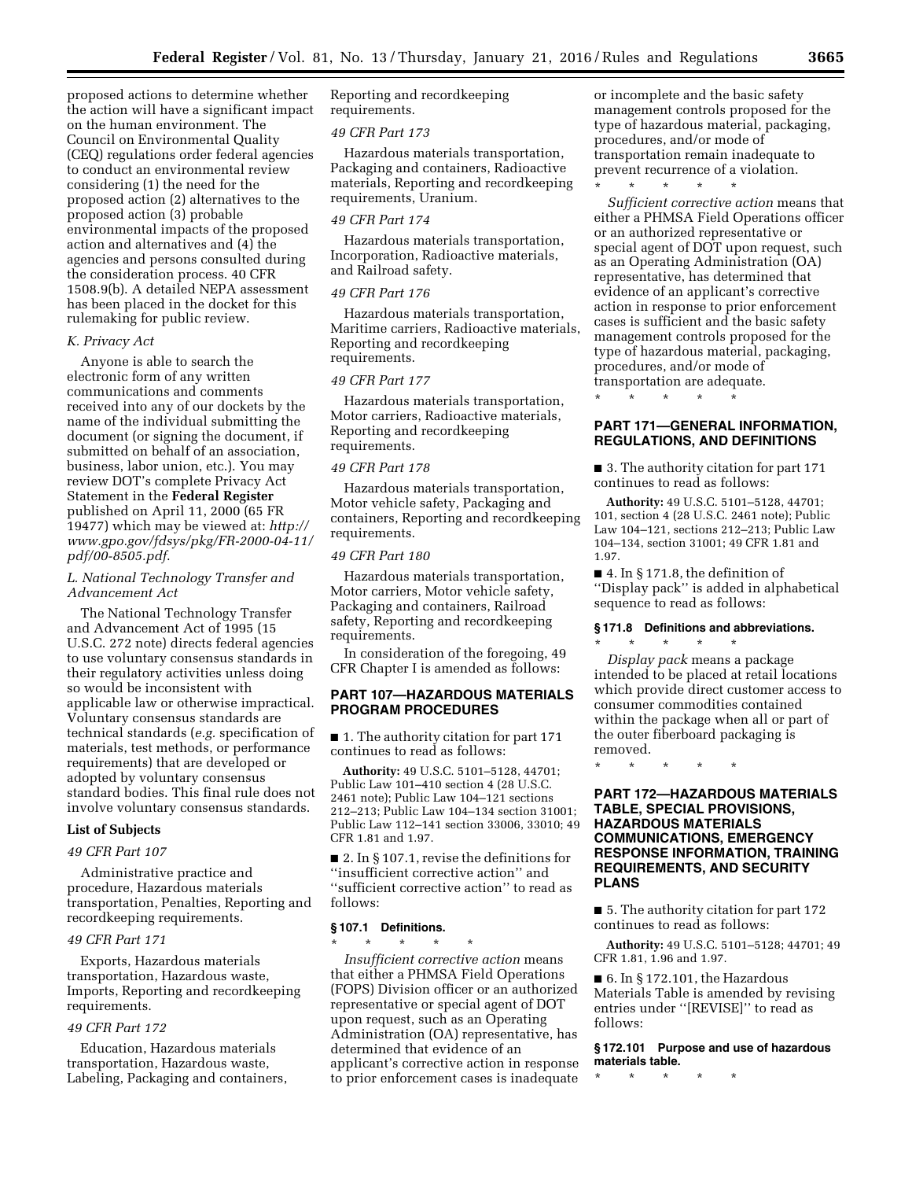proposed actions to determine whether the action will have a significant impact on the human environment. The Council on Environmental Quality (CEQ) regulations order federal agencies to conduct an environmental review considering (1) the need for the proposed action (2) alternatives to the proposed action (3) probable environmental impacts of the proposed action and alternatives and (4) the agencies and persons consulted during the consideration process. 40 CFR 1508.9(b). A detailed NEPA assessment has been placed in the docket for this rulemaking for public review.

### K. Privacy Act

Anyone is able to search the electronic form of any written communications and comments received into any of our dockets by the name of the individual submitting the document (or signing the document, if submitted on behalf of an association, business, labor union, etc.). You may review DOT's complete Privacy Act Statement in the **Federal Register** published on April 11, 2000 (65 FR 19477) which may be viewed at: *http://www.gpo.gov/fdsys/pkg/FR-2000-04-11/pdf/00-8505.pdf.*

### L. National Technology Transfer and Advancement Act

The National Technology Transfer and Advancement Act of 1995 (15 U.S.C. 272 note) directs federal agencies to use voluntary consensus standards in their regulatory activities unless doing so would be inconsistent with applicable law or otherwise impractical. Voluntary consensus standards are technical standards (*e.g.* specification of materials, test methods, or performance requirements) that are developed or adopted by voluntary consensus standard bodies. This final rule does not involve voluntary consensus standards.

### List of Subjects

*49 CFR Part 107*

Administrative practice and procedure, Hazardous materials transportation, Penalties, Reporting and recordkeeping requirements.

*49 CFR Part 171*

Exports, Hazardous materials transportation, Hazardous waste, Imports, Reporting and recordkeeping requirements.

*49 CFR Part 172*

Education, Hazardous materials transportation, Hazardous waste, Labeling, Packaging and containers, Reporting and recordkeeping requirements.

*49 CFR Part 173*

Hazardous materials transportation, Packaging and containers, Radioactive materials, Reporting and recordkeeping requirements, Uranium.

*49 CFR Part 174*

Hazardous materials transportation, Incorporation, Radioactive materials, and Railroad safety.

*49 CFR Part 176*

Hazardous materials transportation, Maritime carriers, Radioactive materials, Reporting and recordkeeping requirements.

*49 CFR Part 177*

Hazardous materials transportation, Motor carriers, Radioactive materials, Reporting and recordkeeping requirements.

*49 CFR Part 178*

Hazardous materials transportation, Motor vehicle safety, Packaging and containers, Reporting and recordkeeping requirements.

*49 CFR Part 180*

Hazardous materials transportation, Motor carriers, Motor vehicle safety, Packaging and containers, Railroad safety, Reporting and recordkeeping requirements.

In consideration of the foregoing, 49 CFR Chapter I is amended as follows:

## PART 107—HAZARDOUS MATERIALS PROGRAM PROCEDURES

■ 1. The authority citation for part 171 continues to read as follows:

**Authority:** 49 U.S.C. 5101–5128, 44701; Public Law 101–410 section 4 (28 U.S.C. 2461 note); Public Law 104–121 sections 212–213; Public Law 104–134 section 31001; Public Law 112–141 section 33006, 33010; 49 CFR 1.81 and 1.97.

■ 2. In § 107.1, revise the definitions for ''insufficient corrective action'' and ''sufficient corrective action'' to read as follows:

### § 107.1 Definitions.

\* \* \* \* \*

*Insufficient corrective action* means that either a PHMSA Field Operations (FOPS) Division officer or an authorized representative or special agent of DOT upon request, such as an Operating Administration (OA) representative, has determined that evidence of an applicant's corrective action in response to prior enforcement cases is inadequate or incomplete and the basic safety management controls proposed for the type of hazardous material, packaging, procedures, and/or mode of transportation remain inadequate to prevent recurrence of a violation.

\* \* \* \* \*

*Sufficient corrective action* means that either a PHMSA Field Operations officer or an authorized representative or special agent of DOT upon request, such as an Operating Administration (OA) representative, has determined that evidence of an applicant's corrective action in response to prior enforcement cases is sufficient and the basic safety management controls proposed for the type of hazardous material, packaging, procedures, and/or mode of transportation are adequate.

\* \* \* \* \*

## PART 171—GENERAL INFORMATION, REGULATIONS, AND DEFINITIONS

■ 3. The authority citation for part 171 continues to read as follows:

**Authority:** 49 U.S.C. 5101–5128, 44701; 101, section 4 (28 U.S.C. 2461 note); Public Law 104–121, sections 212–213; Public Law 104–134, section 31001; 49 CFR 1.81 and 1.97.

■ 4. In § 171.8, the definition of ''Display pack'' is added in alphabetical sequence to read as follows:

### § 171.8 Definitions and abbreviations.

\* \* \* \* \*

*Display pack* means a package intended to be placed at retail locations which provide direct customer access to consumer commodities contained within the package when all or part of the outer fiberboard packaging is removed.

\* \* \* \* \*

## PART 172—HAZARDOUS MATERIALS TABLE, SPECIAL PROVISIONS, HAZARDOUS MATERIALS COMMUNICATIONS, EMERGENCY RESPONSE INFORMATION, TRAINING REQUIREMENTS, AND SECURITY PLANS

■ 5. The authority citation for part 172 continues to read as follows:

**Authority:** 49 U.S.C. 5101–5128; 44701; 49 CFR 1.81, 1.96 and 1.97.

■ 6. In § 172.101, the Hazardous Materials Table is amended by revising entries under ''[REVISE]'' to read as follows:

### § 172.101 Purpose and use of hazardous materials table.

\* \* \* \* \*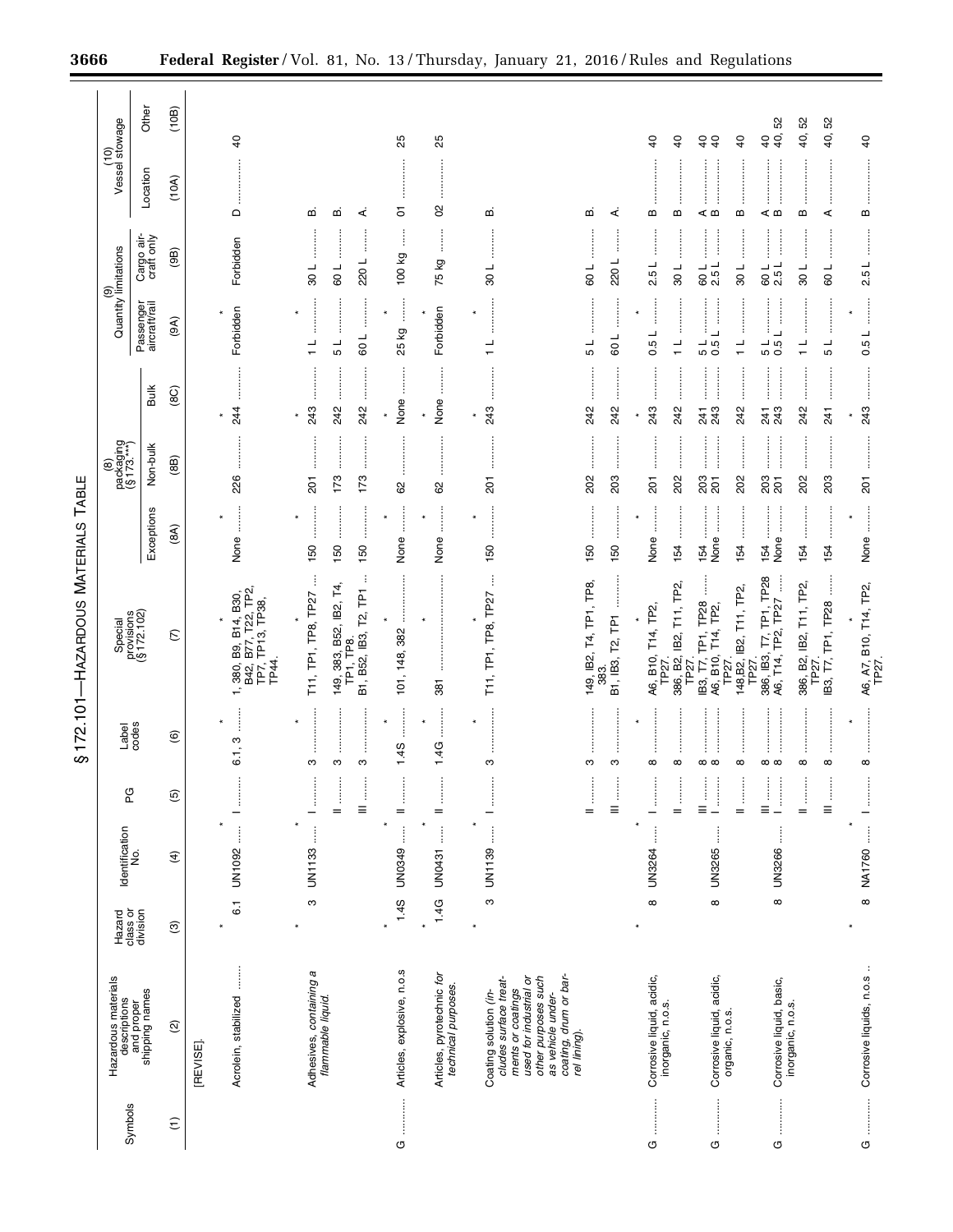# § 172.101—HAZARDOUS MATERIALS TABLE

| Symbols | Hazardous materials descriptions and proper shipping names | Hazard class or division | Identification No. | PG | Label codes | Special provisions (§ 172.102) | (8) Packaging (§ 173.***) | | | (9) Quantity limitations | | (10) Vessel stowage | |
|---|---|---|---|---|---|---|---|---|---|---|---|---|---|
| | | | | | | | Exceptions | Non-bulk | Bulk | Passenger aircraft/rail | Cargo aircraft only | Location | Other |
| (1) | (2) | (3) | (4) | (5) | (6) | (7) | (8A) | (8B) | (8C) | (9A) | (9B) | (10A) | (10B) |
| | [REVISE]. | | | | | | | | | | | | |
| * | * | * | * | * | * | * | | | | | | | |
| | Acrolein, stabilized | 6.1 | UN1092 | I | 6.1, 3 | 1, 380, B9, B14, B30, B42, B77, T22, TP2, TP7, TP13, TP38, TP44. | None | 226 | 244 | Forbidden | Forbidden | D | 40 |
| * | * | * | * | * | * | * | | | | | | | |
| | Adhesives, *containing a flammable liquid.* | 3 | UN1133 | I | 3 | T11, TP1, TP8, TP27 | 150 | 201 | 243 | 1 L | 30 L | B. | |
| | | | | II | 3 | 149, 383, B52, IB2, T4, TP1, TP8. | 150 | 173 | 242 | 5 L | 60 L | B. | |
| | | | | III | 3 | B1, B52, IB3, T2, TP1 | 150 | 173 | 242 | 60 L | 220 L | A. | |
| * | * | * | * | * | * | * | | | | | | | |
| G | Articles, explosive, n.o.s | 1.4S | UN0349 | II | 1.4S | 101, 148, 382 | None | 62 | None | 25 kg | 100 kg | 01 | 25 |
| * | * | * | * | * | * | * | | | | | | | |
| | Articles, pyrotechnic *for technical purposes.* | 1.4G | UN0431 | II | 1.4G | 381 | None | 62 | None | Forbidden | 75 kg | 02 | 25 |
| * | * | * | * | * | * | * | | | | | | | |
| | Coating solution (*includes surface treatments or coatings used for industrial or other purposes such as vehicle undercoating, drum or barrel lining*). | 3 | UN1139 | I | 3 | T11, TP1, TP8, TP27 | 150 | 201 | 243 | 1 L | 30 L | B. | |
| | | | | II | 3 | 149, IB2, T4, TP1, TP8, 383. | 150 | 202 | 242 | 5 L | 60 L | B. | |
| | | | | III | 3 | B1, IB3, T2, TP1 | 150 | 203 | 242 | 60 L | 220 L | A. | |
| * | * | * | * | * | * | * | | | | | | | |
| G | Corrosive liquid, acidic, inorganic, n.o.s. | 8 | UN3264 | I | 8 | A6, B10, T14, TP2, TP27. | None | 201 | 243 | 0.5 L | 2.5 L | B | 40 |
| | | | | II | 8 | 386, B2, IB2, T11, TP2, TP27. | 154 | 202 | 242 | 1 L | 30 L | B | 40 |
| | | | | III | 8 | IB3, T7, TP1, TP28 | 154 | 203 | 241 | 5 L | 60 L | A | 40 |
| G | Corrosive liquid, acidic, organic, n.o.s. | 8 | UN3265 | I | 8 | A6, B10, T14, TP2, TP27. | None | 201 | 243 | 0.5 L | 2.5 L | B | 40 |
| | | | | II | 8 | 148,B2, IB2, T11, TP2, TP27. | 154 | 202 | 242 | 1 L | 30 L | B | 40 |
| | | | | III | 8 | 386, IB3, T7, TP1, TP28 | 154 | 203 | 241 | 5 L | 60 L | A | 40 |
| G | Corrosive liquid, basic, inorganic, n.o.s. | 8 | UN3266 | I | 8 | A6, T14, TP2, TP27 | None | 201 | 243 | 0.5 L | 2.5 L | B | 40, 52 |
| | | | | II | 8 | 386, B2, IB2, T11, TP2, TP27. | 154 | 202 | 242 | 1 L | 30 L | B | 40, 52 |
| | | | | III | 8 | IB3, T7, TP1, TP28 | 154 | 203 | 241 | 5 L | 60 L | A | 40, 52 |
| * | * | * | * | * | * | * | | | | | | | |
| G | Corrosive liquids, n.o.s | 8 | NA1760 | I | 8 | A6, A7, B10, T14, TP2, TP27. | None | 201 | 243 | 0.5 L | 2.5 L | B | 40 |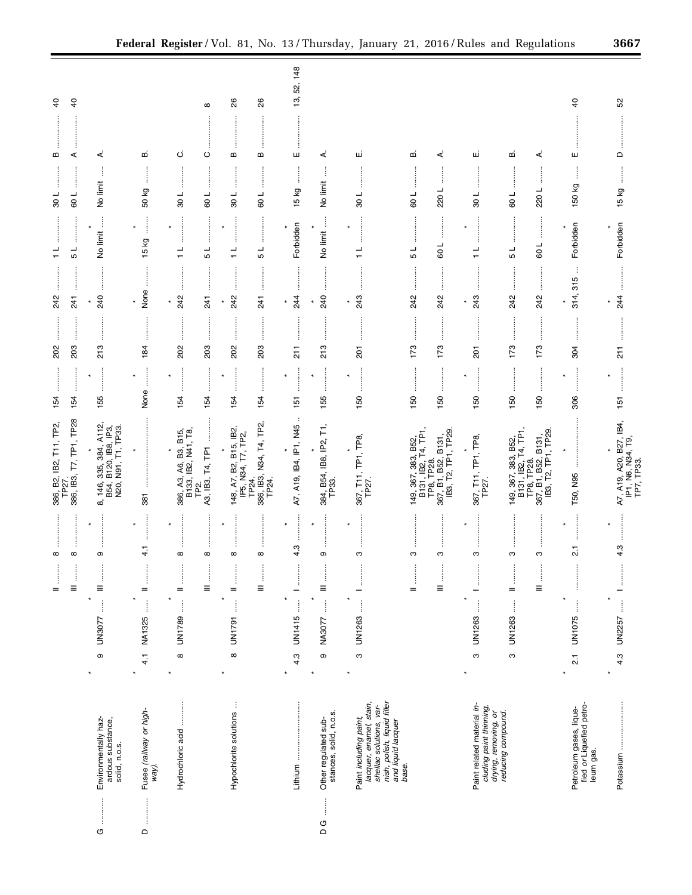| (1) | (2) | (3) | (4) | (5) | (6) | (7) | (8A) | (8B) | (8C) | (9A) | (9B) | (10A) | (10B) |
|---|---|---|---|---|---|---|---|---|---|---|---|---|---|
| | | | | II | 8 | 386, B2, IB2, T11, TP2, TP27. | 154 | 202 | 242 | 1 L | 30 L | B | 40 |
| | | | | III | 8 | 386, IB3, T7, TP1, TP28 | 154 | 203 | 241 | 5 L | 60 L | A | 40 |
| * | * | * | * | * | * | * | | | | | | | |
| G | Environmentally hazardous substance, solid, n.o.s. | 9 | UN3077 | III | 9 | 8, 146, 335, 384, A112, B54, B120, IB8, IP3, N20, N91, T1, TP33. | 155 | 213 | 240 | No limit | No limit | A | |
| * | * | * | * | * | * | * | | | | | | | |
| D | Fusee *(railway or highway)*. | 4.1 | NA1325 | II | 4.1 | 381 | None | 184 | None | 15 kg | 50 kg | B | |
| * | * | * | * | * | * | * | | | | | | | |
| | Hydrochloric acid | 8 | UN1789 | II | 8 | 386, A3, A6, B3, B15, B133, IB2, N41, T8, TP2. | 154 | 202 | 242 | 1 L | 30 L | C | |
| | | | | III | 8 | A3, IB3, T4, TP1 | 154 | 203 | 241 | 5 L | 60 L | C | 8 |
| * | * | * | * | * | * | * | | | | | | | |
| | Hypochlorite solutions | 8 | UN1791 | II | 8 | 148, A7, B2, B15, IB2, IP5, N34, T7, TP2, TP24. | 154 | 202 | 242 | 1 L | 30 L | B | 26 |
| | | | | III | 8 | 386, IB3, N34, T4, TP2, TP24. | 154 | 203 | 241 | 5 L | 60 L | B | 26 |
| * | * | * | * | * | * | * | | | | | | | |
| | Lithium | 4.3 | UN1415 | I | 4.3 | A7, A19, IB4, IP1, N45 | 151 | 211 | 244 | Forbidden | 15 kg | E | 13, 52, 148 |
| * | * | * | * | * | * | * | | | | | | | |
| D G | Other regulated substances, solid, n.o.s. | 9 | NA3077 | III | 9 | 384, B54, IB8, IP2, T1, TP33. | 155 | 213 | 240 | No limit | No limit | A | |
| * | * | * | * | * | * | * | | | | | | | |
| | Paint *including paint, lacquer, enamel, stain, shellac solutions, varnish, polish, liquid filler and liquid lacquer base.* | 3 | UN1263 | I | 3 | 367, T11, TP1, TP8, TP27. | 150 | 201 | 243 | 1 L | 30 L | E | |
| | | | | II | 3 | 149, 367, 383, B52, B131, IB2, T4, TP1, TP8, TP28. | 150 | 173 | 242 | 5 L | 60 L | B | |
| | | | | III | 3 | 367, B1, B52, B131, IB3, T2, TP1, TP29. | 150 | 173 | 242 | 60 L | 220 L | A | |
| * | * | * | * | * | * | * | | | | | | | |
| | Paint related material *including paint thinning, drying, removing, or reducing compound.* | 3 | UN1263 | I | 3 | 367, T11, TP1, TP8, TP27. | 150 | 201 | 243 | 1 L | 30 L | E | |
| | | 3 | UN1263 | II | 3 | 149, 367, 383, B52, B131, IB2, T4, TP1, TP8, TP28. | 150 | 173 | 242 | 5 L | 60 L | B | |
| | | | | III | 3 | 367, B1, B52, B131, IB3, T2, TP1, TP29. | 150 | 173 | 242 | 60 L | 220 L | A | |
| * | * | * | * | * | * | * | | | | | | | |
| | Petroleum gases, liquefied *or* Liquefied petroleum gas. | 2.1 | UN1075 | | 2.1 | T50, N95 | 306 | 304 | 314, 315 | Forbidden | 150 kg | E | 40 |
| * | * | * | * | * | * | * | | | | | | | |
| | Potassium | 4.3 | UN2257 | I | 4.3 | A7, A19, A20, B27, IB4, IP1, N6, N34, T9, TP7, TP33. | 151 | 211 | 244 | Forbidden | 15 kg | D | 52 |
| * | * | * | * | * | * | * | | | | | | | |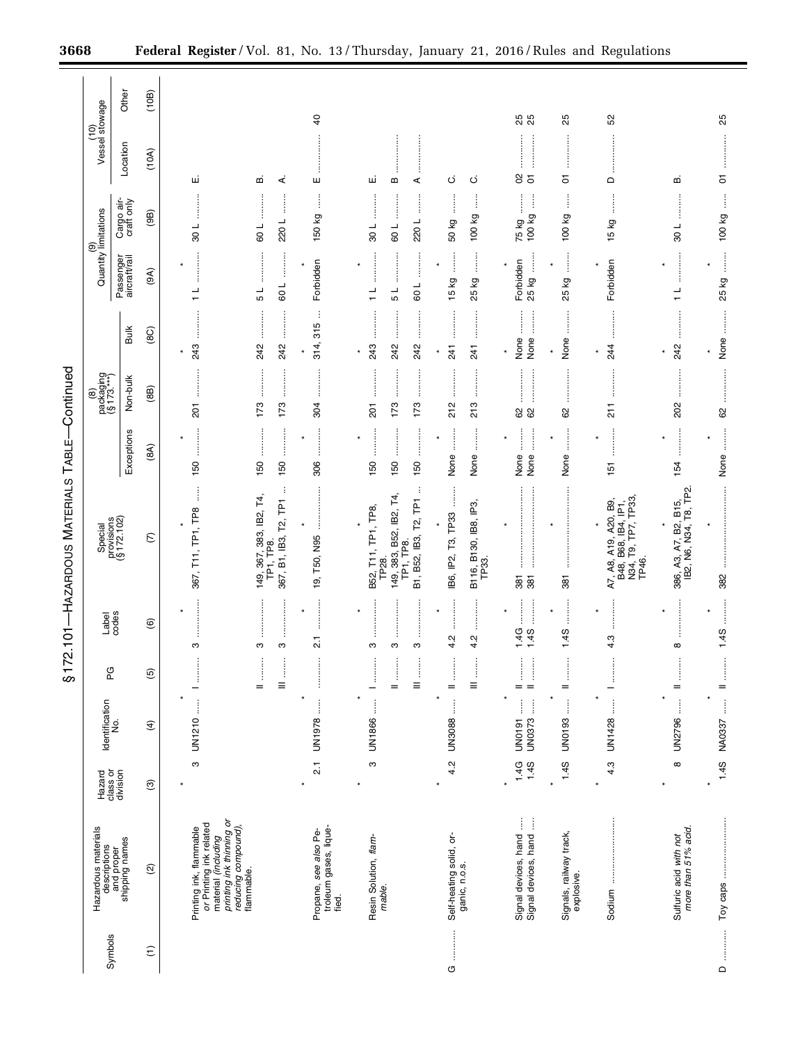## §172.101—HAZARDOUS MATERIALS TABLE—Continued

| Symbols | Hazardous materials descriptions and proper shipping names | Hazard class or division | Identification No. | PG | Label codes | Special provisions (§172.102) | (8) Packaging (§173.***) | | | (9) Quantity limitations | | (10) Vessel stowage | |
|---|---|---|---|---|---|---|---|---|---|---|---|---|---|
| | | | | | | | Exceptions | Non-bulk | Bulk | Passenger aircraft/rail | Cargo aircraft only | Location | Other |
| (1) | (2) | (3) | (4) | (5) | (6) | (7) | (8A) | (8B) | (8C) | (9A) | (9B) | (10A) | (10B) |
| * | * | * | * | * | * | * | | | | | | | |
| | Printing ink, flammable or Printing ink related material (*including printing ink thinning or reducing compound*), flammable. | 3 | UN1210 | I | 3 | 367, T11, TP1, TP8 | 150 | 201 | 243 | 1 L | 30 L | E. | |
| | | | | II | 3 | 149, 367, 383, IB2, T4, TP1, TP8. | 150 | 173 | 242 | 5 L | 60 L | B. | |
| | | | | III | 3 | 367, B1, IB3, T2, TP1 | 150 | 173 | 242 | 60 L | 220 L | A. | |
| * | * | * | * | * | * | * | | | | | | | |
| | Propane, *see also* Petroleum gases, liquefied. | 2.1 | UN1978 | | 2.1 | 19, T50, N95 | 306 | 304 | 314, 315 | Forbidden | 150 kg | E | 40 |
| * | * | * | * | * | * | * | | | | | | | |
| | Resin Solution, *flammable*. | 3 | UN1866 | I | 3 | B52, T11, TP1, TP8, TP28. | 150 | 201 | 243 | 1 L | 30 L | E. | |
| | | | | II | 3 | 149, 383, B52, IB2, T4, TP1, TP8. | 150 | 173 | 242 | 5 L | 60 L | B | |
| | | | | III | 3 | B1, B52, IB3, T2, TP1 | 150 | 173 | 242 | 60 L | 220 L | A | |
| * | * | * | * | * | * | * | | | | | | | |
| G | Self-heating solid, organic, n.o.s. | 4.2 | UN3088 | II | 4.2 | IB6, IP2, T3, TP33 | None | 212 | 241 | 15 kg | 50 kg | C. | |
| | | | | III | 4.2 | B116, B130, IB8, IP3, TP33. | None | 213 | 241 | 25 kg | 100 kg | C. | |
| * | * | * | * | * | * | * | | | | | | | |
| | Signal devices, hand | 1.4G | UN0191 | II | 1.4G | 381 | None | 62 | None | Forbidden | 75 kg | 02 | 25 |
| | Signal devices, hand | 1.4S | UN0373 | II | 1.4S | 381 | None | 62 | None | 25 kg | 100 kg | 01 | 25 |
| * | * | * | * | * | * | * | | | | | | | |
| | Signals, railway track, explosive. | 1.4S | UN0193 | II | 1.4S | 381 | None | 62 | None | 25 kg | 100 kg | 01 | 25 |
| * | * | * | * | * | * | * | | | | | | | |
| | Sodium | 4.3 | UN1428 | I | 4.3 | A7, A8, A19, A20, B9, B48, B68, IB4, IP1, N34, T9, TP7, TP33, TP46. | 151 | 211 | 244 | Forbidden | 15 kg | D | 52 |
| * | * | * | * | * | * | * | | | | | | | |
| | Sulfuric acid *with not more than 51% acid*. | 8 | UN2796 | II | 8 | 386, A3, A7, B2, B15, IB2, N6, N34, T8, TP2. | 154 | 202 | 242 | 1 L | 30 L | B. | |
| * | * | * | * | * | * | * | | | | | | | |
| D | Toy caps | 1.4S | NA0337 | II | 1.4S | 382 | None | 62 | None | 25 kg | 100 kg | 01 | 25 |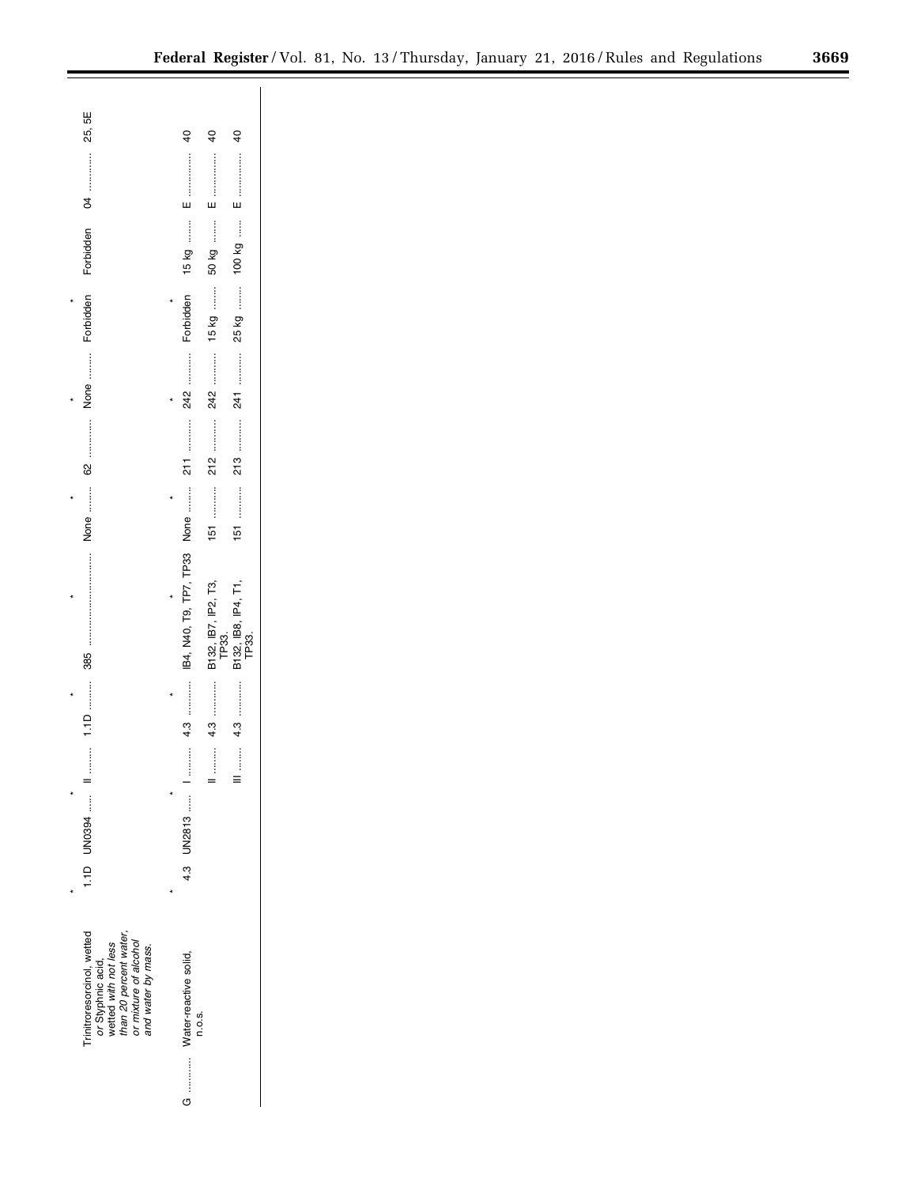| Symbols | Hazardous materials descriptions and proper shipping names | Hazard class or division | Identification numbers | PG | Label codes | Special provisions (§ 172.102) | Packaging (§ 173.***) Exceptions | Packaging (§ 173.***) Non-bulk | Packaging (§ 173.***) Bulk | Quantity limitations Passenger aircraft/rail | Quantity limitations Cargo aircraft only | Vessel stowage Location | Vessel stowage Other |
|---|---|---|---|---|---|---|---|---|---|---|---|---|---|
| * | * | * | * | * | * | * | | | | | | | |
| | Trinitroresorcinol, wetted or Styphnic acid, wetted with not less than 20 percent water, or mixture of alcohol and water by mass. | 1.1D | UN0394 | II | 1.1D | 385 | None | 62 | None | Forbidden | Forbidden | 04 | 25, 5E |
| * | * | * | * | * | * | * | | | | | | | |
| G | Water-reactive solid, n.o.s. | 4.3 | UN2813 | I | 4.3 | IB4, N40, T9, TP7, TP33 | None | 211 | 242 | Forbidden | 15 kg | E | 40 |
| | | | | II | 4.3 | B132, IB7, IP2, T3, TP33. | 151 | 212 | 242 | 15 kg | 50 kg | E | 40 |
| | | | | III | 4.3 | B132, IB8, IP4, T1, TP33. | 151 | 213 | 241 | 25 kg | 100 kg | E | 40 |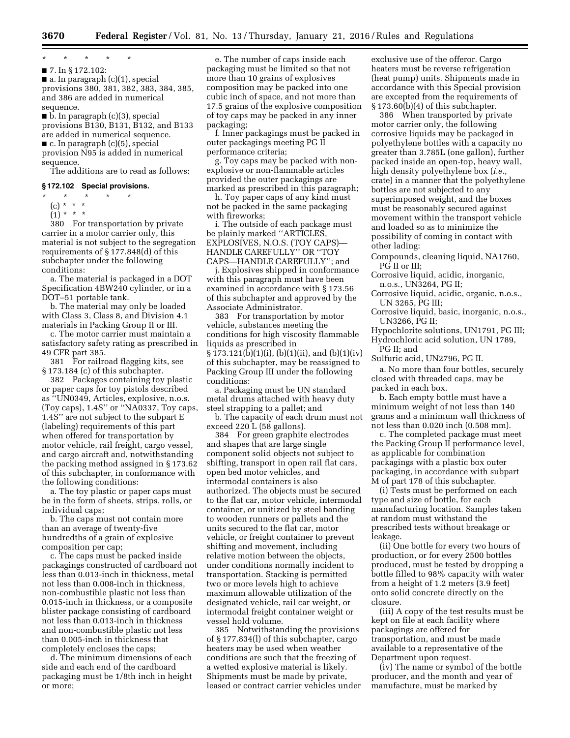\* \* \* \* \*

■ 7. In § 172.102:

■ a. In paragraph (c)(1), special provisions 380, 381, 382, 383, 384, 385, and 386 are added in numerical sequence.

■ b. In paragraph (c)(3), special provisions B130, B131, B132, and B133 are added in numerical sequence.

■ c. In paragraph (c)(5), special provision N95 is added in numerical sequence.

The additions are to read as follows:

### § 172.102 Special provisions.

\* \* \* \* \*

(c) \* \* \*

(1) \* \* \*

380 For transportation by private carrier in a motor carrier only, this material is not subject to the segregation requirements of § 177.848(d) of this subchapter under the following conditions:

a. The material is packaged in a DOT Specification 4BW240 cylinder, or in a DOT–51 portable tank.

b. The material may only be loaded with Class 3, Class 8, and Division 4.1 materials in Packing Group II or III.

c. The motor carrier must maintain a satisfactory safety rating as prescribed in 49 CFR part 385.

381 For railroad flagging kits, see § 173.184 (c) of this subchapter.

382 Packages containing toy plastic or paper caps for toy pistols described as ''UN0349, Articles, explosive, n.o.s. (Toy caps), 1.4S'' or ''NA0337, Toy caps, 1.4S'' are not subject to the subpart E (labeling) requirements of this part when offered for transportation by motor vehicle, rail freight, cargo vessel, and cargo aircraft and, notwithstanding the packing method assigned in § 173.62 of this subchapter, in conformance with the following conditions:

a. The toy plastic or paper caps must be in the form of sheets, strips, rolls, or individual caps;

b. The caps must not contain more than an average of twenty-five hundredths of a grain of explosive composition per cap;

c. The caps must be packed inside packagings constructed of cardboard not less than 0.013-inch in thickness, metal not less than 0.008-inch in thickness, non-combustible plastic not less than 0.015-inch in thickness, or a composite blister package consisting of cardboard not less than 0.013-inch in thickness and non-combustible plastic not less than 0.005-inch in thickness that completely encloses the caps;

d. The minimum dimensions of each side and each end of the cardboard packaging must be 1/8th inch in height or more;

e. The number of caps inside each packaging must be limited so that not more than 10 grains of explosives composition may be packed into one cubic inch of space, and not more than 17.5 grains of the explosive composition of toy caps may be packed in any inner packaging;

f. Inner packagings must be packed in outer packagings meeting PG II performance criteria;

g. Toy caps may be packed with non-explosive or non-flammable articles provided the outer packagings are marked as prescribed in this paragraph;

h. Toy paper caps of any kind must not be packed in the same packaging with fireworks;

i. The outside of each package must be plainly marked ''ARTICLES, EXPLOSIVES, N.O.S. (TOY CAPS)—HANDLE CAREFULLY'' OR ''TOY CAPS—HANDLE CAREFULLY''; and

j. Explosives shipped in conformance with this paragraph must have been examined in accordance with § 173.56 of this subchapter and approved by the Associate Administrator.

383 For transportation by motor vehicle, substances meeting the conditions for high viscosity flammable liquids as prescribed in § 173.121(b)(1)(i), (b)(1)(ii), and (b)(1)(iv) of this subchapter, may be reassigned to Packing Group III under the following conditions:

a. Packaging must be UN standard metal drums attached with heavy duty steel strapping to a pallet; and

b. The capacity of each drum must not exceed 220 L (58 gallons).

384 For green graphite electrodes and shapes that are large single component solid objects not subject to shifting, transport in open rail flat cars, open bed motor vehicles, and intermodal containers is also authorized. The objects must be secured to the flat car, motor vehicle, intermodal container, or unitized by steel banding to wooden runners or pallets and the units secured to the flat car, motor vehicle, or freight container to prevent shifting and movement, including relative motion between the objects, under conditions normally incident to transportation. Stacking is permitted two or more levels high to achieve maximum allowable utilization of the designated vehicle, rail car weight, or intermodal freight container weight or vessel hold volume.

385 Notwithstanding the provisions of § 177.834(l) of this subchapter, cargo heaters may be used when weather conditions are such that the freezing of a wetted explosive material is likely. Shipments must be made by private, leased or contract carrier vehicles under exclusive use of the offeror. Cargo heaters must be reverse refrigeration (heat pump) units. Shipments made in accordance with this Special provision are excepted from the requirements of § 173.60(b)(4) of this subchapter.

386 When transported by private motor carrier only, the following corrosive liquids may be packaged in polyethylene bottles with a capacity no greater than 3.785L (one gallon), further packed inside an open-top, heavy wall, high density polyethylene box (*i.e.,* crate) in a manner that the polyethylene bottles are not subjected to any superimposed weight, and the boxes must be reasonably secured against movement within the transport vehicle and loaded so as to minimize the possibility of coming in contact with other lading:

Compounds, cleaning liquid, NA1760, PG II or III;
Corrosive liquid, acidic, inorganic, n.o.s., UN3264, PG II;
Corrosive liquid, acidic, organic, n.o.s., UN 3265, PG III;
Corrosive liquid, basic, inorganic, n.o.s., UN3266, PG II;
Hypochlorite solutions, UN1791, PG III;
Hydrochloric acid solution, UN 1789, PG II; and
Sulfuric acid, UN2796, PG II.

a. No more than four bottles, securely closed with threaded caps, may be packed in each box.

b. Each empty bottle must have a minimum weight of not less than 140 grams and a minimum wall thickness of not less than 0.020 inch (0.508 mm).

c. The completed package must meet the Packing Group II performance level, as applicable for combination packagings with a plastic box outer packaging, in accordance with subpart M of part 178 of this subchapter.

(i) Tests must be performed on each type and size of bottle, for each manufacturing location. Samples taken at random must withstand the prescribed tests without breakage or leakage.

(ii) One bottle for every two hours of production, or for every 2500 bottles produced, must be tested by dropping a bottle filled to 98% capacity with water from a height of 1.2 meters (3.9 feet) onto solid concrete directly on the closure.

(iii) A copy of the test results must be kept on file at each facility where packagings are offered for transportation, and must be made available to a representative of the Department upon request.

(iv) The name or symbol of the bottle producer, and the month and year of manufacture, must be marked by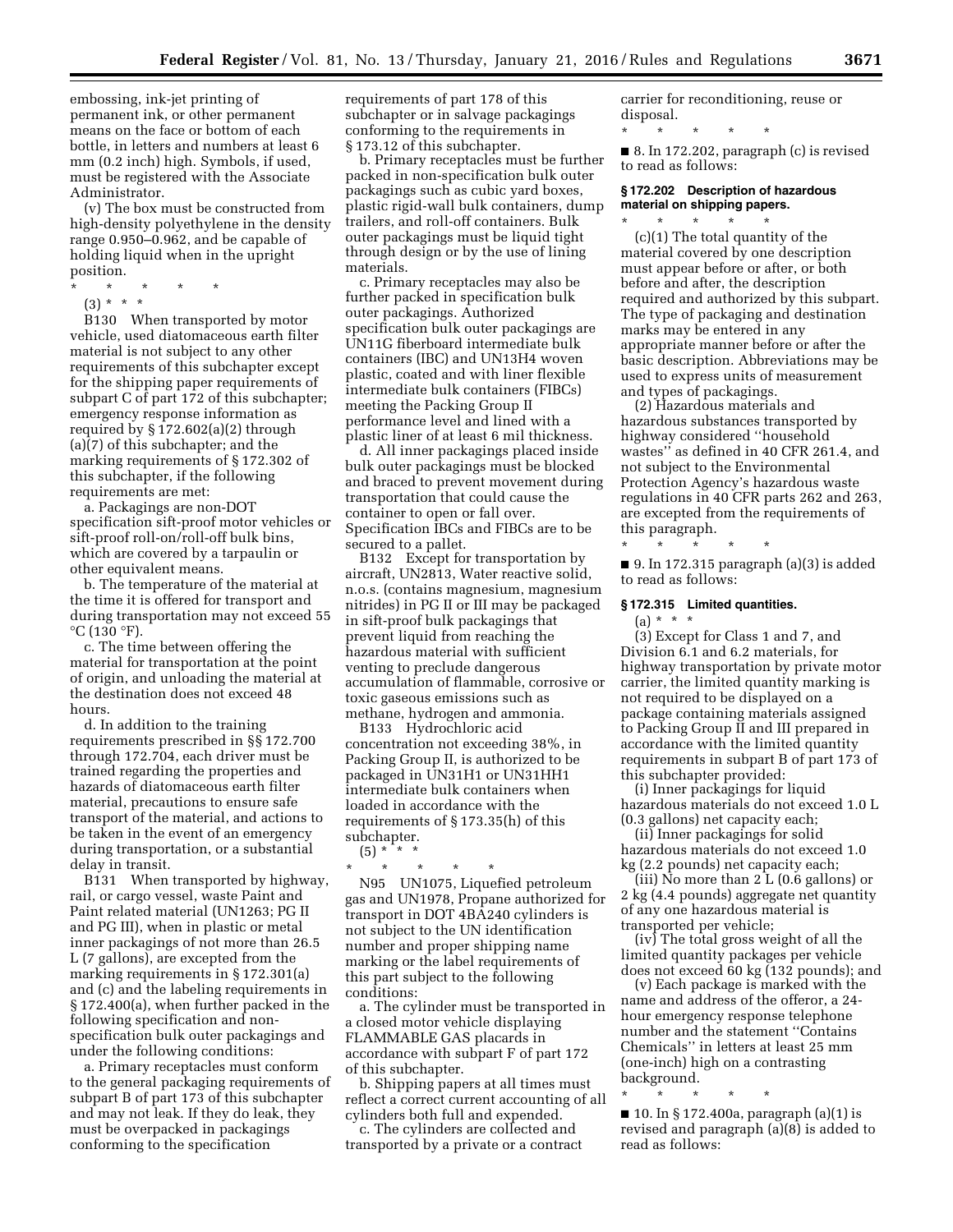embossing, ink-jet printing of permanent ink, or other permanent means on the face or bottom of each bottle, in letters and numbers at least 6 mm (0.2 inch) high. Symbols, if used, must be registered with the Associate Administrator.

(v) The box must be constructed from high-density polyethylene in the density range 0.950–0.962, and be capable of holding liquid when in the upright position.

\* \* \* \* \*

(3) \* \* \*

B130 When transported by motor vehicle, used diatomaceous earth filter material is not subject to any other requirements of this subchapter except for the shipping paper requirements of subpart C of part 172 of this subchapter; emergency response information as required by § 172.602(a)(2) through (a)(7) of this subchapter; and the marking requirements of § 172.302 of this subchapter, if the following requirements are met:

a. Packagings are non-DOT specification sift-proof motor vehicles or sift-proof roll-on/roll-off bulk bins, which are covered by a tarpaulin or other equivalent means.

b. The temperature of the material at the time it is offered for transport and during transportation may not exceed 55 °C (130 °F).

c. The time between offering the material for transportation at the point of origin, and unloading the material at the destination does not exceed 48 hours.

d. In addition to the training requirements prescribed in §§ 172.700 through 172.704, each driver must be trained regarding the properties and hazards of diatomaceous earth filter material, precautions to ensure safe transport of the material, and actions to be taken in the event of an emergency during transportation, or a substantial delay in transit.

B131 When transported by highway, rail, or cargo vessel, waste Paint and Paint related material (UN1263; PG II and PG III), when in plastic or metal inner packagings of not more than 26.5 L (7 gallons), are excepted from the marking requirements in § 172.301(a) and (c) and the labeling requirements in § 172.400(a), when further packed in the following specification and non-specification bulk outer packagings and under the following conditions:

a. Primary receptacles must conform to the general packaging requirements of subpart B of part 173 of this subchapter and may not leak. If they do leak, they must be overpacked in packagings conforming to the specification requirements of part 178 of this subchapter or in salvage packagings conforming to the requirements in § 173.12 of this subchapter.

b. Primary receptacles must be further packed in non-specification bulk outer packagings such as cubic yard boxes, plastic rigid-wall bulk containers, dump trailers, and roll-off containers. Bulk outer packagings must be liquid tight through design or by the use of lining materials.

c. Primary receptacles may also be further packed in specification bulk outer packagings. Authorized specification bulk outer packagings are UN11G fiberboard intermediate bulk containers (IBC) and UN13H4 woven plastic, coated and with liner flexible intermediate bulk containers (FIBCs) meeting the Packing Group II performance level and lined with a plastic liner of at least 6 mil thickness.

d. All inner packagings placed inside bulk outer packagings must be blocked and braced to prevent movement during transportation that could cause the container to open or fall over. Specification IBCs and FIBCs are to be secured to a pallet.

B132 Except for transportation by aircraft, UN2813, Water reactive solid, n.o.s. (contains magnesium, magnesium nitrides) in PG II or III may be packaged in sift-proof bulk packagings that prevent liquid from reaching the hazardous material with sufficient venting to preclude dangerous accumulation of flammable, corrosive or toxic gaseous emissions such as methane, hydrogen and ammonia.

B133 Hydrochloric acid concentration not exceeding 38%, in Packing Group II, is authorized to be packaged in UN31H1 or UN31HH1 intermediate bulk containers when loaded in accordance with the requirements of § 173.35(h) of this subchapter.

(5) \* \* \*

\* \* \* \* \*

N95 UN1075, Liquefied petroleum gas and UN1978, Propane authorized for transport in DOT 4BA240 cylinders is not subject to the UN identification number and proper shipping name marking or the label requirements of this part subject to the following conditions:

a. The cylinder must be transported in a closed motor vehicle displaying FLAMMABLE GAS placards in accordance with subpart F of part 172 of this subchapter.

b. Shipping papers at all times must reflect a correct current accounting of all cylinders both full and expended.

c. The cylinders are collected and transported by a private or a contract carrier for reconditioning, reuse or disposal.

\* \* \* \* \*

■ 8. In 172.202, paragraph (c) is revised to read as follows:

### § 172.202 Description of hazardous material on shipping papers.

\* \* \* \* \*

(c)(1) The total quantity of the material covered by one description must appear before or after, or both before and after, the description required and authorized by this subpart. The type of packaging and destination marks may be entered in any appropriate manner before or after the basic description. Abbreviations may be used to express units of measurement and types of packagings.

(2) Hazardous materials and hazardous substances transported by highway considered "household wastes" as defined in 40 CFR 261.4, and not subject to the Environmental Protection Agency's hazardous waste regulations in 40 CFR parts 262 and 263, are excepted from the requirements of this paragraph.

\* \* \* \* \*

■ 9. In 172.315 paragraph (a)(3) is added to read as follows:

### § 172.315 Limited quantities.

(a) \* \* \*

(3) Except for Class 1 and 7, and Division 6.1 and 6.2 materials, for highway transportation by private motor carrier, the limited quantity marking is not required to be displayed on a package containing materials assigned to Packing Group II and III prepared in accordance with the limited quantity requirements in subpart B of part 173 of this subchapter provided:

(i) Inner packagings for liquid hazardous materials do not exceed 1.0 L (0.3 gallons) net capacity each;

(ii) Inner packagings for solid hazardous materials do not exceed 1.0 kg (2.2 pounds) net capacity each;

(iii) No more than 2 L (0.6 gallons) or 2 kg (4.4 pounds) aggregate net quantity of any one hazardous material is transported per vehicle;

(iv) The total gross weight of all the limited quantity packages per vehicle does not exceed 60 kg (132 pounds); and

(v) Each package is marked with the name and address of the offeror, a 24-hour emergency response telephone number and the statement "Contains Chemicals" in letters at least 25 mm (one-inch) high on a contrasting background.

\* \* \* \* \*

■ 10. In § 172.400a, paragraph (a)(1) is revised and paragraph (a)(8) is added to read as follows: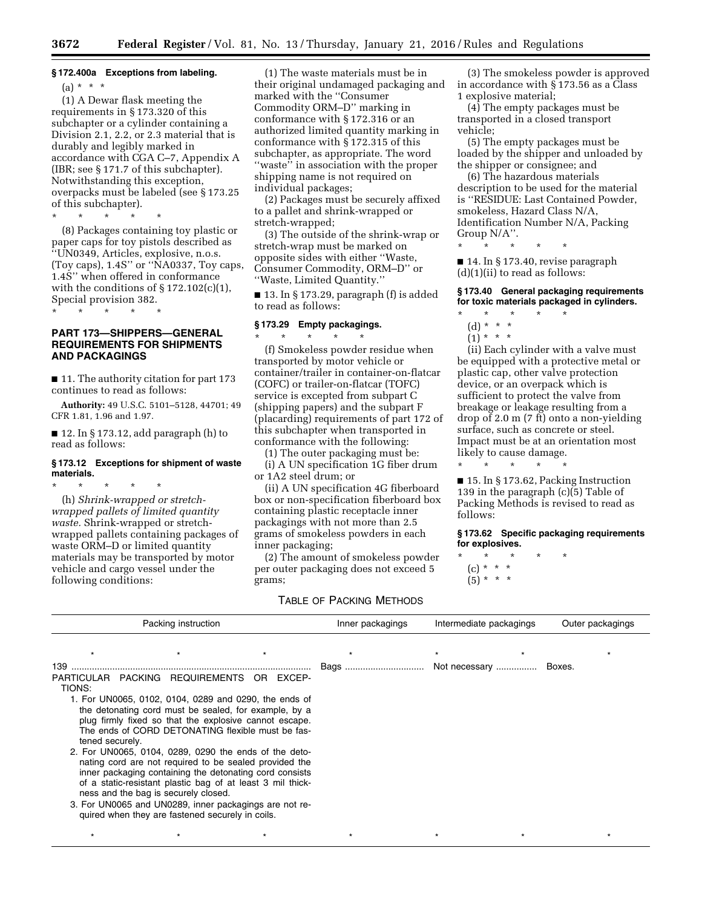**§ 172.400a Exceptions from labeling.**

(a) * * *

(1) A Dewar flask meeting the requirements in § 173.320 of this subchapter or a cylinder containing a Division 2.1, 2.2, or 2.3 material that is durably and legibly marked in accordance with CGA C–7, Appendix A (IBR; see § 171.7 of this subchapter). Notwithstanding this exception, overpacks must be labeled (see § 173.25 of this subchapter).

\* \* \* \* \*

(8) Packages containing toy plastic or paper caps for toy pistols described as ''UN0349, Articles, explosive, n.o.s. (Toy caps), 1.4S'' or ''NA0337, Toy caps, 1.4S'' when offered in conformance with the conditions of § 172.102(c)(1), Special provision 382.

\* \* \* \* \*

## PART 173—SHIPPERS—GENERAL REQUIREMENTS FOR SHIPMENTS AND PACKAGINGS

■ 11. The authority citation for part 173 continues to read as follows:

**Authority:** 49 U.S.C. 5101–5128, 44701; 49 CFR 1.81, 1.96 and 1.97.

■ 12. In § 173.12, add paragraph (h) to read as follows:

**§ 173.12 Exceptions for shipment of waste materials.**

\* \* \* \* \*

(h) *Shrink-wrapped or stretch-wrapped pallets of limited quantity waste.* Shrink-wrapped or stretch-wrapped pallets containing packages of waste ORM–D or limited quantity materials may be transported by motor vehicle and cargo vessel under the following conditions:

(1) The waste materials must be in their original undamaged packaging and marked with the ''Consumer Commodity ORM–D'' marking in conformance with § 172.316 or an authorized limited quantity marking in conformance with § 172.315 of this subchapter, as appropriate. The word ''waste'' in association with the proper shipping name is not required on individual packages;

(2) Packages must be securely affixed to a pallet and shrink-wrapped or stretch-wrapped;

(3) The outside of the shrink-wrap or stretch-wrap must be marked on opposite sides with either ''Waste, Consumer Commodity, ORM–D'' or ''Waste, Limited Quantity.''

■ 13. In § 173.29, paragraph (f) is added to read as follows:

**§ 173.29 Empty packagings.**

\* \* \* \* \*

(f) Smokeless powder residue when transported by motor vehicle or container/trailer in container-on-flatcar (COFC) or trailer-on-flatcar (TOFC) service is excepted from subpart C (shipping papers) and the subpart F (placarding) requirements of part 172 of this subchapter when transported in conformance with the following:

(1) The outer packaging must be:

(i) A UN specification 1G fiber drum or 1A2 steel drum; or

(ii) A UN specification 4G fiberboard box or non-specification fiberboard box containing plastic receptacle inner packagings with not more than 2.5 grams of smokeless powders in each inner packaging;

(2) The amount of smokeless powder per outer packaging does not exceed 5 grams;

(3) The smokeless powder is approved in accordance with § 173.56 as a Class 1 explosive material;

(4) The empty packages must be transported in a closed transport vehicle;

(5) The empty packages must be loaded by the shipper and unloaded by the shipper or consignee; and

(6) The hazardous materials description to be used for the material is ''RESIDUE: Last Contained Powder, smokeless, Hazard Class N/A, Identification Number N/A, Packing Group N/A''.

\* \* \* \* \*

■ 14. In § 173.40, revise paragraph (d)(1)(ii) to read as follows:

**§ 173.40 General packaging requirements for toxic materials packaged in cylinders.**

\* \* \* \* \*

(d) * * *

(1) * * *

(ii) Each cylinder with a valve must be equipped with a protective metal or plastic cap, other valve protection device, or an overpack which is sufficient to protect the valve from breakage or leakage resulting from a drop of 2.0 m (7 ft) onto a non-yielding surface, such as concrete or steel. Impact must be at an orientation most likely to cause damage.

\* \* \* \* \*

■ 15. In § 173.62, Packing Instruction 139 in the paragraph (c)(5) Table of Packing Methods is revised to read as follows:

**§ 173.62 Specific packaging requirements for explosives.**

\* \* \* \* \*

(c) * * *

(5) * * *

TABLE OF PACKING METHODS

| Packing instruction | Inner packagings | Intermediate packagings | Outer packagings |
|---|---|---|---|
| * * * | * | * * | * |
| 139 | Bags | Not necessary | Boxes. |
| PARTICULAR PACKING REQUIREMENTS OR EXCEPTIONS: | | | |
| 1. For UN0065, 0102, 0104, 0289 and 0290, the ends of the detonating cord must be sealed, for example, by a plug firmly fixed so that the explosive cannot escape. The ends of CORD DETONATING flexible must be fastened securely. | | | |
| 2. For UN0065, 0104, 0289, 0290 the ends of the detonating cord are not required to be sealed provided the inner packaging containing the detonating cord consists of a static-resistant plastic bag of at least 3 mil thickness and the bag is securely closed. | | | |
| 3. For UN0065 and UN0289, inner packagings are not required when they are fastened securely in coils. | | | |
| * * * | * | * * | * |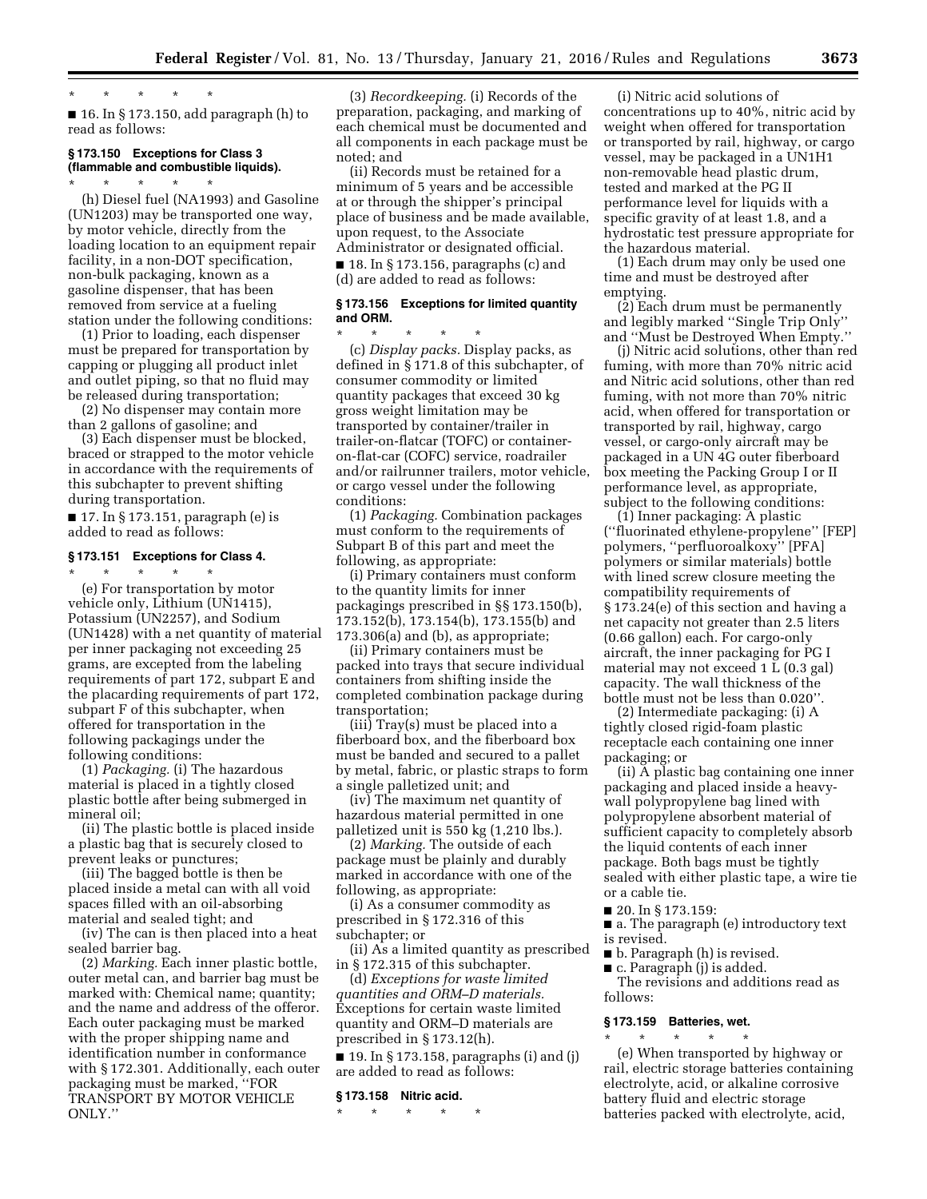\* \* \* \* \*

■ 16. In § 173.150, add paragraph (h) to read as follows:

### § 173.150 Exceptions for Class 3 (flammable and combustible liquids).

\* \* \* \* \*

(h) Diesel fuel (NA1993) and Gasoline (UN1203) may be transported one way, by motor vehicle, directly from the loading location to an equipment repair facility, in a non-DOT specification, non-bulk packaging, known as a gasoline dispenser, that has been removed from service at a fueling station under the following conditions:

(1) Prior to loading, each dispenser must be prepared for transportation by capping or plugging all product inlet and outlet piping, so that no fluid may be released during transportation;

(2) No dispenser may contain more than 2 gallons of gasoline; and

(3) Each dispenser must be blocked, braced or strapped to the motor vehicle in accordance with the requirements of this subchapter to prevent shifting during transportation.

■ 17. In § 173.151, paragraph (e) is added to read as follows:

### § 173.151 Exceptions for Class 4.

\* \* \* \* \*

(e) For transportation by motor vehicle only, Lithium (UN1415), Potassium (UN2257), and Sodium (UN1428) with a net quantity of material per inner packaging not exceeding 25 grams, are excepted from the labeling requirements of part 172, subpart E and the placarding requirements of part 172, subpart F of this subchapter, when offered for transportation in the following packagings under the following conditions:

(1) *Packaging.* (i) The hazardous material is placed in a tightly closed plastic bottle after being submerged in mineral oil;

(ii) The plastic bottle is placed inside a plastic bag that is securely closed to prevent leaks or punctures;

(iii) The bagged bottle is then be placed inside a metal can with all void spaces filled with an oil-absorbing material and sealed tight; and

(iv) The can is then placed into a heat sealed barrier bag.

(2) *Marking.* Each inner plastic bottle, outer metal can, and barrier bag must be marked with: Chemical name; quantity; and the name and address of the offeror. Each outer packaging must be marked with the proper shipping name and identification number in conformance with § 172.301. Additionally, each outer packaging must be marked, ''FOR TRANSPORT BY MOTOR VEHICLE ONLY.''

(3) *Recordkeeping.* (i) Records of the preparation, packaging, and marking of each chemical must be documented and all components in each package must be noted; and

(ii) Records must be retained for a minimum of 5 years and be accessible at or through the shipper's principal place of business and be made available, upon request, to the Associate Administrator or designated official.

■ 18. In § 173.156, paragraphs (c) and (d) are added to read as follows:

### § 173.156 Exceptions for limited quantity and ORM.

\* \* \* \* \*

(c) *Display packs.* Display packs, as defined in § 171.8 of this subchapter, of consumer commodity or limited quantity packages that exceed 30 kg gross weight limitation may be transported by container/trailer in trailer-on-flatcar (TOFC) or container-on-flat-car (COFC) service, roadrailer and/or railrunner trailers, motor vehicle, or cargo vessel under the following conditions:

(1) *Packaging.* Combination packages must conform to the requirements of Subpart B of this part and meet the following, as appropriate:

(i) Primary containers must conform to the quantity limits for inner packagings prescribed in §§ 173.150(b), 173.152(b), 173.154(b), 173.155(b) and 173.306(a) and (b), as appropriate;

(ii) Primary containers must be packed into trays that secure individual containers from shifting inside the completed combination package during transportation;

(iii) Tray(s) must be placed into a fiberboard box, and the fiberboard box must be banded and secured to a pallet by metal, fabric, or plastic straps to form a single palletized unit; and

(iv) The maximum net quantity of hazardous material permitted in one palletized unit is 550 kg (1,210 lbs.).

(2) *Marking.* The outside of each package must be plainly and durably marked in accordance with one of the following, as appropriate:

(i) As a consumer commodity as prescribed in § 172.316 of this subchapter; or

(ii) As a limited quantity as prescribed in § 172.315 of this subchapter.

(d) *Exceptions for waste limited quantities and ORM–D materials.* Exceptions for certain waste limited quantity and ORM–D materials are prescribed in § 173.12(h).

■ 19. In § 173.158, paragraphs (i) and (j) are added to read as follows:

### § 173.158 Nitric acid.

\* \* \* \* \*

(i) Nitric acid solutions of concentrations up to 40%, nitric acid by weight when offered for transportation or transported by rail, highway, or cargo vessel, may be packaged in a UN1H1 non-removable head plastic drum, tested and marked at the PG II performance level for liquids with a specific gravity of at least 1.8, and a hydrostatic test pressure appropriate for the hazardous material.

(1) Each drum may only be used one time and must be destroyed after emptying.

(2) Each drum must be permanently and legibly marked ''Single Trip Only'' and ''Must be Destroyed When Empty.''

(j) Nitric acid solutions, other than red fuming, with more than 70% nitric acid and Nitric acid solutions, other than red fuming, with not more than 70% nitric acid, when offered for transportation or transported by rail, highway, cargo vessel, or cargo-only aircraft may be packaged in a UN 4G outer fiberboard box meeting the Packing Group I or II performance level, as appropriate, subject to the following conditions:

(1) Inner packaging: A plastic (''fluorinated ethylene-propylene'' [FEP] polymers, ''perfluoroalkoxy'' [PFA] polymers or similar materials) bottle with lined screw closure meeting the compatibility requirements of § 173.24(e) of this section and having a net capacity not greater than 2.5 liters (0.66 gallon) each. For cargo-only aircraft, the inner packaging for PG I material may not exceed 1 L (0.3 gal) capacity. The wall thickness of the bottle must not be less than 0.020''.

(2) Intermediate packaging: (i) A tightly closed rigid-foam plastic receptacle each containing one inner packaging; or

(ii) A plastic bag containing one inner packaging and placed inside a heavy-wall polypropylene bag lined with polypropylene absorbent material of sufficient capacity to completely absorb the liquid contents of each inner package. Both bags must be tightly sealed with either plastic tape, a wire tie or a cable tie.

■ 20. In § 173.159:

■ a. The paragraph (e) introductory text is revised.

■ b. Paragraph (h) is revised.

■ c. Paragraph (j) is added.

The revisions and additions read as follows:

### § 173.159 Batteries, wet.

\* \* \* \* \*

(e) When transported by highway or rail, electric storage batteries containing electrolyte, acid, or alkaline corrosive battery fluid and electric storage batteries packed with electrolyte, acid,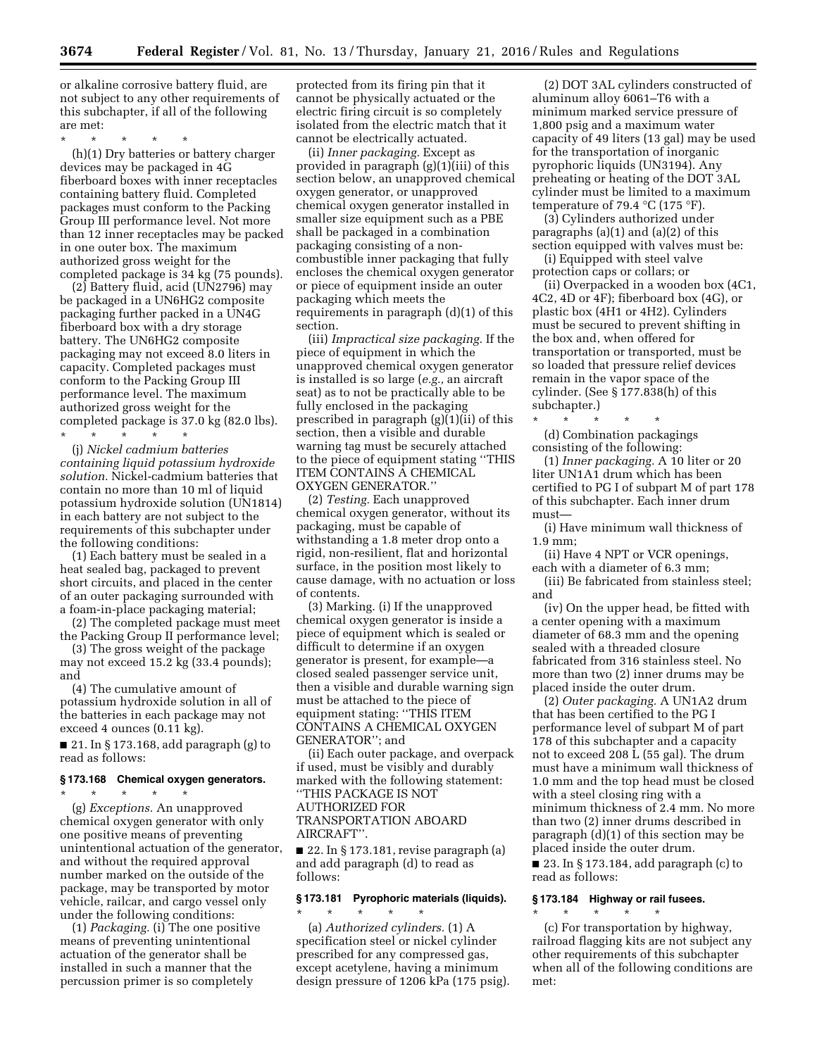or alkaline corrosive battery fluid, are not subject to any other requirements of this subchapter, if all of the following are met:

\* \* \* \* \*

(h)(1) Dry batteries or battery charger devices may be packaged in 4G fiberboard boxes with inner receptacles containing battery fluid. Completed packages must conform to the Packing Group III performance level. Not more than 12 inner receptacles may be packed in one outer box. The maximum authorized gross weight for the completed package is 34 kg (75 pounds).

(2) Battery fluid, acid (UN2796) may be packaged in a UN6HG2 composite packaging further packed in a UN4G fiberboard box with a dry storage battery. The UN6HG2 composite packaging may not exceed 8.0 liters in capacity. Completed packages must conform to the Packing Group III performance level. The maximum authorized gross weight for the completed package is 37.0 kg (82.0 lbs).

\* \* \* \* \*

(j) *Nickel cadmium batteries containing liquid potassium hydroxide solution.* Nickel-cadmium batteries that contain no more than 10 ml of liquid potassium hydroxide solution (UN1814) in each battery are not subject to the requirements of this subchapter under the following conditions:

(1) Each battery must be sealed in a heat sealed bag, packaged to prevent short circuits, and placed in the center of an outer packaging surrounded with a foam-in-place packaging material;

(2) The completed package must meet the Packing Group II performance level;

(3) The gross weight of the package may not exceed 15.2 kg (33.4 pounds); and

(4) The cumulative amount of potassium hydroxide solution in all of the batteries in each package may not exceed 4 ounces (0.11 kg).

■ 21. In § 173.168, add paragraph (g) to read as follows:

### § 173.168 Chemical oxygen generators.

\* \* \* \* \*

(g) *Exceptions.* An unapproved chemical oxygen generator with only one positive means of preventing unintentional actuation of the generator, and without the required approval number marked on the outside of the package, may be transported by motor vehicle, railcar, and cargo vessel only under the following conditions:

(1) *Packaging.* (i) The one positive means of preventing unintentional actuation of the generator shall be installed in such a manner that the percussion primer is so completely protected from its firing pin that it cannot be physically actuated or the electric firing circuit is so completely isolated from the electric match that it cannot be electrically actuated.

(ii) *Inner packaging.* Except as provided in paragraph (g)(1)(iii) of this section below, an unapproved chemical oxygen generator, or unapproved chemical oxygen generator installed in smaller size equipment such as a PBE shall be packaged in a combination packaging consisting of a non-combustible inner packaging that fully encloses the chemical oxygen generator or piece of equipment inside an outer packaging which meets the requirements in paragraph (d)(1) of this section.

(iii) *Impractical size packaging.* If the piece of equipment in which the unapproved chemical oxygen generator is installed is so large (*e.g.,* an aircraft seat) as to not be practically able to be fully enclosed in the packaging prescribed in paragraph (g)(1)(ii) of this section, then a visible and durable warning tag must be securely attached to the piece of equipment stating "THIS ITEM CONTAINS A CHEMICAL OXYGEN GENERATOR."

(2) *Testing.* Each unapproved chemical oxygen generator, without its packaging, must be capable of withstanding a 1.8 meter drop onto a rigid, non-resilient, flat and horizontal surface, in the position most likely to cause damage, with no actuation or loss of contents.

(3) Marking. (i) If the unapproved chemical oxygen generator is inside a piece of equipment which is sealed or difficult to determine if an oxygen generator is present, for example—a closed sealed passenger service unit, then a visible and durable warning sign must be attached to the piece of equipment stating: "THIS ITEM CONTAINS A CHEMICAL OXYGEN GENERATOR"; and

(ii) Each outer package, and overpack if used, must be visibly and durably marked with the following statement: "THIS PACKAGE IS NOT AUTHORIZED FOR TRANSPORTATION ABOARD AIRCRAFT".

■ 22. In § 173.181, revise paragraph (a) and add paragraph (d) to read as follows:

### § 173.181 Pyrophoric materials (liquids).

\* \* \* \* \*

(a) *Authorized cylinders.* (1) A specification steel or nickel cylinder prescribed for any compressed gas, except acetylene, having a minimum design pressure of 1206 kPa (175 psig).

(2) DOT 3AL cylinders constructed of aluminum alloy 6061–T6 with a minimum marked service pressure of 1,800 psig and a maximum water capacity of 49 liters (13 gal) may be used for the transportation of inorganic pyrophoric liquids (UN3194). Any preheating or heating of the DOT 3AL cylinder must be limited to a maximum temperature of 79.4 °C (175 °F).

(3) Cylinders authorized under paragraphs (a)(1) and (a)(2) of this section equipped with valves must be:

(i) Equipped with steel valve protection caps or collars; or

(ii) Overpacked in a wooden box (4C1, 4C2, 4D or 4F); fiberboard box (4G), or plastic box (4H1 or 4H2). Cylinders must be secured to prevent shifting in the box and, when offered for transportation or transported, must be so loaded that pressure relief devices remain in the vapor space of the cylinder. (See § 177.838(h) of this subchapter.)

\* \* \* \* \*

(d) Combination packagings consisting of the following:

(1) *Inner packaging.* A 10 liter or 20 liter UN1A1 drum which has been certified to PG I of subpart M of part 178 of this subchapter. Each inner drum must—

(i) Have minimum wall thickness of 1.9 mm;

(ii) Have 4 NPT or VCR openings, each with a diameter of 6.3 mm;

(iii) Be fabricated from stainless steel; and

(iv) On the upper head, be fitted with a center opening with a maximum diameter of 68.3 mm and the opening sealed with a threaded closure fabricated from 316 stainless steel. No more than two (2) inner drums may be placed inside the outer drum.

(2) *Outer packaging.* A UN1A2 drum that has been certified to the PG I performance level of subpart M of part 178 of this subchapter and a capacity not to exceed 208 L (55 gal). The drum must have a minimum wall thickness of 1.0 mm and the top head must be closed with a steel closing ring with a minimum thickness of 2.4 mm. No more than two (2) inner drums described in paragraph (d)(1) of this section may be placed inside the outer drum.

■ 23. In § 173.184, add paragraph (c) to read as follows:

### § 173.184 Highway or rail fusees.

\* \* \* \* \*

(c) For transportation by highway, railroad flagging kits are not subject any other requirements of this subchapter when all of the following conditions are met: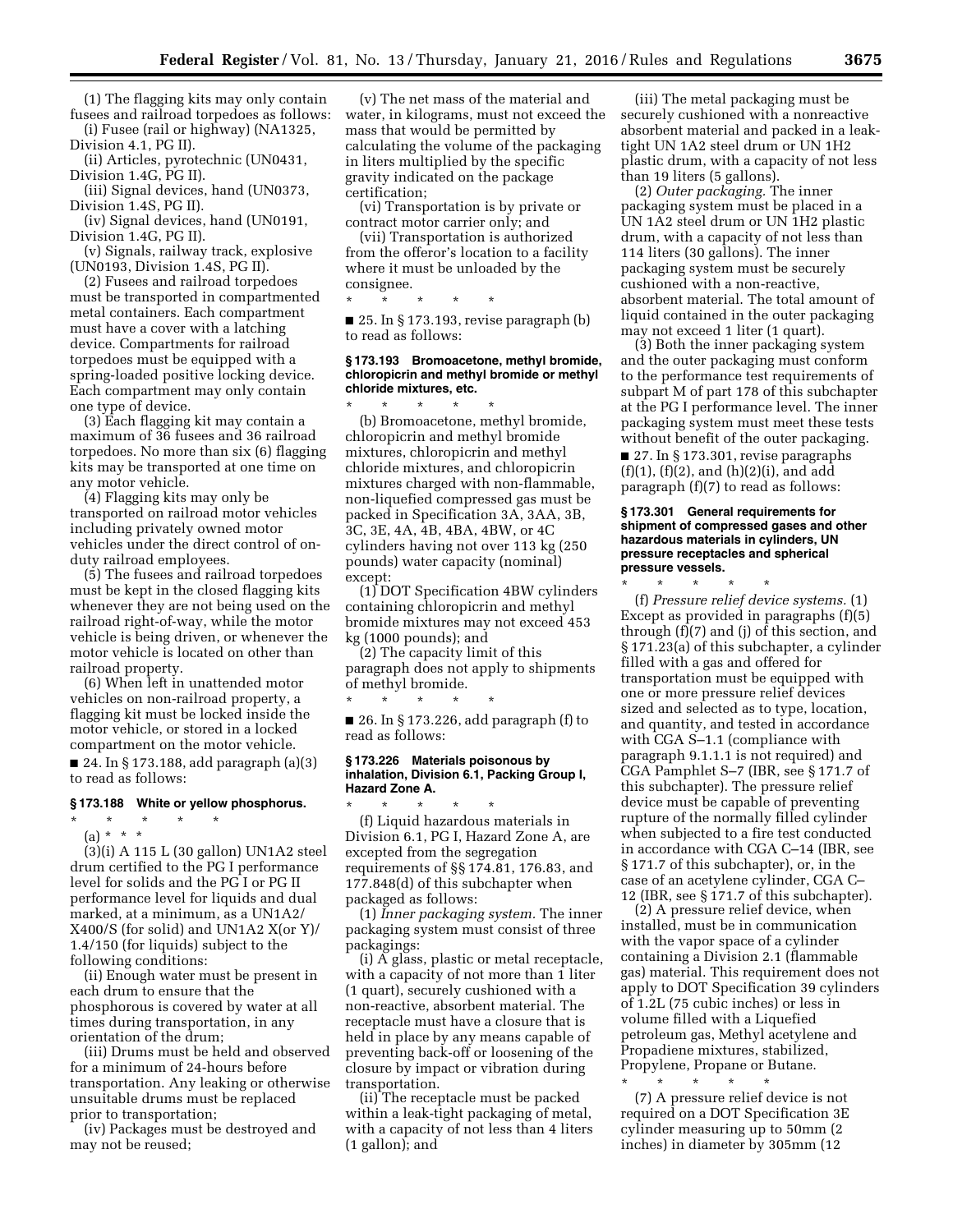(1) The flagging kits may only contain fusees and railroad torpedoes as follows:

(i) Fusee (rail or highway) (NA1325, Division 4.1, PG II).

(ii) Articles, pyrotechnic (UN0431, Division 1.4G, PG II).

(iii) Signal devices, hand (UN0373, Division 1.4S, PG II).

(iv) Signal devices, hand (UN0191, Division 1.4G, PG II).

(v) Signals, railway track, explosive (UN0193, Division 1.4S, PG II).

(2) Fusees and railroad torpedoes must be transported in compartmented metal containers. Each compartment must have a cover with a latching device. Compartments for railroad torpedoes must be equipped with a spring-loaded positive locking device. Each compartment may only contain one type of device.

(3) Each flagging kit may contain a maximum of 36 fusees and 36 railroad torpedoes. No more than six (6) flagging kits may be transported at one time on any motor vehicle.

(4) Flagging kits may only be transported on railroad motor vehicles including privately owned motor vehicles under the direct control of on-duty railroad employees.

(5) The fusees and railroad torpedoes must be kept in the closed flagging kits whenever they are not being used on the railroad right-of-way, while the motor vehicle is being driven, or whenever the motor vehicle is located on other than railroad property.

(6) When left in unattended motor vehicles on non-railroad property, a flagging kit must be locked inside the motor vehicle, or stored in a locked compartment on the motor vehicle.

■ 24. In § 173.188, add paragraph (a)(3) to read as follows:

### § 173.188 White or yellow phosphorus.

\* \* \* \* \*

(a) \* \* \*

(3)(i) A 115 L (30 gallon) UN1A2 steel drum certified to the PG I performance level for solids and the PG I or PG II performance level for liquids and dual marked, at a minimum, as a UN1A2/X400/S (for solid) and UN1A2 X(or Y)/1.4/150 (for liquids) subject to the following conditions:

(ii) Enough water must be present in each drum to ensure that the phosphorous is covered by water at all times during transportation, in any orientation of the drum;

(iii) Drums must be held and observed for a minimum of 24-hours before transportation. Any leaking or otherwise unsuitable drums must be replaced prior to transportation;

(iv) Packages must be destroyed and may not be reused;

(v) The net mass of the material and water, in kilograms, must not exceed the mass that would be permitted by calculating the volume of the packaging in liters multiplied by the specific gravity indicated on the package certification;

(vi) Transportation is by private or contract motor carrier only; and

(vii) Transportation is authorized from the offeror's location to a facility where it must be unloaded by the consignee.

\* \* \* \* \*

■ 25. In § 173.193, revise paragraph (b) to read as follows:

### § 173.193 Bromoacetone, methyl bromide, chloropicrin and methyl bromide or methyl chloride mixtures, etc.

\* \* \* \* \*

(b) Bromoacetone, methyl bromide, chloropicrin and methyl bromide mixtures, chloropicrin and methyl chloride mixtures, and chloropicrin mixtures charged with non-flammable, non-liquefied compressed gas must be packed in Specification 3A, 3AA, 3B, 3C, 3E, 4A, 4B, 4BA, 4BW, or 4C cylinders having not over 113 kg (250 pounds) water capacity (nominal) except:

(1) DOT Specification 4BW cylinders containing chloropicrin and methyl bromide mixtures may not exceed 453 kg (1000 pounds); and

(2) The capacity limit of this paragraph does not apply to shipments of methyl bromide.

\* \* \* \* \*

■ 26. In § 173.226, add paragraph (f) to read as follows:

### § 173.226 Materials poisonous by inhalation, Division 6.1, Packing Group I, Hazard Zone A.

\* \* \* \* \*

(f) Liquid hazardous materials in Division 6.1, PG I, Hazard Zone A, are excepted from the segregation requirements of §§ 174.81, 176.83, and 177.848(d) of this subchapter when packaged as follows:

(1) *Inner packaging system.* The inner packaging system must consist of three packagings:

(i) A glass, plastic or metal receptacle, with a capacity of not more than 1 liter (1 quart), securely cushioned with a non-reactive, absorbent material. The receptacle must have a closure that is held in place by any means capable of preventing back-off or loosening of the closure by impact or vibration during transportation.

(ii) The receptacle must be packed within a leak-tight packaging of metal, with a capacity of not less than 4 liters (1 gallon); and

(iii) The metal packaging must be securely cushioned with a nonreactive absorbent material and packed in a leak-tight UN 1A2 steel drum or UN 1H2 plastic drum, with a capacity of not less than 19 liters (5 gallons).

(2) *Outer packaging.* The inner packaging system must be placed in a UN 1A2 steel drum or UN 1H2 plastic drum, with a capacity of not less than 114 liters (30 gallons). The inner packaging system must be securely cushioned with a non-reactive, absorbent material. The total amount of liquid contained in the outer packaging may not exceed 1 liter (1 quart).

(3) Both the inner packaging system and the outer packaging must conform to the performance test requirements of subpart M of part 178 of this subchapter at the PG I performance level. The inner packaging system must meet these tests without benefit of the outer packaging.

■ 27. In § 173.301, revise paragraphs (f)(1), (f)(2), and (h)(2)(i), and add paragraph (f)(7) to read as follows:

### § 173.301 General requirements for shipment of compressed gases and other hazardous materials in cylinders, UN pressure receptacles and spherical pressure vessels.

\* \* \* \* \*

(f) *Pressure relief device systems.* (1) Except as provided in paragraphs (f)(5) through (f)(7) and (j) of this section, and § 171.23(a) of this subchapter, a cylinder filled with a gas and offered for transportation must be equipped with one or more pressure relief devices sized and selected as to type, location, and quantity, and tested in accordance with CGA S–1.1 (compliance with paragraph 9.1.1.1 is not required) and CGA Pamphlet S–7 (IBR, see § 171.7 of this subchapter). The pressure relief device must be capable of preventing rupture of the normally filled cylinder when subjected to a fire test conducted in accordance with CGA C–14 (IBR, see § 171.7 of this subchapter), or, in the case of an acetylene cylinder, CGA C–12 (IBR, see § 171.7 of this subchapter).

(2) A pressure relief device, when installed, must be in communication with the vapor space of a cylinder containing a Division 2.1 (flammable gas) material. This requirement does not apply to DOT Specification 39 cylinders of 1.2L (75 cubic inches) or less in volume filled with a Liquefied petroleum gas, Methyl acetylene and Propadiene mixtures, stabilized, Propylene, Propane or Butane.

\* \* \* \* \*

(7) A pressure relief device is not required on a DOT Specification 3E cylinder measuring up to 50mm (2 inches) in diameter by 305mm (12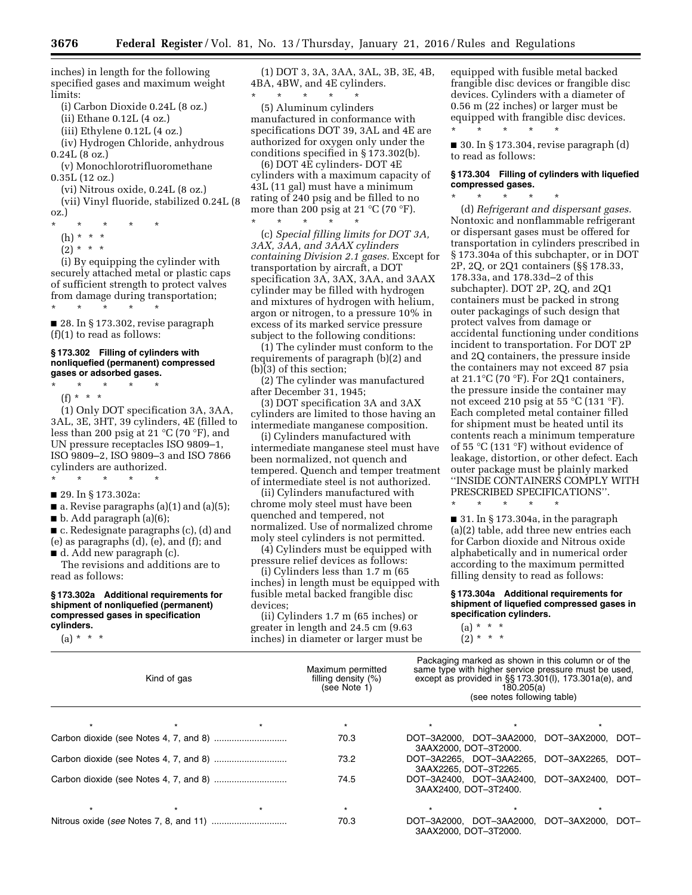inches) in length for the following specified gases and maximum weight limits:

(i) Carbon Dioxide 0.24L (8 oz.)

(ii) Ethane 0.12L (4 oz.)

(iii) Ethylene 0.12L (4 oz.)

(iv) Hydrogen Chloride, anhydrous 0.24L (8 oz.)

(v) Monochlorotrifluoromethane 0.35L (12 oz.)

(vi) Nitrous oxide, 0.24L (8 oz.)

(vii) Vinyl fluoride, stabilized 0.24L (8 oz.)

\* \* \* \* \*

(h) \* \* \*

(2) \* \* \*

(i) By equipping the cylinder with securely attached metal or plastic caps of sufficient strength to protect valves from damage during transportation;

\* \* \* \* \*

■ 28. In § 173.302, revise paragraph (f)(1) to read as follows:

**§ 173.302 Filling of cylinders with nonliquefied (permanent) compressed gases or adsorbed gases.**

\* \* \* \* \*

(f) \* \* \*

(1) Only DOT specification 3A, 3AA, 3AL, 3E, 3HT, 39 cylinders, 4E (filled to less than 200 psig at 21 °C (70 °F), and UN pressure receptacles ISO 9809–1, ISO 9809–2, ISO 9809–3 and ISO 7866 cylinders are authorized.

\* \* \* \* \*

■ 29. In § 173.302a:

■ a. Revise paragraphs (a)(1) and (a)(5);

■ b. Add paragraph (a)(6);

■ c. Redesignate paragraphs (c), (d) and (e) as paragraphs (d), (e), and (f); and

■ d. Add new paragraph (c).

The revisions and additions are to read as follows:

**§ 173.302a Additional requirements for shipment of nonliquefied (permanent) compressed gases in specification cylinders.**

(a) \* \* \*

(1) DOT 3, 3A, 3AA, 3AL, 3B, 3E, 4B, 4BA, 4BW, and 4E cylinders.

\* \* \* \* \*

(5) Aluminum cylinders manufactured in conformance with specifications DOT 39, 3AL and 4E are authorized for oxygen only under the conditions specified in § 173.302(b).

(6) DOT 4E cylinders- DOT 4E cylinders with a maximum capacity of 43L (11 gal) must have a minimum rating of 240 psig and be filled to no more than 200 psig at 21 °C (70 °F).

\* \* \* \* \*

(c) *Special filling limits for DOT 3A, 3AX, 3AA, and 3AAX cylinders containing Division 2.1 gases.* Except for transportation by aircraft, a DOT specification 3A, 3AX, 3AA, and 3AAX cylinder may be filled with hydrogen and mixtures of hydrogen with helium, argon or nitrogen, to a pressure 10% in excess of its marked service pressure subject to the following conditions:

(1) The cylinder must conform to the requirements of paragraph (b)(2) and (b)(3) of this section;

(2) The cylinder was manufactured after December 31, 1945;

(3) DOT specification 3A and 3AX cylinders are limited to those having an intermediate manganese composition.

(i) Cylinders manufactured with intermediate manganese steel must have been normalized, not quench and tempered. Quench and temper treatment of intermediate steel is not authorized.

(ii) Cylinders manufactured with chrome moly steel must have been quenched and tempered, not normalized. Use of normalized chrome moly steel cylinders is not permitted.

(4) Cylinders must be equipped with pressure relief devices as follows:

(i) Cylinders less than 1.7 m (65 inches) in length must be equipped with fusible metal backed frangible disc devices;

(ii) Cylinders 1.7 m (65 inches) or greater in length and 24.5 cm (9.63 inches) in diameter or larger must be equipped with fusible metal backed frangible disc devices or frangible disc devices. Cylinders with a diameter of 0.56 m (22 inches) or larger must be equipped with frangible disc devices.

\* \* \* \* \*

■ 30. In § 173.304, revise paragraph (d) to read as follows:

**§ 173.304 Filling of cylinders with liquefied compressed gases.**

\* \* \* \* \*

(d) *Refrigerant and dispersant gases.* Nontoxic and nonflammable refrigerant or dispersant gases must be offered for transportation in cylinders prescribed in § 173.304a of this subchapter, or in DOT 2P, 2Q, or 2Q1 containers (§§ 178.33, 178.33a, and 178.33d–2 of this subchapter). DOT 2P, 2Q, and 2Q1 containers must be packed in strong outer packagings of such design that protect valves from damage or accidental functioning under conditions incident to transportation. For DOT 2P and 2Q containers, the pressure inside the containers may not exceed 87 psia at 21.1°C (70 °F). For 2Q1 containers, the pressure inside the container may not exceed 210 psig at 55 °C (131 °F). Each completed metal container filled for shipment must be heated until its contents reach a minimum temperature of 55 °C (131 °F) without evidence of leakage, distortion, or other defect. Each outer package must be plainly marked ''INSIDE CONTAINERS COMPLY WITH PRESCRIBED SPECIFICATIONS''.

\* \* \* \* \*

■ 31. In § 173.304a, in the paragraph (a)(2) table, add three new entries each for Carbon dioxide and Nitrous oxide alphabetically and in numerical order according to the maximum permitted filling density to read as follows:

**§ 173.304a Additional requirements for shipment of liquefied compressed gases in specification cylinders.**

(a) \* \* \*

(2) \* \* \*

| Kind of gas | Maximum permitted filling density (%) (see Note 1) | Packaging marked as shown in this column or of the same type with higher service pressure must be used, except as provided in §§ 173.301(l), 173.301a(e), and 180.205(a) (see notes following table) |
|---|---|---|
| \* \* \* | \* | \* \* \* |
| Carbon dioxide (see Notes 4, 7, and 8) | 70.3 | DOT–3A2000, DOT–3AA2000, DOT–3AX2000, DOT–3AAX2000, DOT–3T2000. |
| Carbon dioxide (see Notes 4, 7, and 8) | 73.2 | DOT–3A2265, DOT–3AA2265, DOT–3AX2265, DOT–3AAX2265, DOT–3T2265. |
| Carbon dioxide (see Notes 4, 7, and 8) | 74.5 | DOT–3A2400, DOT–3AA2400, DOT–3AX2400, DOT–3AAX2400, DOT–3T2400. |
| \* \* \* | \* | \* \* \* |
| Nitrous oxide (*see* Notes 7, 8, and 11) | 70.3 | DOT–3A2000, DOT–3AA2000, DOT–3AX2000, DOT–3AAX2000, DOT–3T2000. |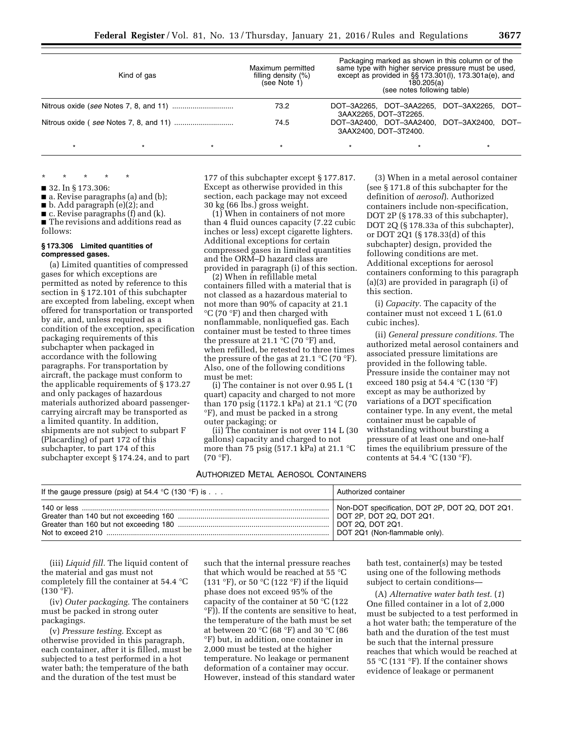| Kind of gas | Maximum permitted filling density (%) (see Note 1) | Packaging marked as shown in this column or of the same type with higher service pressure must be used, except as provided in §§ 173.301(l), 173.301a(e), and 180.205(a) (see notes following table) |
|---|---|---|
| Nitrous oxide (*see* Notes 7, 8, and 11) | 73.2 | DOT–3A2265, DOT–3AA2265, DOT–3AX2265, DOT–3AAX2265, DOT–3T2265. |
| Nitrous oxide ( *see* Notes 7, 8, and 11) | 74.5 | DOT–3A2400, DOT–3AA2400, DOT–3AX2400, DOT–3AAX2400, DOT–3T2400. |
| * * * | * | * * * |

\* \* \* \* \*

■ 32. In § 173.306:

■ a. Revise paragraphs (a) and (b);

■ b. Add paragraph (e)(2); and

■ c. Revise paragraphs (f) and (k).

■ The revisions and additions read as follows:

### § 173.306 Limited quantities of compressed gases.

(a) Limited quantities of compressed gases for which exceptions are permitted as noted by reference to this section in § 172.101 of this subchapter are excepted from labeling, except when offered for transportation or transported by air, and, unless required as a condition of the exception, specification packaging requirements of this subchapter when packaged in accordance with the following paragraphs. For transportation by aircraft, the package must conform to the applicable requirements of § 173.27 and only packages of hazardous materials authorized aboard passenger-carrying aircraft may be transported as a limited quantity. In addition, shipments are not subject to subpart F (Placarding) of part 172 of this subchapter, to part 174 of this subchapter except § 174.24, and to part 177 of this subchapter except § 177.817. Except as otherwise provided in this section, each package may not exceed 30 kg (66 lbs.) gross weight.

(1) When in containers of not more than 4 fluid ounces capacity (7.22 cubic inches or less) except cigarette lighters. Additional exceptions for certain compressed gases in limited quantities and the ORM–D hazard class are provided in paragraph (i) of this section.

(2) When in refillable metal containers filled with a material that is not classed as a hazardous material to not more than 90% of capacity at 21.1 °C (70 °F) and then charged with nonflammable, nonliquefied gas. Each container must be tested to three times the pressure at 21.1 °C (70 °F) and, when refilled, be retested to three times the pressure of the gas at 21.1 °C (70 °F). Also, one of the following conditions must be met:

(i) The container is not over 0.95 L (1 quart) capacity and charged to not more than 170 psig (1172.1 kPa) at 21.1 °C (70 °F), and must be packed in a strong outer packaging; or

(ii) The container is not over 114 L (30 gallons) capacity and charged to not more than 75 psig (517.1 kPa) at 21.1 °C (70 °F).

(3) When in a metal aerosol container (see § 171.8 of this subchapter for the definition of *aerosol*). Authorized containers include non-specification, DOT 2P (§ 178.33 of this subchapter), DOT 2Q (§ 178.33a of this subchapter), or DOT 2Q1 (§ 178.33(d) of this subchapter) design, provided the following conditions are met. Additional exceptions for aerosol containers conforming to this paragraph (a)(3) are provided in paragraph (i) of this section.

(i) *Capacity.* The capacity of the container must not exceed 1 L (61.0 cubic inches).

(ii) *General pressure conditions.* The authorized metal aerosol containers and associated pressure limitations are provided in the following table. Pressure inside the container may not exceed 180 psig at 54.4 °C (130 °F) except as may be authorized by variations of a DOT specification container type. In any event, the metal container must be capable of withstanding without bursting a pressure of at least one and one-half times the equilibrium pressure of the contents at 54.4 °C (130 °F).

AUTHORIZED METAL AEROSOL CONTAINERS

| If the gauge pressure (psig) at 54.4 °C (130 °F) is . . . | Authorized container |
|---|---|
| 140 or less | Non-DOT specification, DOT 2P, DOT 2Q, DOT 2Q1. |
| Greater than 140 but not exceeding 160 | DOT 2P, DOT 2Q, DOT 2Q1. |
| Greater than 160 but not exceeding 180 | DOT 2Q, DOT 2Q1. |
| Not to exceed 210 | DOT 2Q1 (Non-flammable only). |

(iii) *Liquid fill.* The liquid content of the material and gas must not completely fill the container at 54.4 °C (130 °F).

(iv) *Outer packaging.* The containers must be packed in strong outer packagings.

(v) *Pressure testing.* Except as otherwise provided in this paragraph, each container, after it is filled, must be subjected to a test performed in a hot water bath; the temperature of the bath and the duration of the test must be such that the internal pressure reaches that which would be reached at 55 °C (131 °F), or 50 °C (122 °F) if the liquid phase does not exceed 95% of the capacity of the container at 50 °C (122 °F)). If the contents are sensitive to heat, the temperature of the bath must be set at between 20 °C (68 °F) and 30 °C (86 °F) but, in addition, one container in 2,000 must be tested at the higher temperature. No leakage or permanent deformation of a container may occur. However, instead of this standard water bath test, container(s) may be tested using one of the following methods subject to certain conditions—

(A) *Alternative water bath test.* (*1*) One filled container in a lot of 2,000 must be subjected to a test performed in a hot water bath; the temperature of the bath and the duration of the test must be such that the internal pressure reaches that which would be reached at 55 °C (131 °F). If the container shows evidence of leakage or permanent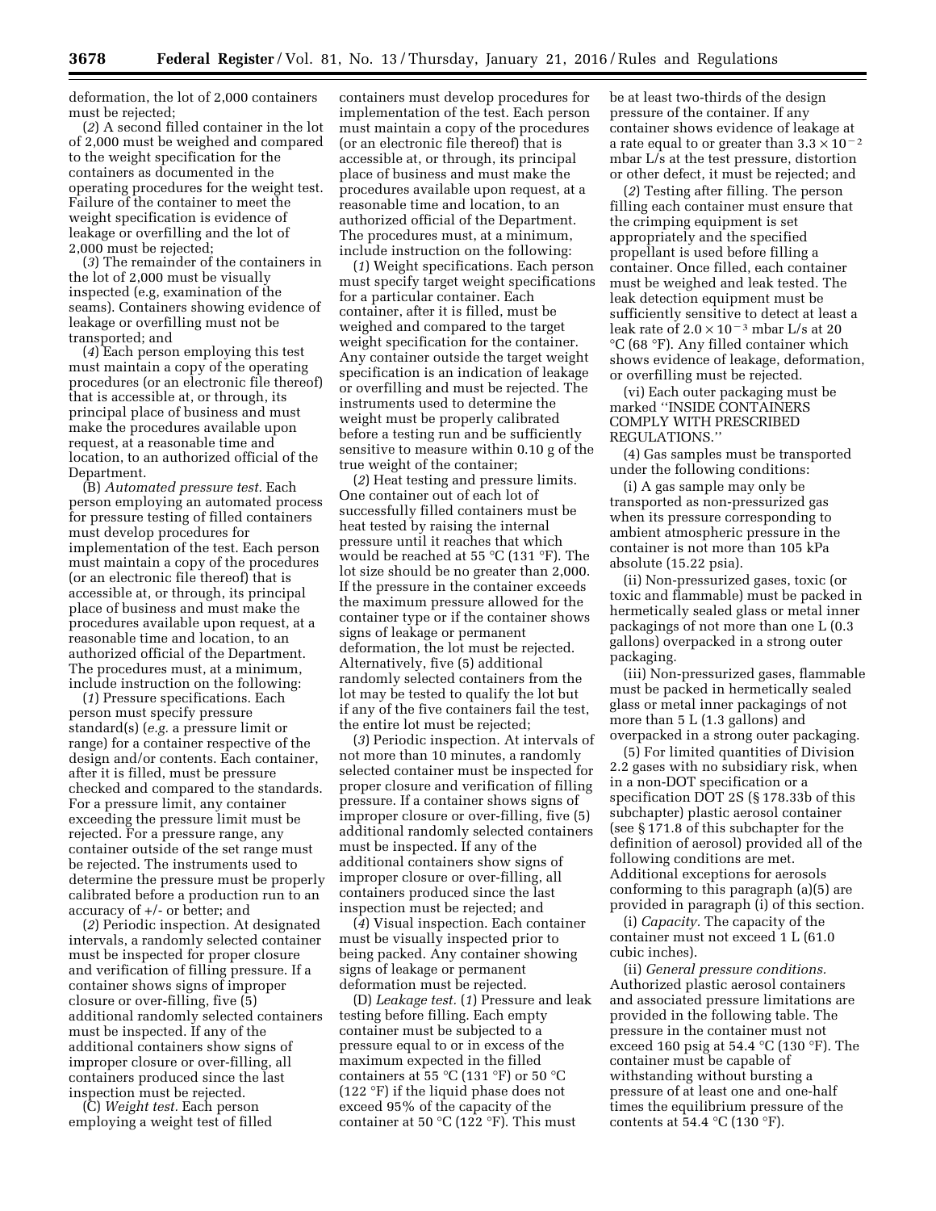deformation, the lot of 2,000 containers must be rejected;

(*2*) A second filled container in the lot of 2,000 must be weighed and compared to the weight specification for the containers as documented in the operating procedures for the weight test. Failure of the container to meet the weight specification is evidence of leakage or overfilling and the lot of 2,000 must be rejected;

(*3*) The remainder of the containers in the lot of 2,000 must be visually inspected (e.g, examination of the seams). Containers showing evidence of leakage or overfilling must not be transported; and

(*4*) Each person employing this test must maintain a copy of the operating procedures (or an electronic file thereof) that is accessible at, or through, its principal place of business and must make the procedures available upon request, at a reasonable time and location, to an authorized official of the Department.

(B) *Automated pressure test.* Each person employing an automated process for pressure testing of filled containers must develop procedures for implementation of the test. Each person must maintain a copy of the procedures (or an electronic file thereof) that is accessible at, or through, its principal place of business and must make the procedures available upon request, at a reasonable time and location, to an authorized official of the Department. The procedures must, at a minimum, include instruction on the following:

(*1*) Pressure specifications. Each person must specify pressure standard(s) (*e.g.* a pressure limit or range) for a container respective of the design and/or contents. Each container, after it is filled, must be pressure checked and compared to the standards. For a pressure limit, any container exceeding the pressure limit must be rejected. For a pressure range, any container outside of the set range must be rejected. The instruments used to determine the pressure must be properly calibrated before a production run to an accuracy of +/- or better; and

(*2*) Periodic inspection. At designated intervals, a randomly selected container must be inspected for proper closure and verification of filling pressure. If a container shows signs of improper closure or over-filling, five (5) additional randomly selected containers must be inspected. If any of the additional containers show signs of improper closure or over-filling, all containers produced since the last inspection must be rejected.

(C) *Weight test.* Each person employing a weight test of filled containers must develop procedures for implementation of the test. Each person must maintain a copy of the procedures (or an electronic file thereof) that is accessible at, or through, its principal place of business and must make the procedures available upon request, at a reasonable time and location, to an authorized official of the Department. The procedures must, at a minimum, include instruction on the following:

(*1*) Weight specifications. Each person must specify target weight specifications for a particular container. Each container, after it is filled, must be weighed and compared to the target weight specification for the container. Any container outside the target weight specification is an indication of leakage or overfilling and must be rejected. The instruments used to determine the weight must be properly calibrated before a testing run and be sufficiently sensitive to measure within 0.10 g of the true weight of the container;

(*2*) Heat testing and pressure limits. One container out of each lot of successfully filled containers must be heat tested by raising the internal pressure until it reaches that which would be reached at 55 °C (131 °F). The lot size should be no greater than 2,000. If the pressure in the container exceeds the maximum pressure allowed for the container type or if the container shows signs of leakage or permanent deformation, the lot must be rejected. Alternatively, five (5) additional randomly selected containers from the lot may be tested to qualify the lot but if any of the five containers fail the test, the entire lot must be rejected;

(*3*) Periodic inspection. At intervals of not more than 10 minutes, a randomly selected container must be inspected for proper closure and verification of filling pressure. If a container shows signs of improper closure or over-filling, five (5) additional randomly selected containers must be inspected. If any of the additional containers show signs of improper closure or over-filling, all containers produced since the last inspection must be rejected; and

(*4*) Visual inspection. Each container must be visually inspected prior to being packed. Any container showing signs of leakage or permanent deformation must be rejected.

(D) *Leakage test.* (*1*) Pressure and leak testing before filling. Each empty container must be subjected to a pressure equal to or in excess of the maximum expected in the filled containers at 55 °C (131 °F) or 50 °C (122 °F) if the liquid phase does not exceed 95% of the capacity of the container at 50 °C (122 °F). This must be at least two-thirds of the design pressure of the container. If any container shows evidence of leakage at a rate equal to or greater than $3.3 \times 10^{-2}$ mbar L/s at the test pressure, distortion or other defect, it must be rejected; and

(*2*) Testing after filling. The person filling each container must ensure that the crimping equipment is set appropriately and the specified propellant is used before filling a container. Once filled, each container must be weighed and leak tested. The leak detection equipment must be sufficiently sensitive to detect at least a leak rate of $2.0 \times 10^{-3}$ mbar L/s at 20 °C (68 °F). Any filled container which shows evidence of leakage, deformation, or overfilling must be rejected.

(vi) Each outer packaging must be marked "INSIDE CONTAINERS COMPLY WITH PRESCRIBED REGULATIONS."

(4) Gas samples must be transported under the following conditions:

(i) A gas sample may only be transported as non-pressurized gas when its pressure corresponding to ambient atmospheric pressure in the container is not more than 105 kPa absolute (15.22 psia).

(ii) Non-pressurized gases, toxic (or toxic and flammable) must be packed in hermetically sealed glass or metal inner packagings of not more than one L (0.3 gallons) overpacked in a strong outer packaging.

(iii) Non-pressurized gases, flammable must be packed in hermetically sealed glass or metal inner packagings of not more than 5 L (1.3 gallons) and overpacked in a strong outer packaging.

(5) For limited quantities of Division 2.2 gases with no subsidiary risk, when in a non-DOT specification or a specification DOT 2S (§ 178.33b of this subchapter) plastic aerosol container (see § 171.8 of this subchapter for the definition of aerosol) provided all of the following conditions are met. Additional exceptions for aerosols conforming to this paragraph (a)(5) are provided in paragraph (i) of this section.

(i) *Capacity.* The capacity of the container must not exceed 1 L (61.0 cubic inches).

(ii) *General pressure conditions.* Authorized plastic aerosol containers and associated pressure limitations are provided in the following table. The pressure in the container must not exceed 160 psig at 54.4 °C (130 °F). The container must be capable of withstanding without bursting a pressure of at least one and one-half times the equilibrium pressure of the contents at 54.4 °C (130 °F).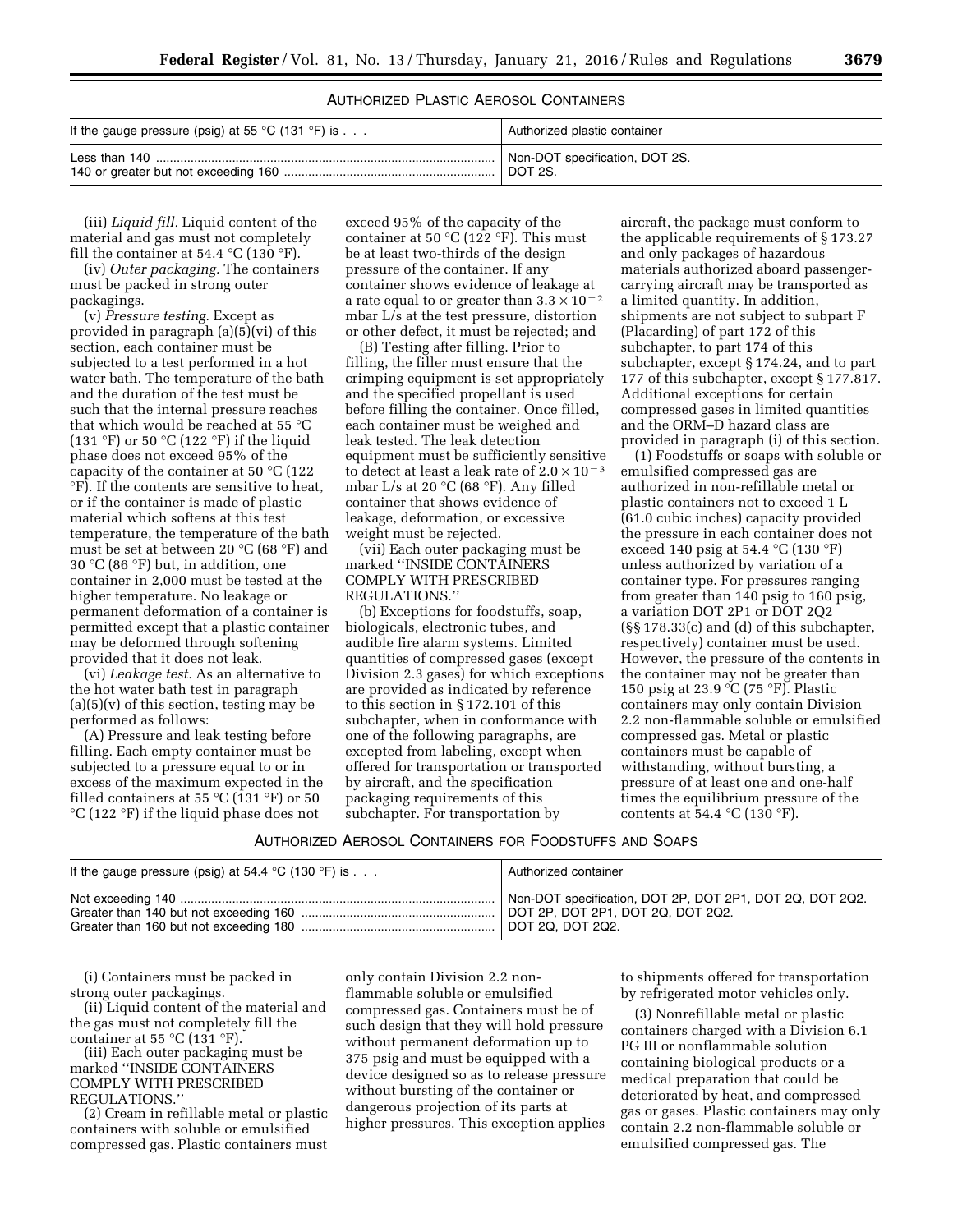AUTHORIZED PLASTIC AEROSOL CONTAINERS

| If the gauge pressure (psig) at 55 °C (131 °F) is . . . | Authorized plastic container |
| --- | --- |
| Less than 140 | Non-DOT specification, DOT 2S. |
| 140 or greater but not exceeding 160 | DOT 2S. |

(iii) *Liquid fill.* Liquid content of the material and gas must not completely fill the container at 54.4 °C (130 °F).

(iv) *Outer packaging.* The containers must be packed in strong outer packagings.

(v) *Pressure testing.* Except as provided in paragraph (a)(5)(vi) of this section, each container must be subjected to a test performed in a hot water bath. The temperature of the bath and the duration of the test must be such that the internal pressure reaches that which would be reached at 55 °C (131 °F) or 50 °C (122 °F) if the liquid phase does not exceed 95% of the capacity of the container at 50 °C (122 °F). If the contents are sensitive to heat, or if the container is made of plastic material which softens at this test temperature, the temperature of the bath must be set at between 20 °C (68 °F) and 30 °C (86 °F) but, in addition, one container in 2,000 must be tested at the higher temperature. No leakage or permanent deformation of a container is permitted except that a plastic container may be deformed through softening provided that it does not leak.

(vi) *Leakage test.* As an alternative to the hot water bath test in paragraph (a)(5)(v) of this section, testing may be performed as follows:

(A) Pressure and leak testing before filling. Each empty container must be subjected to a pressure equal to or in excess of the maximum expected in the filled containers at 55 °C (131 °F) or 50 °C (122 °F) if the liquid phase does not exceed 95% of the capacity of the container at 50 °C (122 °F). This must be at least two-thirds of the design pressure of the container. If any container shows evidence of leakage at a rate equal to or greater than $3.3 \times 10^{-2}$ mbar L/s at the test pressure, distortion or other defect, it must be rejected; and

(B) Testing after filling. Prior to filling, the filler must ensure that the crimping equipment is set appropriately and the specified propellant is used before filling the container. Once filled, each container must be weighed and leak tested. The leak detection equipment must be sufficiently sensitive to detect at least a leak rate of $2.0 \times 10^{-3}$ mbar L/s at 20 °C (68 °F). Any filled container that shows evidence of leakage, deformation, or excessive weight must be rejected.

(vii) Each outer packaging must be marked "INSIDE CONTAINERS COMPLY WITH PRESCRIBED REGULATIONS."

(b) Exceptions for foodstuffs, soap, biologicals, electronic tubes, and audible fire alarm systems. Limited quantities of compressed gases (except Division 2.3 gases) for which exceptions are provided as indicated by reference to this section in § 172.101 of this subchapter, when in conformance with one of the following paragraphs, are excepted from labeling, except when offered for transportation or transported by aircraft, and the specification packaging requirements of this subchapter. For transportation by aircraft, the package must conform to the applicable requirements of § 173.27 and only packages of hazardous materials authorized aboard passenger-carrying aircraft may be transported as a limited quantity. In addition, shipments are not subject to subpart F (Placarding) of part 172 of this subchapter, to part 174 of this subchapter, except § 174.24, and to part 177 of this subchapter, except § 177.817. Additional exceptions for certain compressed gases in limited quantities and the ORM–D hazard class are provided in paragraph (i) of this section.

(1) Foodstuffs or soaps with soluble or emulsified compressed gas are authorized in non-refillable metal or plastic containers not to exceed 1 L (61.0 cubic inches) capacity provided the pressure in each container does not exceed 140 psig at 54.4 °C (130 °F) unless authorized by variation of a container type. For pressures ranging from greater than 140 psig to 160 psig, a variation DOT 2P1 or DOT 2Q2 (§§ 178.33(c) and (d) of this subchapter, respectively) container must be used. However, the pressure of the contents in the container may not be greater than 150 psig at 23.9 °C (75 °F). Plastic containers may only contain Division 2.2 non-flammable soluble or emulsified compressed gas. Metal or plastic containers must be capable of withstanding, without bursting, a pressure of at least one and one-half times the equilibrium pressure of the contents at 54.4 °C (130 °F).

AUTHORIZED AEROSOL CONTAINERS FOR FOODSTUFFS AND SOAPS

| If the gauge pressure (psig) at 54.4 °C (130 °F) is . . . | Authorized container |
| --- | --- |
| Not exceeding 140 | Non-DOT specification, DOT 2P, DOT 2P1, DOT 2Q, DOT 2Q2. |
| Greater than 140 but not exceeding 160 | DOT 2P, DOT 2P1, DOT 2Q, DOT 2Q2. |
| Greater than 160 but not exceeding 180 | DOT 2Q, DOT 2Q2. |

(i) Containers must be packed in strong outer packagings.

(ii) Liquid content of the material and the gas must not completely fill the container at 55 °C (131 °F).

(iii) Each outer packaging must be marked "INSIDE CONTAINERS COMPLY WITH PRESCRIBED REGULATIONS."

(2) Cream in refillable metal or plastic containers with soluble or emulsified compressed gas. Plastic containers must only contain Division 2.2 non-flammable soluble or emulsified compressed gas. Containers must be of such design that they will hold pressure without permanent deformation up to 375 psig and must be equipped with a device designed so as to release pressure without bursting of the container or dangerous projection of its parts at higher pressures. This exception applies to shipments offered for transportation by refrigerated motor vehicles only.

(3) Nonrefillable metal or plastic containers charged with a Division 6.1 PG III or nonflammable solution containing biological products or a medical preparation that could be deteriorated by heat, and compressed gas or gases. Plastic containers may only contain 2.2 non-flammable soluble or emulsified compressed gas. The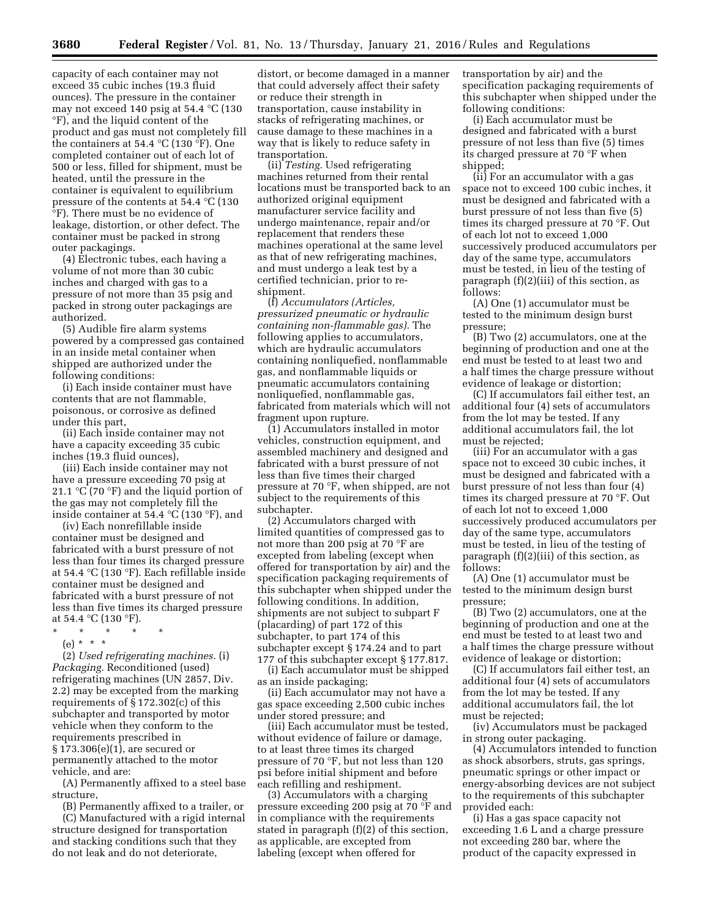capacity of each container may not exceed 35 cubic inches (19.3 fluid ounces). The pressure in the container may not exceed 140 psig at 54.4 °C (130 °F), and the liquid content of the product and gas must not completely fill the containers at 54.4 °C (130 °F). One completed container out of each lot of 500 or less, filled for shipment, must be heated, until the pressure in the container is equivalent to equilibrium pressure of the contents at 54.4 °C (130 °F). There must be no evidence of leakage, distortion, or other defect. The container must be packed in strong outer packagings.

(4) Electronic tubes, each having a volume of not more than 30 cubic inches and charged with gas to a pressure of not more than 35 psig and packed in strong outer packagings are authorized.

(5) Audible fire alarm systems powered by a compressed gas contained in an inside metal container when shipped are authorized under the following conditions:

(i) Each inside container must have contents that are not flammable, poisonous, or corrosive as defined under this part,

(ii) Each inside container may not have a capacity exceeding 35 cubic inches (19.3 fluid ounces),

(iii) Each inside container may not have a pressure exceeding 70 psig at 21.1 °C (70 °F) and the liquid portion of the gas may not completely fill the inside container at 54.4 °C (130 °F), and

(iv) Each nonrefillable inside container must be designed and fabricated with a burst pressure of not less than four times its charged pressure at 54.4 °C (130 °F). Each refillable inside container must be designed and fabricated with a burst pressure of not less than five times its charged pressure at 54.4 °C (130 °F).

\* \* \* \* \*

(e) \* \* \*

(2) *Used refrigerating machines.* (i) *Packaging.* Reconditioned (used) refrigerating machines (UN 2857, Div. 2.2) may be excepted from the marking requirements of § 172.302(c) of this subchapter and transported by motor vehicle when they conform to the requirements prescribed in § 173.306(e)(1), are secured or permanently attached to the motor vehicle, and are:

(A) Permanently affixed to a steel base structure,

(B) Permanently affixed to a trailer, or

(C) Manufactured with a rigid internal structure designed for transportation and stacking conditions such that they do not leak and do not deteriorate, distort, or become damaged in a manner that could adversely affect their safety or reduce their strength in transportation, cause instability in stacks of refrigerating machines, or cause damage to these machines in a way that is likely to reduce safety in transportation.

(ii) *Testing.* Used refrigerating machines returned from their rental locations must be transported back to an authorized original equipment manufacturer service facility and undergo maintenance, repair and/or replacement that renders these machines operational at the same level as that of new refrigerating machines, and must undergo a leak test by a certified technician, prior to re-shipment.

(f) *Accumulators (Articles, pressurized pneumatic or hydraulic containing non-flammable gas).* The following applies to accumulators, which are hydraulic accumulators containing nonliquefied, nonflammable gas, and nonflammable liquids or pneumatic accumulators containing nonliquefied, nonflammable gas, fabricated from materials which will not fragment upon rupture.

(1) Accumulators installed in motor vehicles, construction equipment, and assembled machinery and designed and fabricated with a burst pressure of not less than five times their charged pressure at 70 °F, when shipped, are not subject to the requirements of this subchapter.

(2) Accumulators charged with limited quantities of compressed gas to not more than 200 psig at 70 °F are excepted from labeling (except when offered for transportation by air) and the specification packaging requirements of this subchapter when shipped under the following conditions. In addition, shipments are not subject to subpart F (placarding) of part 172 of this subchapter, to part 174 of this subchapter except § 174.24 and to part 177 of this subchapter except § 177.817.

(i) Each accumulator must be shipped as an inside packaging;

(ii) Each accumulator may not have a gas space exceeding 2,500 cubic inches under stored pressure; and

(iii) Each accumulator must be tested, without evidence of failure or damage, to at least three times its charged pressure of 70 °F, but not less than 120 psi before initial shipment and before each refilling and reshipment.

(3) Accumulators with a charging pressure exceeding 200 psig at 70 °F and in compliance with the requirements stated in paragraph (f)(2) of this section, as applicable, are excepted from labeling (except when offered for transportation by air) and the specification packaging requirements of this subchapter when shipped under the following conditions:

(i) Each accumulator must be designed and fabricated with a burst pressure of not less than five (5) times its charged pressure at 70 °F when shipped;

(ii) For an accumulator with a gas space not to exceed 100 cubic inches, it must be designed and fabricated with a burst pressure of not less than five (5) times its charged pressure at 70 °F. Out of each lot not to exceed 1,000 successively produced accumulators per day of the same type, accumulators must be tested, in lieu of the testing of paragraph (f)(2)(iii) of this section, as follows:

(A) One (1) accumulator must be tested to the minimum design burst pressure;

(B) Two (2) accumulators, one at the beginning of production and one at the end must be tested to at least two and a half times the charge pressure without evidence of leakage or distortion;

(C) If accumulators fail either test, an additional four (4) sets of accumulators from the lot may be tested. If any additional accumulators fail, the lot must be rejected;

(iii) For an accumulator with a gas space not to exceed 30 cubic inches, it must be designed and fabricated with a burst pressure of not less than four (4) times its charged pressure at 70 °F. Out of each lot not to exceed 1,000 successively produced accumulators per day of the same type, accumulators must be tested, in lieu of the testing of paragraph (f)(2)(iii) of this section, as follows:

(A) One (1) accumulator must be tested to the minimum design burst pressure;

(B) Two (2) accumulators, one at the beginning of production and one at the end must be tested to at least two and a half times the charge pressure without evidence of leakage or distortion;

(C) If accumulators fail either test, an additional four (4) sets of accumulators from the lot may be tested. If any additional accumulators fail, the lot must be rejected;

(iv) Accumulators must be packaged in strong outer packaging.

(4) Accumulators intended to function as shock absorbers, struts, gas springs, pneumatic springs or other impact or energy-absorbing devices are not subject to the requirements of this subchapter provided each:

(i) Has a gas space capacity not exceeding 1.6 L and a charge pressure not exceeding 280 bar, where the product of the capacity expressed in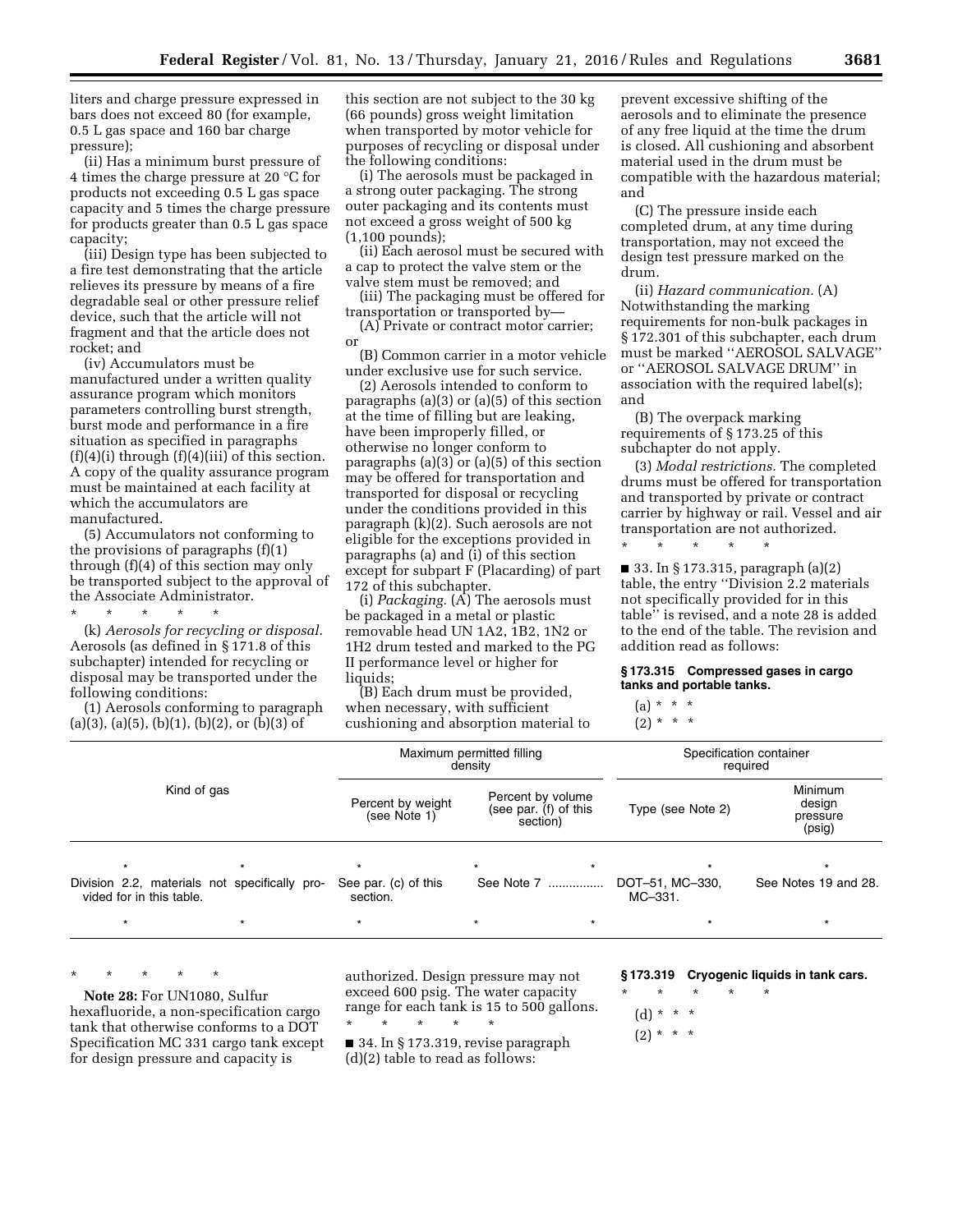liters and charge pressure expressed in bars does not exceed 80 (for example, 0.5 L gas space and 160 bar charge pressure);

(ii) Has a minimum burst pressure of 4 times the charge pressure at 20 °C for products not exceeding 0.5 L gas space capacity and 5 times the charge pressure for products greater than 0.5 L gas space capacity;

(iii) Design type has been subjected to a fire test demonstrating that the article relieves its pressure by means of a fire degradable seal or other pressure relief device, such that the article will not fragment and that the article does not rocket; and

(iv) Accumulators must be manufactured under a written quality assurance program which monitors parameters controlling burst strength, burst mode and performance in a fire situation as specified in paragraphs (f)(4)(i) through (f)(4)(iii) of this section. A copy of the quality assurance program must be maintained at each facility at which the accumulators are manufactured.

(5) Accumulators not conforming to the provisions of paragraphs (f)(1) through (f)(4) of this section may only be transported subject to the approval of the Associate Administrator.

\* \* \* \* \*

(k) *Aerosols for recycling or disposal.* Aerosols (as defined in § 171.8 of this subchapter) intended for recycling or disposal may be transported under the following conditions:

(1) Aerosols conforming to paragraph (a)(3), (a)(5), (b)(1), (b)(2), or (b)(3) of this section are not subject to the 30 kg (66 pounds) gross weight limitation when transported by motor vehicle for purposes of recycling or disposal under the following conditions:

(i) The aerosols must be packaged in a strong outer packaging. The strong outer packaging and its contents must not exceed a gross weight of 500 kg (1,100 pounds);

(ii) Each aerosol must be secured with a cap to protect the valve stem or the valve stem must be removed; and

(iii) The packaging must be offered for transportation or transported by—

(A) Private or contract motor carrier; or

(B) Common carrier in a motor vehicle under exclusive use for such service.

(2) Aerosols intended to conform to paragraphs (a)(3) or (a)(5) of this section at the time of filling but are leaking, have been improperly filled, or otherwise no longer conform to paragraphs (a)(3) or (a)(5) of this section may be offered for transportation and transported for disposal or recycling under the conditions provided in this paragraph (k)(2). Such aerosols are not eligible for the exceptions provided in paragraphs (a) and (i) of this section except for subpart F (Placarding) of part 172 of this subchapter.

(i) *Packaging.* (A) The aerosols must be packaged in a metal or plastic removable head UN 1A2, 1B2, 1N2 or 1H2 drum tested and marked to the PG II performance level or higher for liquids;

(B) Each drum must be provided, when necessary, with sufficient cushioning and absorption material to prevent excessive shifting of the aerosols and to eliminate the presence of any free liquid at the time the drum is closed. All cushioning and absorbent material used in the drum must be compatible with the hazardous material; and

(C) The pressure inside each completed drum, at any time during transportation, may not exceed the design test pressure marked on the drum.

(ii) *Hazard communication.* (A) Notwithstanding the marking requirements for non-bulk packages in § 172.301 of this subchapter, each drum must be marked ''AEROSOL SALVAGE'' or ''AEROSOL SALVAGE DRUM'' in association with the required label(s); and

(B) The overpack marking requirements of § 173.25 of this subchapter do not apply.

(3) *Modal restrictions.* The completed drums must be offered for transportation and transported by private or contract carrier by highway or rail. Vessel and air transportation are not authorized.

\* \* \* \* \*

■ 33. In § 173.315, paragraph (a)(2) table, the entry ''Division 2.2 materials not specifically provided for in this table'' is revised, and a note 28 is added to the end of the table. The revision and addition read as follows:

**§ 173.315 Compressed gases in cargo tanks and portable tanks.**

(a) \* \* \*

(2) \* \* \*

| Kind of gas | Maximum permitted filling density | | Specification container required | |
|---|---|---|---|---|
| | Percent by weight (see Note 1) | Percent by volume (see par. (f) of this section) | Type (see Note 2) | Minimum design pressure (psig) |
| \* \* | \* | \* \* | \* | \* |
| Division 2.2, materials not specifically provided for in this table. | See par. (c) of this section. | See Note 7 | DOT–51, MC–330, MC–331. | See Notes 19 and 28. |
| \* \* | \* | \* \* | \* | \* |

\* \* \* \* \*

**Note 28:** For UN1080, Sulfur hexafluoride, a non-specification cargo tank that otherwise conforms to a DOT Specification MC 331 cargo tank except for design pressure and capacity is authorized. Design pressure may not exceed 600 psig. The water capacity range for each tank is 15 to 500 gallons.

\* \* \* \* \*

■ 34. In § 173.319, revise paragraph (d)(2) table to read as follows:

**§ 173.319 Cryogenic liquids in tank cars.**

\* \* \* \* \*

(d) \* \* \*

(2) \* \* \*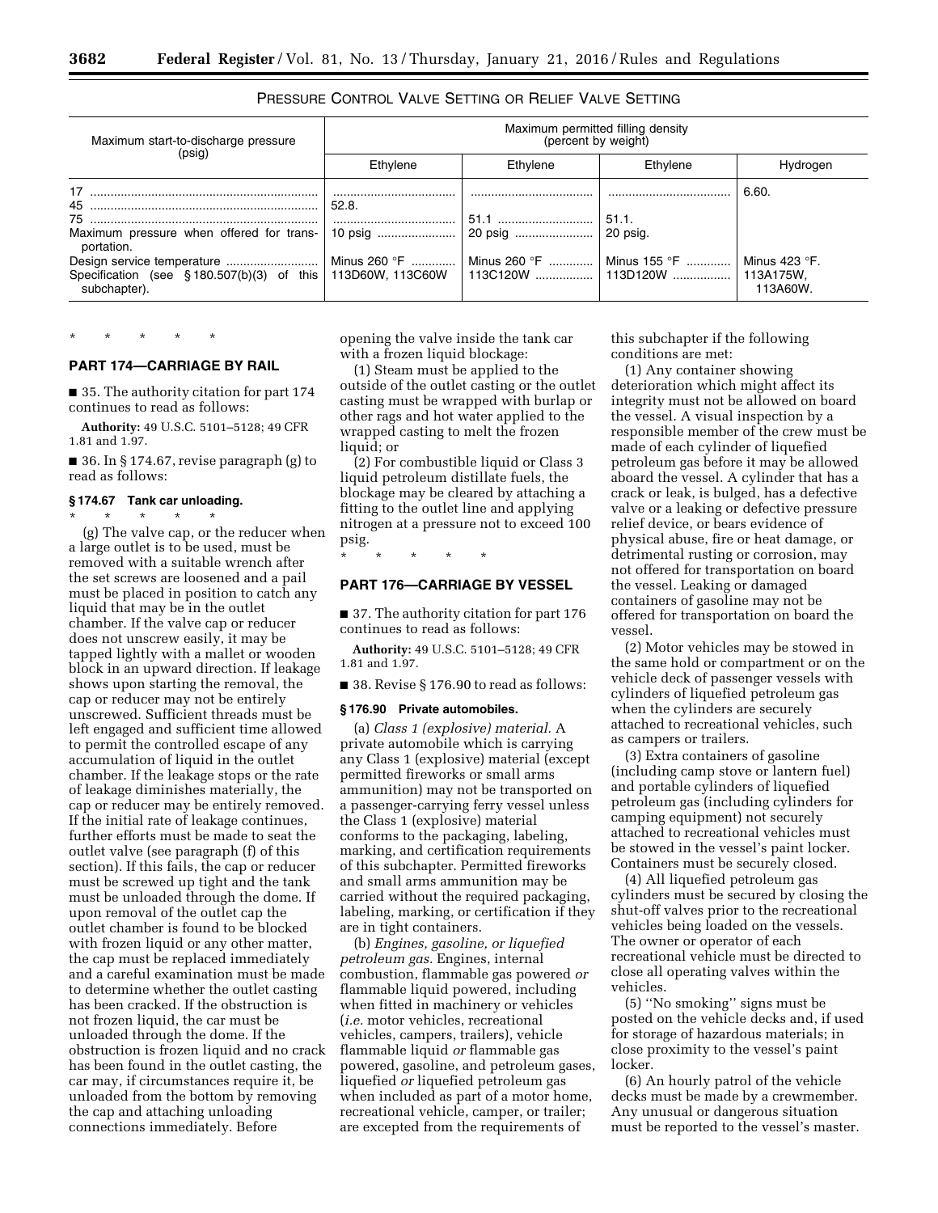PRESSURE CONTROL VALVE SETTING OR RELIEF VALVE SETTING

| Maximum start-to-discharge pressure (psig) | Maximum permitted filling density (percent by weight) | | | |
|---|---|---|---|---|
| | Ethylene | Ethylene | Ethylene | Hydrogen |
| 17 | | | | 6.60. |
| 45 | 52.8. | | | |
| 75 | | 51.1 | 51.1. | |
| Maximum pressure when offered for transportation. | 10 psig | 20 psig | 20 psig. | |
| Design service temperature | Minus 260 °F | Minus 260 °F | Minus 155 °F | Minus 423 °F. |
| Specification (see § 180.507(b)(3) of this subchapter). | 113D60W, 113C60W | 113C120W | 113D120W | 113A175W, 113A60W. |

\* \* \* \* \*

## PART 174—CARRIAGE BY RAIL

■ 35. The authority citation for part 174 continues to read as follows:

**Authority:** 49 U.S.C. 5101–5128; 49 CFR 1.81 and 1.97.

■ 36. In § 174.67, revise paragraph (g) to read as follows:

### § 174.67 Tank car unloading.

\* \* \* \* \*

(g) The valve cap, or the reducer when a large outlet is to be used, must be removed with a suitable wrench after the set screws are loosened and a pail must be placed in position to catch any liquid that may be in the outlet chamber. If the valve cap or reducer does not unscrew easily, it may be tapped lightly with a mallet or wooden block in an upward direction. If leakage shows upon starting the removal, the cap or reducer may not be entirely unscrewed. Sufficient threads must be left engaged and sufficient time allowed to permit the controlled escape of any accumulation of liquid in the outlet chamber. If the leakage stops or the rate of leakage diminishes materially, the cap or reducer may be entirely removed. If the initial rate of leakage continues, further efforts must be made to seat the outlet valve (see paragraph (f) of this section). If this fails, the cap or reducer must be screwed up tight and the tank must be unloaded through the dome. If upon removal of the outlet cap the outlet chamber is found to be blocked with frozen liquid or any other matter, the cap must be replaced immediately and a careful examination must be made to determine whether the outlet casting has been cracked. If the obstruction is not frozen liquid, the car must be unloaded through the dome. If the obstruction is frozen liquid and no crack has been found in the outlet casting, the car may, if circumstances require it, be unloaded from the bottom by removing the cap and attaching unloading connections immediately. Before opening the valve inside the tank car with a frozen liquid blockage:

(1) Steam must be applied to the outside of the outlet casting or the outlet casting must be wrapped with burlap or other rags and hot water applied to the wrapped casting to melt the frozen liquid; or

(2) For combustible liquid or Class 3 liquid petroleum distillate fuels, the blockage may be cleared by attaching a fitting to the outlet line and applying nitrogen at a pressure not to exceed 100 psig.

\* \* \* \* \*

## PART 176—CARRIAGE BY VESSEL

■ 37. The authority citation for part 176 continues to read as follows:

**Authority:** 49 U.S.C. 5101–5128; 49 CFR 1.81 and 1.97.

■ 38. Revise § 176.90 to read as follows:

### § 176.90 Private automobiles.

(a) *Class 1 (explosive) material.* A private automobile which is carrying any Class 1 (explosive) material (except permitted fireworks or small arms ammunition) may not be transported on a passenger-carrying ferry vessel unless the Class 1 (explosive) material conforms to the packaging, labeling, marking, and certification requirements of this subchapter. Permitted fireworks and small arms ammunition may be carried without the required packaging, labeling, marking, or certification if they are in tight containers.

(b) *Engines, gasoline, or liquefied petroleum gas.* Engines, internal combustion, flammable gas powered *or* flammable liquid powered, including when fitted in machinery or vehicles (*i.e.* motor vehicles, recreational vehicles, campers, trailers), vehicle flammable liquid *or* flammable gas powered, gasoline, and petroleum gases, liquefied *or* liquefied petroleum gas when included as part of a motor home, recreational vehicle, camper, or trailer; are excepted from the requirements of this subchapter if the following conditions are met:

(1) Any container showing deterioration which might affect its integrity must not be allowed on board the vessel. A visual inspection by a responsible member of the crew must be made of each cylinder of liquefied petroleum gas before it may be allowed aboard the vessel. A cylinder that has a crack or leak, is bulged, has a defective valve or a leaking or defective pressure relief device, or bears evidence of physical abuse, fire or heat damage, or detrimental rusting or corrosion, may not offered for transportation on board the vessel. Leaking or damaged containers of gasoline may not be offered for transportation on board the vessel.

(2) Motor vehicles may be stowed in the same hold or compartment or on the vehicle deck of passenger vessels with cylinders of liquefied petroleum gas when the cylinders are securely attached to recreational vehicles, such as campers or trailers.

(3) Extra containers of gasoline (including camp stove or lantern fuel) and portable cylinders of liquefied petroleum gas (including cylinders for camping equipment) not securely attached to recreational vehicles must be stowed in the vessel's paint locker. Containers must be securely closed.

(4) All liquefied petroleum gas cylinders must be secured by closing the shut-off valves prior to the recreational vehicles being loaded on the vessels. The owner or operator of each recreational vehicle must be directed to close all operating valves within the vehicles.

(5) "No smoking" signs must be posted on the vehicle decks and, if used for storage of hazardous materials; in close proximity to the vessel's paint locker.

(6) An hourly patrol of the vehicle decks must be made by a crewmember. Any unusual or dangerous situation must be reported to the vessel's master.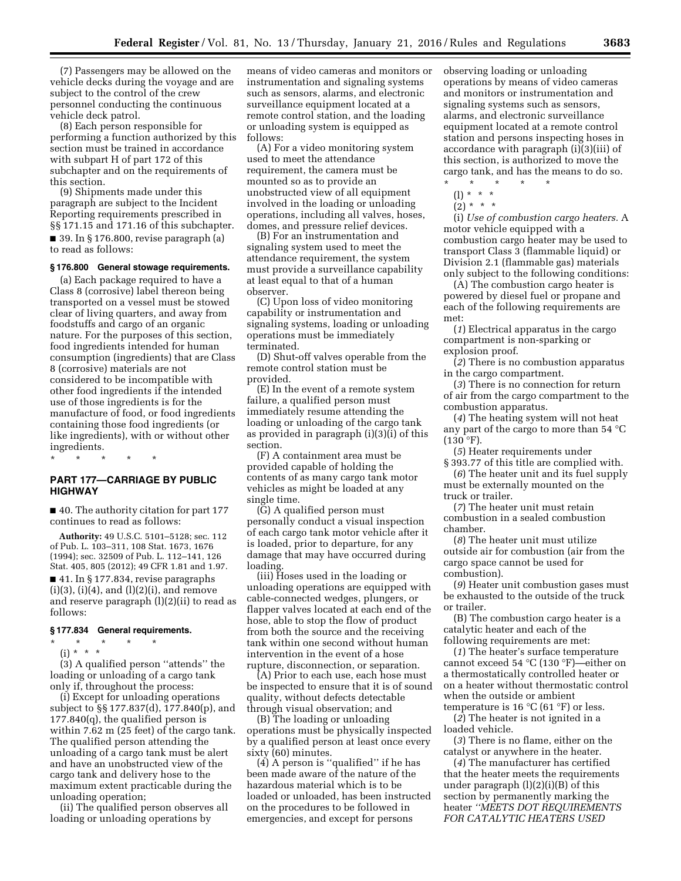(7) Passengers may be allowed on the vehicle decks during the voyage and are subject to the control of the crew personnel conducting the continuous vehicle deck patrol.

(8) Each person responsible for performing a function authorized by this section must be trained in accordance with subpart H of part 172 of this subchapter and on the requirements of this section.

(9) Shipments made under this paragraph are subject to the Incident Reporting requirements prescribed in §§ 171.15 and 171.16 of this subchapter.

■ 39. In § 176.800, revise paragraph (a) to read as follows:

**§ 176.800 General stowage requirements.**

(a) Each package required to have a Class 8 (corrosive) label thereon being transported on a vessel must be stowed clear of living quarters, and away from foodstuffs and cargo of an organic nature. For the purposes of this section, food ingredients intended for human consumption (ingredients) that are Class 8 (corrosive) materials are not considered to be incompatible with other food ingredients if the intended use of those ingredients is for the manufacture of food, or food ingredients containing those food ingredients (or like ingredients), with or without other ingredients.

\* \* \* \* \*

## PART 177—CARRIAGE BY PUBLIC HIGHWAY

■ 40. The authority citation for part 177 continues to read as follows:

**Authority:** 49 U.S.C. 5101–5128; sec. 112 of Pub. L. 103–311, 108 Stat. 1673, 1676 (1994); sec. 32509 of Pub. L. 112–141, 126 Stat. 405, 805 (2012); 49 CFR 1.81 and 1.97.

■ 41. In § 177.834, revise paragraphs (i)(3), (i)(4), and (l)(2)(i), and remove and reserve paragraph (l)(2)(ii) to read as follows:

**§ 177.834 General requirements.**

\* \* \* \* \*

(i) \* \* \*

(3) A qualified person "attends" the loading or unloading of a cargo tank only if, throughout the process:

(i) Except for unloading operations subject to §§ 177.837(d), 177.840(p), and 177.840(q), the qualified person is within 7.62 m (25 feet) of the cargo tank. The qualified person attending the unloading of a cargo tank must be alert and have an unobstructed view of the cargo tank and delivery hose to the maximum extent practicable during the unloading operation;

(ii) The qualified person observes all loading or unloading operations by means of video cameras and monitors or instrumentation and signaling systems such as sensors, alarms, and electronic surveillance equipment located at a remote control station, and the loading or unloading system is equipped as follows:

(A) For a video monitoring system used to meet the attendance requirement, the camera must be mounted so as to provide an unobstructed view of all equipment involved in the loading or unloading operations, including all valves, hoses, domes, and pressure relief devices.

(B) For an instrumentation and signaling system used to meet the attendance requirement, the system must provide a surveillance capability at least equal to that of a human observer.

(C) Upon loss of video monitoring capability or instrumentation and signaling systems, loading or unloading operations must be immediately terminated.

(D) Shut-off valves operable from the remote control station must be provided.

(E) In the event of a remote system failure, a qualified person must immediately resume attending the loading or unloading of the cargo tank as provided in paragraph (i)(3)(i) of this section.

(F) A containment area must be provided capable of holding the contents of as many cargo tank motor vehicles as might be loaded at any single time.

(G) A qualified person must personally conduct a visual inspection of each cargo tank motor vehicle after it is loaded, prior to departure, for any damage that may have occurred during loading.

(iii) Hoses used in the loading or unloading operations are equipped with cable-connected wedges, plungers, or flapper valves located at each end of the hose, able to stop the flow of product from both the source and the receiving tank within one second without human intervention in the event of a hose rupture, disconnection, or separation.

(A) Prior to each use, each hose must be inspected to ensure that it is of sound quality, without defects detectable through visual observation; and

(B) The loading or unloading operations must be physically inspected by a qualified person at least once every sixty (60) minutes.

(4) A person is "qualified" if he has been made aware of the nature of the hazardous material which is to be loaded or unloaded, has been instructed on the procedures to be followed in emergencies, and except for persons observing loading or unloading operations by means of video cameras and monitors or instrumentation and signaling systems such as sensors, alarms, and electronic surveillance equipment located at a remote control station and persons inspecting hoses in accordance with paragraph (i)(3)(iii) of this section, is authorized to move the cargo tank, and has the means to do so.

\* \* \* \* \*

(l) \* \* \*

(2) \* \* \*

(i) *Use of combustion cargo heaters.* A motor vehicle equipped with a combustion cargo heater may be used to transport Class 3 (flammable liquid) or Division 2.1 (flammable gas) materials only subject to the following conditions:

(A) The combustion cargo heater is powered by diesel fuel or propane and each of the following requirements are met:

(*1*) Electrical apparatus in the cargo compartment is non-sparking or explosion proof.

(*2*) There is no combustion apparatus in the cargo compartment.

(*3*) There is no connection for return of air from the cargo compartment to the combustion apparatus.

(*4*) The heating system will not heat any part of the cargo to more than 54 °C (130 °F).

(*5*) Heater requirements under § 393.77 of this title are complied with.

(*6*) The heater unit and its fuel supply must be externally mounted on the truck or trailer.

(*7*) The heater unit must retain combustion in a sealed combustion chamber.

(*8*) The heater unit must utilize outside air for combustion (air from the cargo space cannot be used for combustion).

(*9*) Heater unit combustion gases must be exhausted to the outside of the truck or trailer.

(B) The combustion cargo heater is a catalytic heater and each of the following requirements are met:

(*1*) The heater's surface temperature cannot exceed 54 °C (130 °F)—either on a thermostatically controlled heater or on a heater without thermostatic control when the outside or ambient temperature is 16 °C (61 °F) or less.

(*2*) The heater is not ignited in a loaded vehicle.

(*3*) There is no flame, either on the catalyst or anywhere in the heater.

(*4*) The manufacturer has certified that the heater meets the requirements under paragraph (l)(2)(i)(B) of this section by permanently marking the heater *"MEETS DOT REQUIREMENTS FOR CATALYTIC HEATERS USED*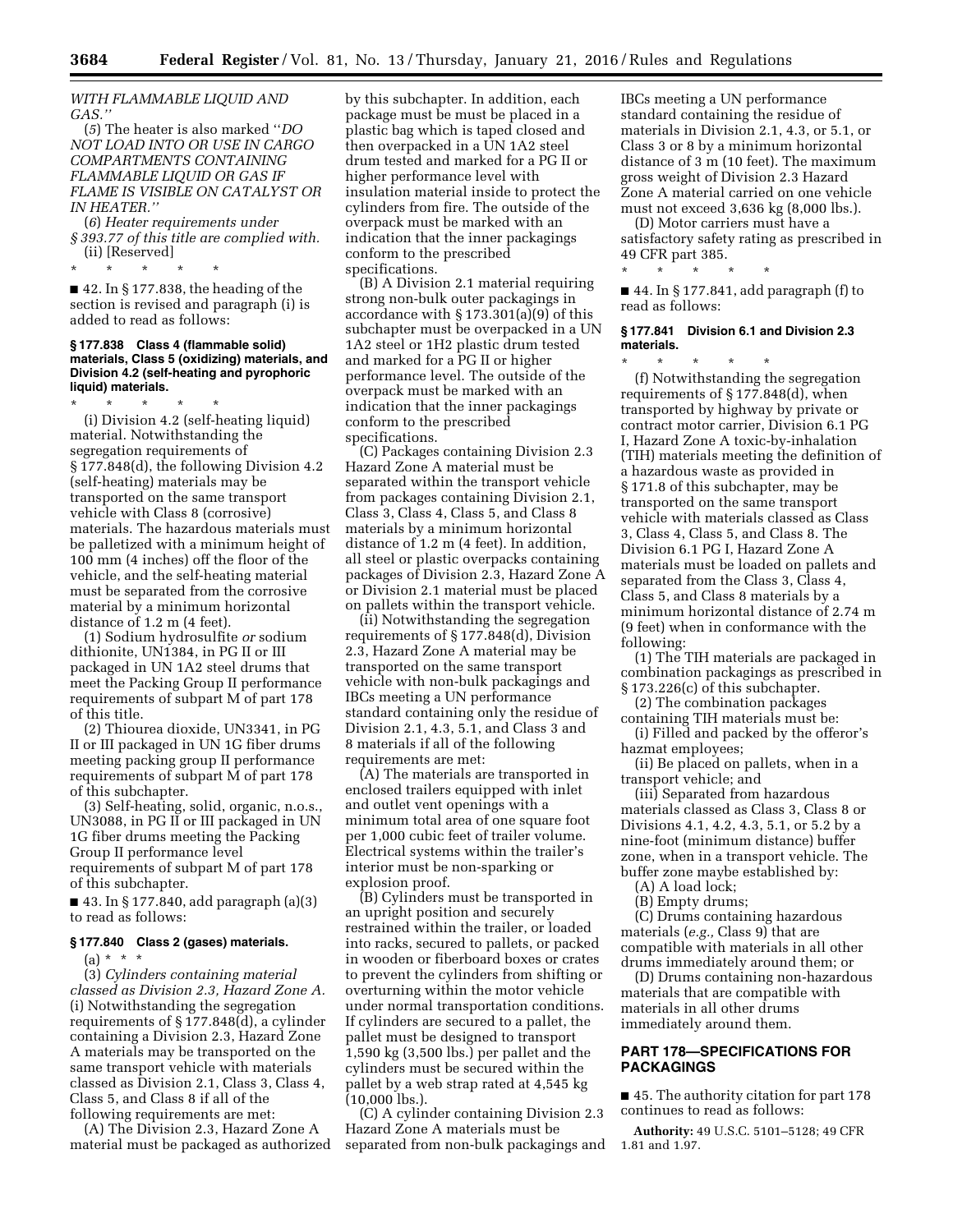*WITH FLAMMABLE LIQUID AND GAS.''*

(*5*) The heater is also marked ''*DO NOT LOAD INTO OR USE IN CARGO COMPARTMENTS CONTAINING FLAMMABLE LIQUID OR GAS IF FLAME IS VISIBLE ON CATALYST OR IN HEATER.''*

(*6*) *Heater requirements under § 393.77 of this title are complied with.*

(ii) [Reserved]

\* \* \* \* \*

■ 42. In § 177.838, the heading of the section is revised and paragraph (i) is added to read as follows:

**§ 177.838 Class 4 (flammable solid) materials, Class 5 (oxidizing) materials, and Division 4.2 (self-heating and pyrophoric liquid) materials.**

\* \* \* \* \*

(i) Division 4.2 (self-heating liquid) material. Notwithstanding the segregation requirements of § 177.848(d), the following Division 4.2 (self-heating) materials may be transported on the same transport vehicle with Class 8 (corrosive) materials. The hazardous materials must be palletized with a minimum height of 100 mm (4 inches) off the floor of the vehicle, and the self-heating material must be separated from the corrosive material by a minimum horizontal distance of 1.2 m (4 feet).

(1) Sodium hydrosulfite *or* sodium dithionite, UN1384, in PG II or III packaged in UN 1A2 steel drums that meet the Packing Group II performance requirements of subpart M of part 178 of this title.

(2) Thiourea dioxide, UN3341, in PG II or III packaged in UN 1G fiber drums meeting packing group II performance requirements of subpart M of part 178 of this subchapter.

(3) Self-heating, solid, organic, n.o.s., UN3088, in PG II or III packaged in UN 1G fiber drums meeting the Packing Group II performance level requirements of subpart M of part 178 of this subchapter.

■ 43. In § 177.840, add paragraph (a)(3) to read as follows:

**§ 177.840 Class 2 (gases) materials.**

(a) \* \* \*

(3) *Cylinders containing material classed as Division 2.3, Hazard Zone A.* (i) Notwithstanding the segregation requirements of § 177.848(d), a cylinder containing a Division 2.3, Hazard Zone A materials may be transported on the same transport vehicle with materials classed as Division 2.1, Class 3, Class 4, Class 5, and Class 8 if all of the following requirements are met:

(A) The Division 2.3, Hazard Zone A material must be packaged as authorized by this subchapter. In addition, each package must be must be placed in a plastic bag which is taped closed and then overpacked in a UN 1A2 steel drum tested and marked for a PG II or higher performance level with insulation material inside to protect the cylinders from fire. The outside of the overpack must be marked with an indication that the inner packagings conform to the prescribed specifications.

(B) A Division 2.1 material requiring strong non-bulk outer packagings in accordance with § 173.301(a)(9) of this subchapter must be overpacked in a UN 1A2 steel or 1H2 plastic drum tested and marked for a PG II or higher performance level. The outside of the overpack must be marked with an indication that the inner packagings conform to the prescribed specifications.

(C) Packages containing Division 2.3 Hazard Zone A material must be separated within the transport vehicle from packages containing Division 2.1, Class 3, Class 4, Class 5, and Class 8 materials by a minimum horizontal distance of 1.2 m (4 feet). In addition, all steel or plastic overpacks containing packages of Division 2.3, Hazard Zone A or Division 2.1 material must be placed on pallets within the transport vehicle.

(ii) Notwithstanding the segregation requirements of § 177.848(d), Division 2.3, Hazard Zone A material may be transported on the same transport vehicle with non-bulk packagings and IBCs meeting a UN performance standard containing only the residue of Division 2.1, 4.3, 5.1, and Class 3 and 8 materials if all of the following requirements are met:

(A) The materials are transported in enclosed trailers equipped with inlet and outlet vent openings with a minimum total area of one square foot per 1,000 cubic feet of trailer volume. Electrical systems within the trailer's interior must be non-sparking or explosion proof.

(B) Cylinders must be transported in an upright position and securely restrained within the trailer, or loaded into racks, secured to pallets, or packed in wooden or fiberboard boxes or crates to prevent the cylinders from shifting or overturning within the motor vehicle under normal transportation conditions. If cylinders are secured to a pallet, the pallet must be designed to transport 1,590 kg (3,500 lbs.) per pallet and the cylinders must be secured within the pallet by a web strap rated at 4,545 kg (10,000 lbs.).

(C) A cylinder containing Division 2.3 Hazard Zone A materials must be separated from non-bulk packagings and IBCs meeting a UN performance standard containing the residue of materials in Division 2.1, 4.3, or 5.1, or Class 3 or 8 by a minimum horizontal distance of 3 m (10 feet). The maximum gross weight of Division 2.3 Hazard Zone A material carried on one vehicle must not exceed 3,636 kg (8,000 lbs.).

(D) Motor carriers must have a satisfactory safety rating as prescribed in 49 CFR part 385.

\* \* \* \* \*

■ 44. In § 177.841, add paragraph (f) to read as follows:

**§ 177.841 Division 6.1 and Division 2.3 materials.**

\* \* \* \* \*

(f) Notwithstanding the segregation requirements of § 177.848(d), when transported by highway by private or contract motor carrier, Division 6.1 PG I, Hazard Zone A toxic-by-inhalation (TIH) materials meeting the definition of a hazardous waste as provided in § 171.8 of this subchapter, may be transported on the same transport vehicle with materials classed as Class 3, Class 4, Class 5, and Class 8. The Division 6.1 PG I, Hazard Zone A materials must be loaded on pallets and separated from the Class 3, Class 4, Class 5, and Class 8 materials by a minimum horizontal distance of 2.74 m (9 feet) when in conformance with the following:

(1) The TIH materials are packaged in combination packagings as prescribed in § 173.226(c) of this subchapter.

(2) The combination packages containing TIH materials must be:

(i) Filled and packed by the offeror's hazmat employees;

(ii) Be placed on pallets, when in a transport vehicle; and

(iii) Separated from hazardous materials classed as Class 3, Class 8 or Divisions 4.1, 4.2, 4.3, 5.1, or 5.2 by a nine-foot (minimum distance) buffer zone, when in a transport vehicle. The buffer zone maybe established by:

(A) A load lock;

(B) Empty drums;

(C) Drums containing hazardous materials (*e.g.,* Class 9) that are compatible with materials in all other drums immediately around them; or

(D) Drums containing non-hazardous materials that are compatible with materials in all other drums immediately around them.

## PART 178—SPECIFICATIONS FOR PACKAGINGS

■ 45. The authority citation for part 178 continues to read as follows:

**Authority:** 49 U.S.C. 5101–5128; 49 CFR 1.81 and 1.97.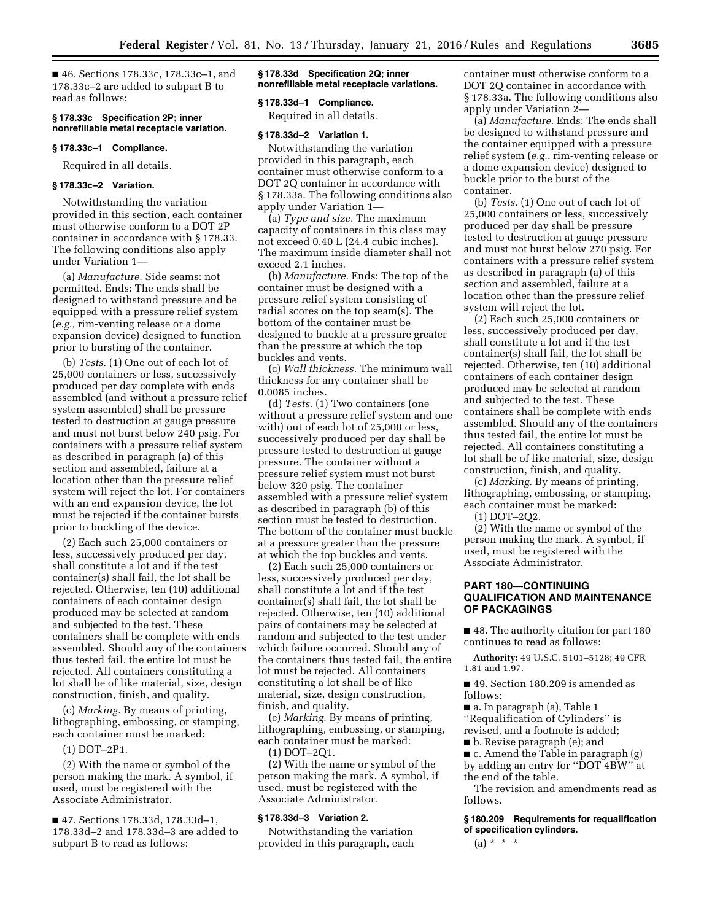■ 46. Sections 178.33c, 178.33c–1, and 178.33c–2 are added to subpart B to read as follows:

### § 178.33c Specification 2P; inner nonrefillable metal receptacle variation.

### § 178.33c–1 Compliance.

Required in all details.

### § 178.33c–2 Variation.

Notwithstanding the variation provided in this section, each container must otherwise conform to a DOT 2P container in accordance with § 178.33. The following conditions also apply under Variation 1—

(a) *Manufacture.* Side seams: not permitted. Ends: The ends shall be designed to withstand pressure and be equipped with a pressure relief system (*e.g.,* rim-venting release or a dome expansion device) designed to function prior to bursting of the container.

(b) *Tests.* (1) One out of each lot of 25,000 containers or less, successively produced per day complete with ends assembled (and without a pressure relief system assembled) shall be pressure tested to destruction at gauge pressure and must not burst below 240 psig. For containers with a pressure relief system as described in paragraph (a) of this section and assembled, failure at a location other than the pressure relief system will reject the lot. For containers with an end expansion device, the lot must be rejected if the container bursts prior to buckling of the device.

(2) Each such 25,000 containers or less, successively produced per day, shall constitute a lot and if the test container(s) shall fail, the lot shall be rejected. Otherwise, ten (10) additional containers of each container design produced may be selected at random and subjected to the test. These containers shall be complete with ends assembled. Should any of the containers thus tested fail, the entire lot must be rejected. All containers constituting a lot shall be of like material, size, design construction, finish, and quality.

(c) *Marking.* By means of printing, lithographing, embossing, or stamping, each container must be marked:

(1) DOT–2P1.

(2) With the name or symbol of the person making the mark. A symbol, if used, must be registered with the Associate Administrator.

■ 47. Sections 178.33d, 178.33d–1, 178.33d–2 and 178.33d–3 are added to subpart B to read as follows:

### § 178.33d Specification 2Q; inner nonrefillable metal receptacle variations.

### § 178.33d–1 Compliance.

Required in all details.

### § 178.33d–2 Variation 1.

Notwithstanding the variation provided in this paragraph, each container must otherwise conform to a DOT 2Q container in accordance with § 178.33a. The following conditions also apply under Variation 1—

(a) *Type and size.* The maximum capacity of containers in this class may not exceed 0.40 L (24.4 cubic inches). The maximum inside diameter shall not exceed 2.1 inches.

(b) *Manufacture.* Ends: The top of the container must be designed with a pressure relief system consisting of radial scores on the top seam(s). The bottom of the container must be designed to buckle at a pressure greater than the pressure at which the top buckles and vents.

(c) *Wall thickness.* The minimum wall thickness for any container shall be 0.0085 inches.

(d) *Tests.* (1) Two containers (one without a pressure relief system and one with) out of each lot of 25,000 or less, successively produced per day shall be pressure tested to destruction at gauge pressure. The container without a pressure relief system must not burst below 320 psig. The container assembled with a pressure relief system as described in paragraph (b) of this section must be tested to destruction. The bottom of the container must buckle at a pressure greater than the pressure at which the top buckles and vents.

(2) Each such 25,000 containers or less, successively produced per day, shall constitute a lot and if the test container(s) shall fail, the lot shall be rejected. Otherwise, ten (10) additional pairs of containers may be selected at random and subjected to the test under which failure occurred. Should any of the containers thus tested fail, the entire lot must be rejected. All containers constituting a lot shall be of like material, size, design construction, finish, and quality.

(e) *Marking.* By means of printing, lithographing, embossing, or stamping, each container must be marked:

(1) DOT–2Q1.

(2) With the name or symbol of the person making the mark. A symbol, if used, must be registered with the Associate Administrator.

### § 178.33d–3 Variation 2.

Notwithstanding the variation provided in this paragraph, each container must otherwise conform to a DOT 2Q container in accordance with § 178.33a. The following conditions also apply under Variation 2—

(a) *Manufacture.* Ends: The ends shall be designed to withstand pressure and the container equipped with a pressure relief system (*e.g.,* rim-venting release or a dome expansion device) designed to buckle prior to the burst of the container.

(b) *Tests.* (1) One out of each lot of 25,000 containers or less, successively produced per day shall be pressure tested to destruction at gauge pressure and must not burst below 270 psig. For containers with a pressure relief system as described in paragraph (a) of this section and assembled, failure at a location other than the pressure relief system will reject the lot.

(2) Each such 25,000 containers or less, successively produced per day, shall constitute a lot and if the test container(s) shall fail, the lot shall be rejected. Otherwise, ten (10) additional containers of each container design produced may be selected at random and subjected to the test. These containers shall be complete with ends assembled. Should any of the containers thus tested fail, the entire lot must be rejected. All containers constituting a lot shall be of like material, size, design construction, finish, and quality.

(c) *Marking.* By means of printing, lithographing, embossing, or stamping, each container must be marked:

(1) DOT–2Q2.

(2) With the name or symbol of the person making the mark. A symbol, if used, must be registered with the Associate Administrator.

## PART 180—CONTINUING QUALIFICATION AND MAINTENANCE OF PACKAGINGS

■ 48. The authority citation for part 180 continues to read as follows:

**Authority:** 49 U.S.C. 5101–5128; 49 CFR 1.81 and 1.97.

■ 49. Section 180.209 is amended as follows:

■ a. In paragraph (a), Table 1 ''Requalification of Cylinders'' is revised, and a footnote is added;

■ b. Revise paragraph (e); and

■ c. Amend the Table in paragraph (g) by adding an entry for ''DOT 4BW'' at the end of the table.

The revision and amendments read as follows.

### § 180.209 Requirements for requalification of specification cylinders.

(a) * * *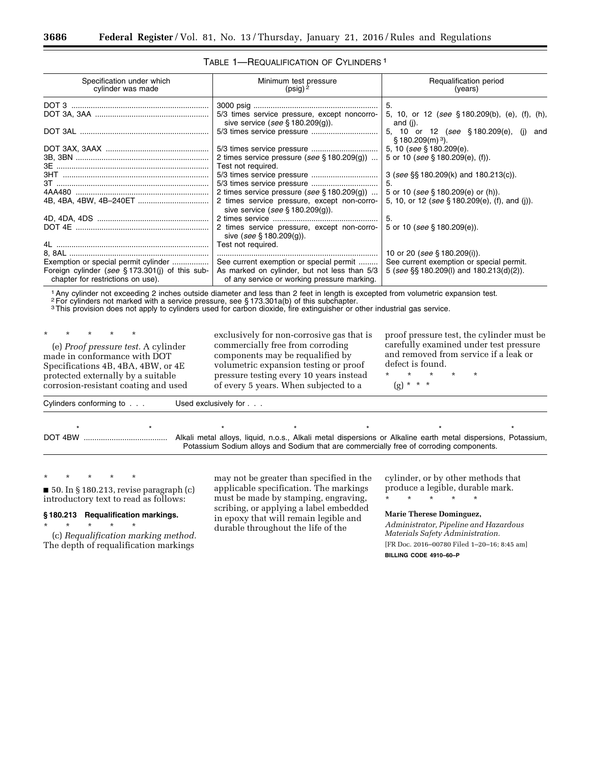TABLE 1—REQUALIFICATION OF CYLINDERS [1]

| Specification under which cylinder was made | Minimum test pressure (psig) [2] | Requalification period (years) |
| --- | --- | --- |
| DOT 3 | 3000 psig | 5. |
| DOT 3A, 3AA | 5/3 times service pressure, except noncorrosive service (*see* § 180.209(g)). | 5, 10, or 12 (*see* § 180.209(b), (e), (f), (h), and (j). |
| DOT 3AL | 5/3 times service pressure | 5, 10 or 12 (*see* § 180.209(e), (j) and § 180.209(m) [3]). |
| DOT 3AX, 3AAX | 5/3 times service pressure | 5, 10 (*see* § 180.209(e). |
| 3B, 3BN | 2 times service pressure (*see* § 180.209(g)) | 5 or 10 (*see* § 180.209(e), (f)). |
| 3E | Test not required. | |
| 3HT | 5/3 times service pressure | 3 (*see* §§ 180.209(k) and 180.213(c)). |
| 3T | 5/3 times service pressure | 5. |
| 4AA480 | 2 times service pressure (*see* § 180.209(g)) | 5 or 10 (*see* § 180.209(e) or (h)). |
| 4B, 4BA, 4BW, 4B–240ET | 2 times service pressure, except non-corrosive service (*see* § 180.209(g)). | 5, 10, or 12 (*see* § 180.209(e), (f), and (j)). |
| 4D, 4DA, 4DS | 2 times service | 5. |
| DOT 4E | 2 times service pressure, except non-corrosive (*see* § 180.209(g)). | 5 or 10 (*see* § 180.209(e)). |
| 4L | Test not required. | |
| 8, 8AL | | 10 or 20 (*see* § 180.209(i)). |
| Exemption or special permit cylinder | See current exemption or special permit | See current exemption or special permit. |
| Foreign cylinder (*see* § 173.301(j) of this subchapter for restrictions on use). | As marked on cylinder, but not less than 5/3 of any service or working pressure marking. | 5 (*see* §§ 180.209(l) and 180.213(d)(2)). |

[1] Any cylinder not exceeding 2 inches outside diameter and less than 2 feet in length is excepted from volumetric expansion test.
[2] For cylinders not marked with a service pressure, see § 173.301a(b) of this subchapter.
[3] This provision does not apply to cylinders used for carbon dioxide, fire extinguisher or other industrial gas service.

\* \* \* \* \*

(e) *Proof pressure test.* A cylinder made in conformance with DOT Specifications 4B, 4BA, 4BW, or 4E protected externally by a suitable corrosion-resistant coating and used exclusively for non-corrosive gas that is commercially free from corroding components may be requalified by volumetric expansion testing or proof pressure testing every 10 years instead of every 5 years. When subjected to a proof pressure test, the cylinder must be carefully examined under test pressure and removed from service if a leak or defect is found.

\* \* \* \* \*

(g) \* \* \*

| Cylinders conforming to . . . | Used exclusively for . . . |
| --- | --- |
| \* \* | \* \* \* \* \* |
| DOT 4BW | Alkali metal alloys, liquid, n.o.s., Alkali metal dispersions or Alkaline earth metal dispersions, Potassium, Potassium Sodium alloys and Sodium that are commercially free of corroding components. |

\* \* \* \* \*

■ 50. In § 180.213, revise paragraph (c) introductory text to read as follows:

**§ 180.213 Requalification markings.**

\* \* \* \* \*

(c) *Requalification marking method.* The depth of requalification markings may not be greater than specified in the applicable specification. The markings must be made by stamping, engraving, scribing, or applying a label embedded in epoxy that will remain legible and durable throughout the life of the cylinder, or by other methods that produce a legible, durable mark.

\* \* \* \* \*

**Marie Therese Dominguez,**

*Administrator, Pipeline and Hazardous Materials Safety Administration.*

[FR Doc. 2016–00780 Filed 1–20–16; 8:45 am]

**BILLING CODE 4910–60–P**